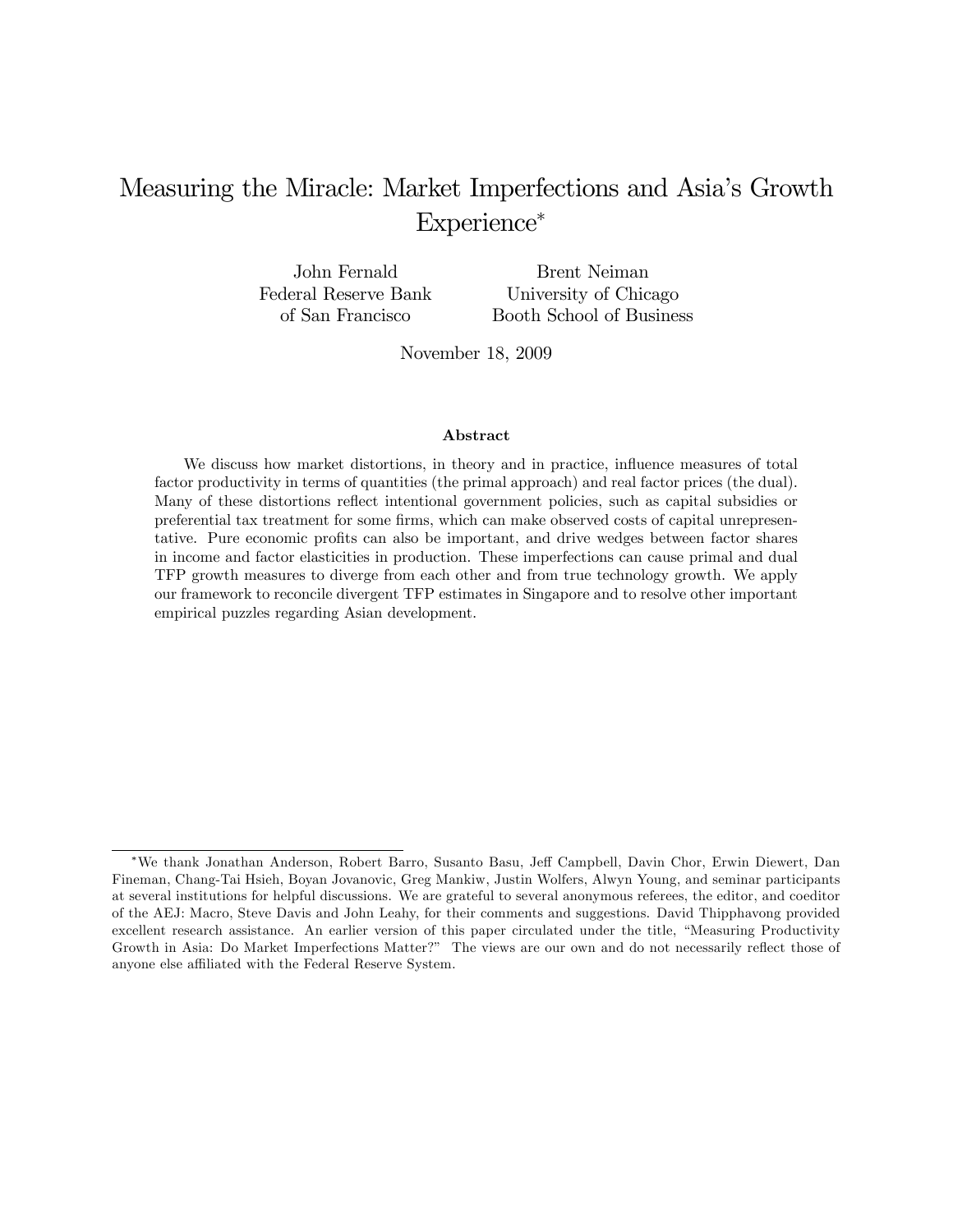# Measuring the Miracle: Market Imperfections and Asia's Growth Experience*

John Fernald
Federal Reserve Bank of San Francisco

Brent Neiman
University of Chicago
Booth School of Business

November 18, 2009

## Abstract

We discuss how market distortions, in theory and in practice, influence measures of total factor productivity in terms of quantities (the primal approach) and real factor prices (the dual). Many of these distortions reflect intentional government policies, such as capital subsidies or preferential tax treatment for some firms, which can make observed costs of capital unrepresentative. Pure economic profits can also be important, and drive wedges between factor shares in income and factor elasticities in production. These imperfections can cause primal and dual TFP growth measures to diverge from each other and from true technology growth. We apply our framework to reconcile divergent TFP estimates in Singapore and to resolve other important empirical puzzles regarding Asian development.

*We thank Jonathan Anderson, Robert Barro, Susanto Basu, Jeff Campbell, Davin Chor, Erwin Diewert, Dan Fineman, Chang-Tai Hsieh, Boyan Jovanovic, Greg Mankiw, Justin Wolfers, Alwyn Young, and seminar participants at several institutions for helpful discussions. We are grateful to several anonymous referees, the editor, and coeditor of the AEJ: Macro, Steve Davis and John Leahy, for their comments and suggestions. David Thipphavong provided excellent research assistance. An earlier version of this paper circulated under the title, "Measuring Productivity Growth in Asia: Do Market Imperfections Matter?" The views are our own and do not necessarily reflect those of anyone else affiliated with the Federal Reserve System.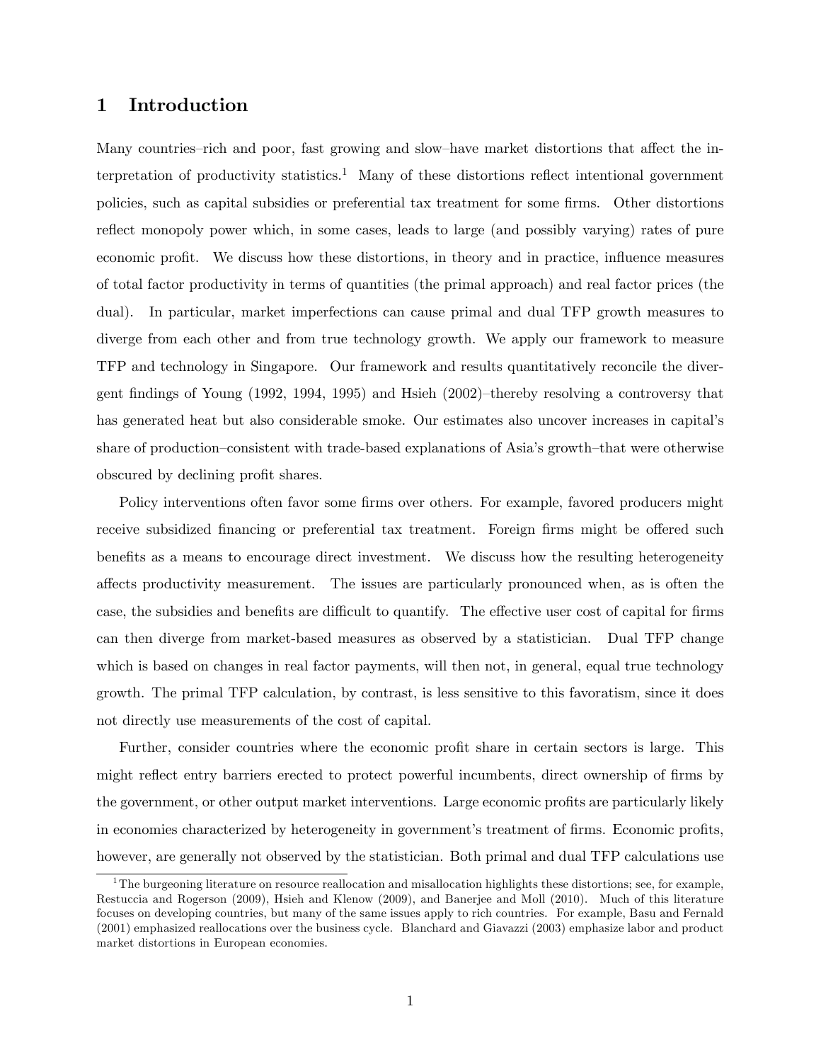# 1 Introduction

Many countries–rich and poor, fast growing and slow–have market distortions that affect the interpretation of productivity statistics.[1] Many of these distortions reflect intentional government policies, such as capital subsidies or preferential tax treatment for some firms. Other distortions reflect monopoly power which, in some cases, leads to large (and possibly varying) rates of pure economic profit. We discuss how these distortions, in theory and in practice, influence measures of total factor productivity in terms of quantities (the primal approach) and real factor prices (the dual). In particular, market imperfections can cause primal and dual TFP growth measures to diverge from each other and from true technology growth. We apply our framework to measure TFP and technology in Singapore. Our framework and results quantitatively reconcile the divergent findings of Young (1992, 1994, 1995) and Hsieh (2002)–thereby resolving a controversy that has generated heat but also considerable smoke. Our estimates also uncover increases in capital's share of production–consistent with trade-based explanations of Asia's growth–that were otherwise obscured by declining profit shares.

Policy interventions often favor some firms over others. For example, favored producers might receive subsidized financing or preferential tax treatment. Foreign firms might be offered such benefits as a means to encourage direct investment. We discuss how the resulting heterogeneity affects productivity measurement. The issues are particularly pronounced when, as is often the case, the subsidies and benefits are difficult to quantify. The effective user cost of capital for firms can then diverge from market-based measures as observed by a statistician. Dual TFP change which is based on changes in real factor payments, will then not, in general, equal true technology growth. The primal TFP calculation, by contrast, is less sensitive to this favoratism, since it does not directly use measurements of the cost of capital.

Further, consider countries where the economic profit share in certain sectors is large. This might reflect entry barriers erected to protect powerful incumbents, direct ownership of firms by the government, or other output market interventions. Large economic profits are particularly likely in economies characterized by heterogeneity in government's treatment of firms. Economic profits, however, are generally not observed by the statistician. Both primal and dual TFP calculations use

[1] The burgeoning literature on resource reallocation and misallocation highlights these distortions; see, for example, Restuccia and Rogerson (2009), Hsieh and Klenow (2009), and Banerjee and Moll (2010). Much of this literature focuses on developing countries, but many of the same issues apply to rich countries. For example, Basu and Fernald (2001) emphasized reallocations over the business cycle. Blanchard and Giavazzi (2003) emphasize labor and product market distortions in European economies.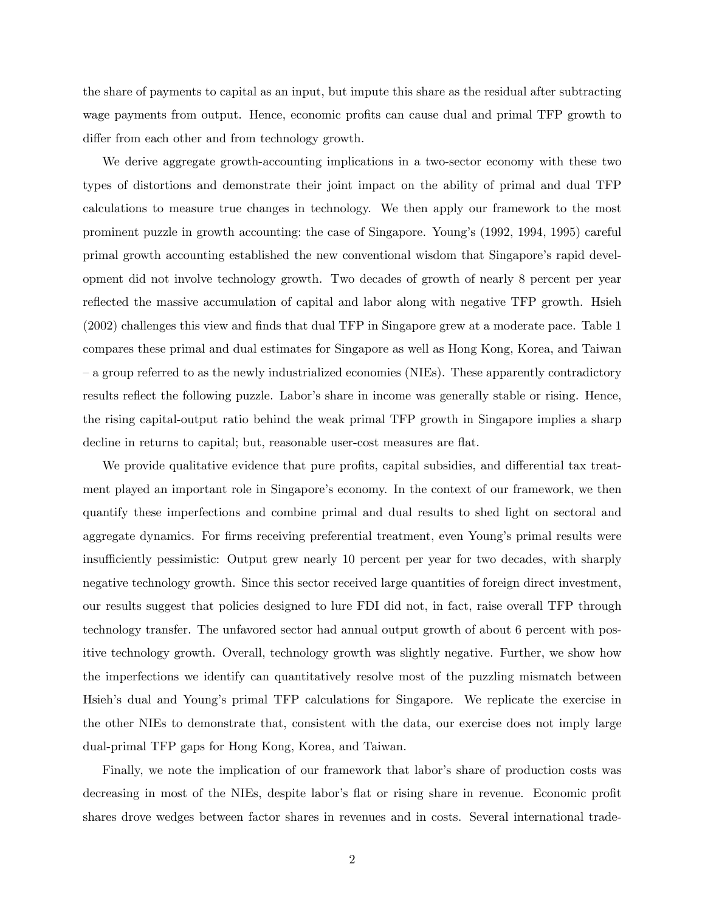the share of payments to capital as an input, but impute this share as the residual after subtracting wage payments from output. Hence, economic profits can cause dual and primal TFP growth to differ from each other and from technology growth.

We derive aggregate growth-accounting implications in a two-sector economy with these two types of distortions and demonstrate their joint impact on the ability of primal and dual TFP calculations to measure true changes in technology. We then apply our framework to the most prominent puzzle in growth accounting: the case of Singapore. Young's (1992, 1994, 1995) careful primal growth accounting established the new conventional wisdom that Singapore's rapid development did not involve technology growth. Two decades of growth of nearly 8 percent per year reflected the massive accumulation of capital and labor along with negative TFP growth. Hsieh (2002) challenges this view and finds that dual TFP in Singapore grew at a moderate pace. Table 1 compares these primal and dual estimates for Singapore as well as Hong Kong, Korea, and Taiwan – a group referred to as the newly industrialized economies (NIEs). These apparently contradictory results reflect the following puzzle. Labor's share in income was generally stable or rising. Hence, the rising capital-output ratio behind the weak primal TFP growth in Singapore implies a sharp decline in returns to capital; but, reasonable user-cost measures are flat.

We provide qualitative evidence that pure profits, capital subsidies, and differential tax treatment played an important role in Singapore's economy. In the context of our framework, we then quantify these imperfections and combine primal and dual results to shed light on sectoral and aggregate dynamics. For firms receiving preferential treatment, even Young's primal results were insufficiently pessimistic: Output grew nearly 10 percent per year for two decades, with sharply negative technology growth. Since this sector received large quantities of foreign direct investment, our results suggest that policies designed to lure FDI did not, in fact, raise overall TFP through technology transfer. The unfavored sector had annual output growth of about 6 percent with positive technology growth. Overall, technology growth was slightly negative. Further, we show how the imperfections we identify can quantitatively resolve most of the puzzling mismatch between Hsieh's dual and Young's primal TFP calculations for Singapore. We replicate the exercise in the other NIEs to demonstrate that, consistent with the data, our exercise does not imply large dual-primal TFP gaps for Hong Kong, Korea, and Taiwan.

Finally, we note the implication of our framework that labor's share of production costs was decreasing in most of the NIEs, despite labor's flat or rising share in revenue. Economic profit shares drove wedges between factor shares in revenues and in costs. Several international trade-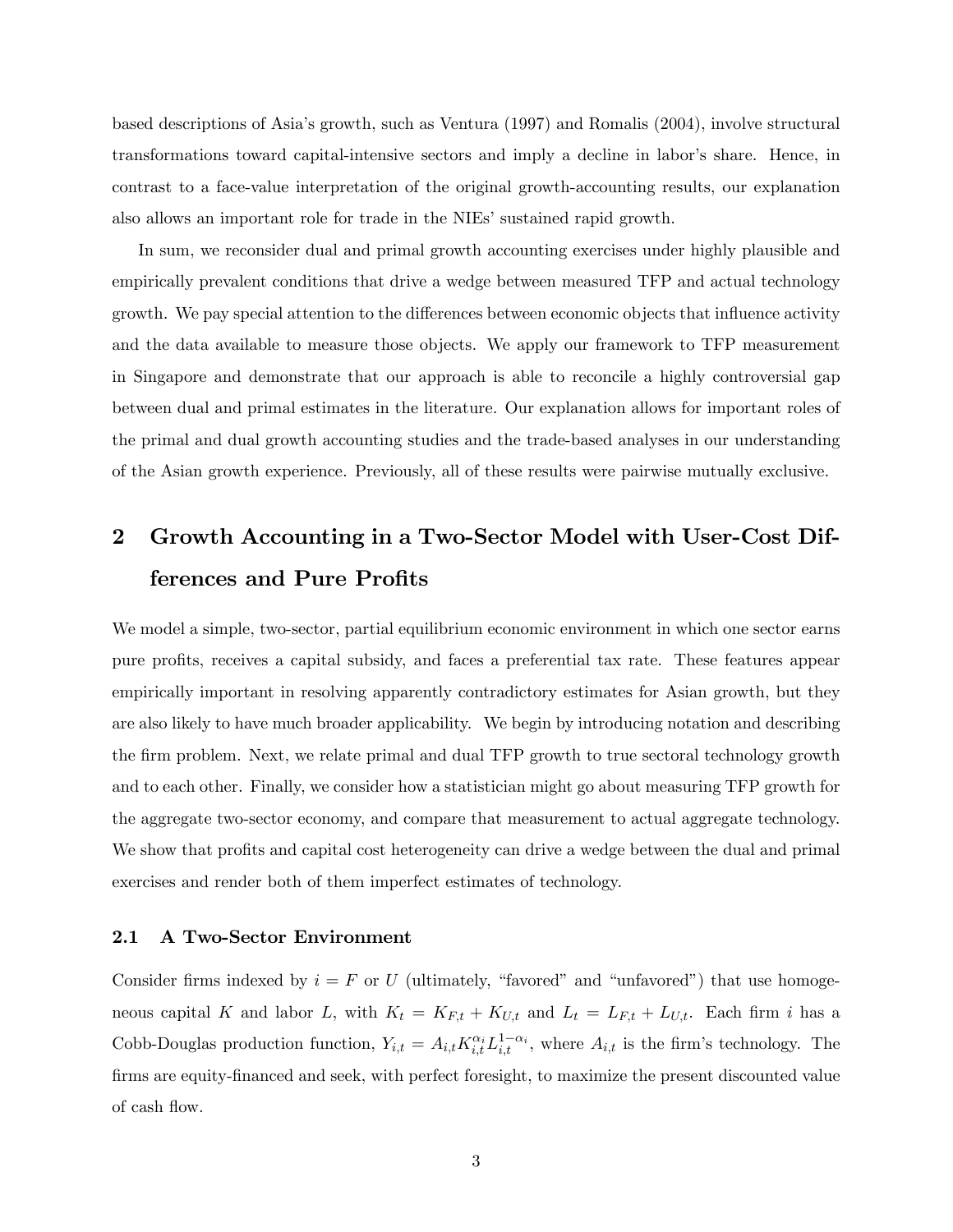based descriptions of Asia's growth, such as Ventura (1997) and Romalis (2004), involve structural transformations toward capital-intensive sectors and imply a decline in labor's share. Hence, in contrast to a face-value interpretation of the original growth-accounting results, our explanation also allows an important role for trade in the NIEs' sustained rapid growth.

In sum, we reconsider dual and primal growth accounting exercises under highly plausible and empirically prevalent conditions that drive a wedge between measured TFP and actual technology growth. We pay special attention to the differences between economic objects that influence activity and the data available to measure those objects. We apply our framework to TFP measurement in Singapore and demonstrate that our approach is able to reconcile a highly controversial gap between dual and primal estimates in the literature. Our explanation allows for important roles of the primal and dual growth accounting studies and the trade-based analyses in our understanding of the Asian growth experience. Previously, all of these results were pairwise mutually exclusive.

## 2 Growth Accounting in a Two-Sector Model with User-Cost Differences and Pure Profits

We model a simple, two-sector, partial equilibrium economic environment in which one sector earns pure profits, receives a capital subsidy, and faces a preferential tax rate. These features appear empirically important in resolving apparently contradictory estimates for Asian growth, but they are also likely to have much broader applicability. We begin by introducing notation and describing the firm problem. Next, we relate primal and dual TFP growth to true sectoral technology growth and to each other. Finally, we consider how a statistician might go about measuring TFP growth for the aggregate two-sector economy, and compare that measurement to actual aggregate technology. We show that profits and capital cost heterogeneity can drive a wedge between the dual and primal exercises and render both of them imperfect estimates of technology.

### 2.1 A Two-Sector Environment

Consider firms indexed by $i = F$ or $U$ (ultimately, "favored" and "unfavored") that use homogeneous capital $K$ and labor $L$, with $K_t = K_{F,t} + K_{U,t}$ and $L_t = L_{F,t} + L_{U,t}$. Each firm $i$ has a Cobb-Douglas production function, $Y_{i,t} = A_{i,t} K_{i,t}^{\alpha_i} L_{i,t}^{1-\alpha_i}$, where $A_{i,t}$ is the firm's technology. The firms are equity-financed and seek, with perfect foresight, to maximize the present discounted value of cash flow.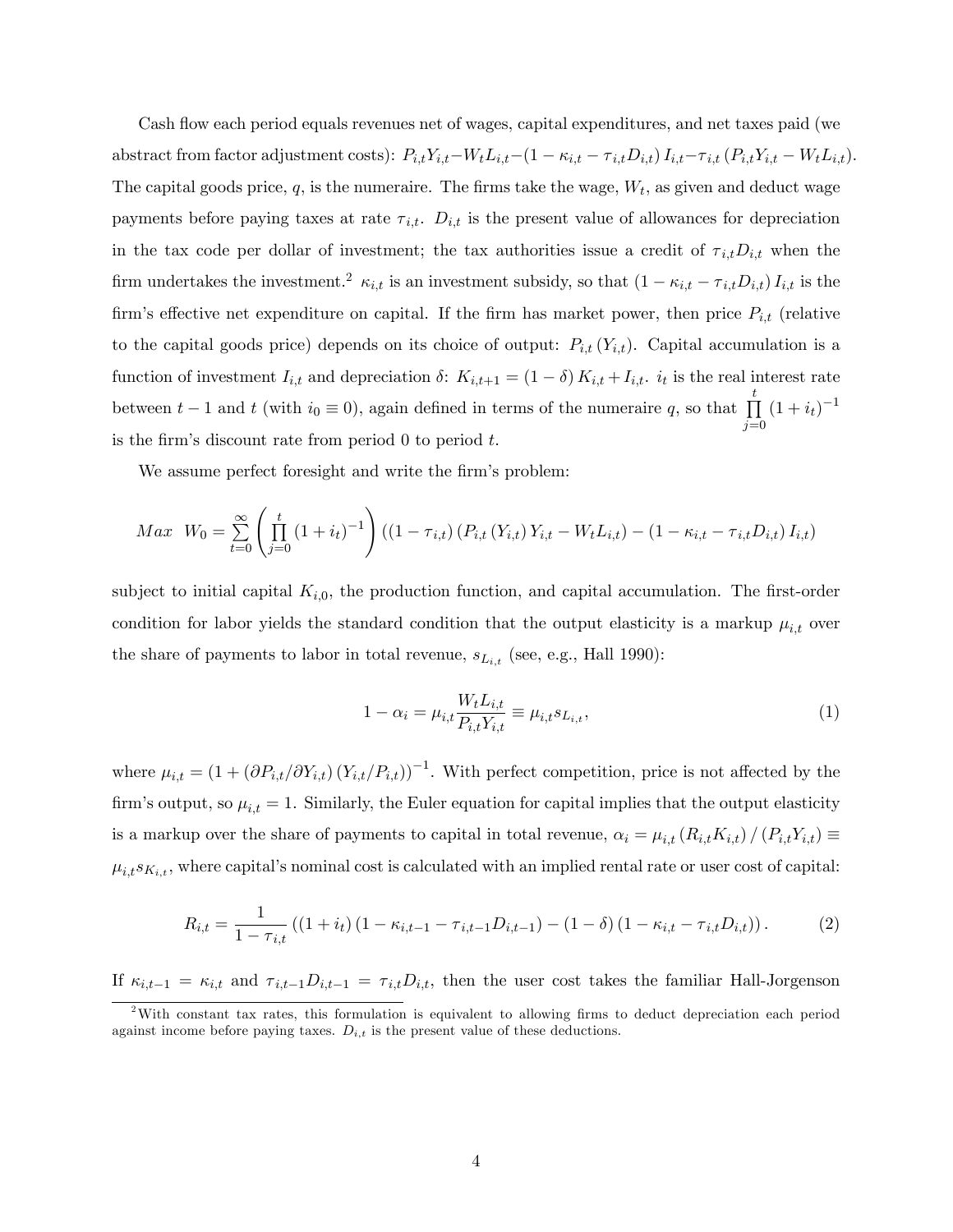Cash flow each period equals revenues net of wages, capital expenditures, and net taxes paid (we abstract from factor adjustment costs): $P_{i,t}Y_{i,t} - W_t L_{i,t} - (1 - \kappa_{i,t} - \tau_{i,t} D_{i,t}) I_{i,t} - \tau_{i,t} (P_{i,t}Y_{i,t} - W_t L_{i,t})$. The capital goods price, $q$, is the numeraire. The firms take the wage, $W_t$, as given and deduct wage payments before paying taxes at rate $\tau_{i,t}$. $D_{i,t}$ is the present value of allowances for depreciation in the tax code per dollar of investment; the tax authorities issue a credit of $\tau_{i,t}D_{i,t}$ when the firm undertakes the investment.[2] $\kappa_{i,t}$ is an investment subsidy, so that $(1 - \kappa_{i,t} - \tau_{i,t}D_{i,t}) I_{i,t}$ is the firm's effective net expenditure on capital. If the firm has market power, then price $P_{i,t}$ (relative to the capital goods price) depends on its choice of output: $P_{i,t}(Y_{i,t})$. Capital accumulation is a function of investment $I_{i,t}$ and depreciation $\delta$: $K_{i,t+1} = (1 - \delta) K_{i,t} + I_{i,t}$. $i_t$ is the real interest rate between $t - 1$ and $t$ (with $i_0 \equiv 0$), again defined in terms of the numeraire $q$, so that $\prod_{j=0}^{t} (1 + i_t)^{-1}$ is the firm's discount rate from period 0 to period $t$.

We assume perfect foresight and write the firm's problem:

$$Max \quad W_0 = \sum_{t=0}^{\infty} \left( \prod_{j=0}^{t} (1 + i_t)^{-1} \right) \left( (1 - \tau_{i,t}) \left( P_{i,t}(Y_{i,t}) Y_{i,t} - W_t L_{i,t} \right) - (1 - \kappa_{i,t} - \tau_{i,t} D_{i,t}) I_{i,t} \right)$$

subject to initial capital $K_{i,0}$, the production function, and capital accumulation. The first-order condition for labor yields the standard condition that the output elasticity is a markup $\mu_{i,t}$ over the share of payments to labor in total revenue, $s_{L_{i,t}}$ (see, e.g., Hall 1990):

$$1 - \alpha_i = \mu_{i,t} \frac{W_t L_{i,t}}{P_{i,t} Y_{i,t}} \equiv \mu_{i,t} s_{L_{i,t}}, \tag{1}$$

where $\mu_{i,t} = \left(1 + (\partial P_{i,t}/\partial Y_{i,t})(Y_{i,t}/P_{i,t})\right)^{-1}$. With perfect competition, price is not affected by the firm's output, so $\mu_{i,t} = 1$. Similarly, the Euler equation for capital implies that the output elasticity is a markup over the share of payments to capital in total revenue, $\alpha_i = \mu_{i,t} (R_{i,t} K_{i,t}) / (P_{i,t} Y_{i,t}) \equiv \mu_{i,t} s_{K_{i,t}}$, where capital's nominal cost is calculated with an implied rental rate or user cost of capital:

$$R_{i,t} = \frac{1}{1 - \tau_{i,t}} \left( (1 + i_t)(1 - \kappa_{i,t-1} - \tau_{i,t-1} D_{i,t-1}) - (1 - \delta)(1 - \kappa_{i,t} - \tau_{i,t} D_{i,t}) \right). \tag{2}$$

If $\kappa_{i,t-1} = \kappa_{i,t}$ and $\tau_{i,t-1} D_{i,t-1} = \tau_{i,t} D_{i,t}$, then the user cost takes the familiar Hall-Jorgenson

[2] With constant tax rates, this formulation is equivalent to allowing firms to deduct depreciation each period against income before paying taxes. $D_{i,t}$ is the present value of these deductions.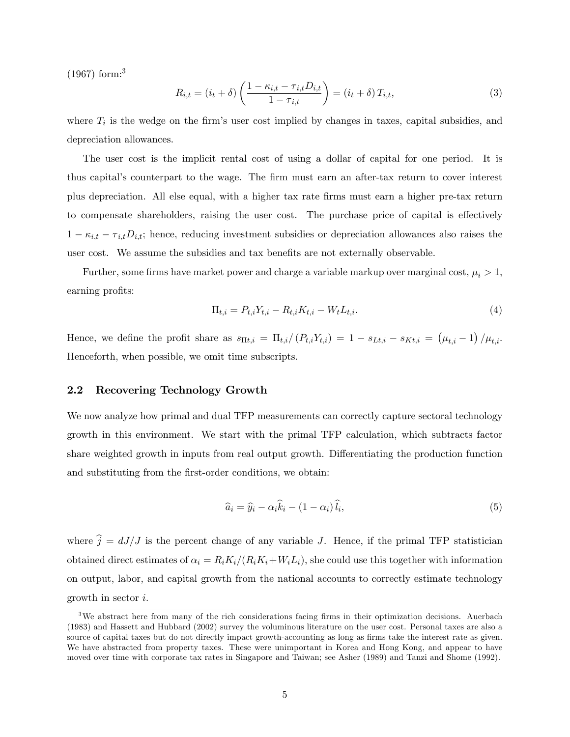(1967) form:[3]

$$R_{i,t} = (i_t + \delta)\left(\frac{1 - \kappa_{i,t} - \tau_{i,t} D_{i,t}}{1 - \tau_{i,t}}\right) = (i_t + \delta) T_{i,t}, \tag{3}$$

where $T_i$ is the wedge on the firm's user cost implied by changes in taxes, capital subsidies, and depreciation allowances.

The user cost is the implicit rental cost of using a dollar of capital for one period. It is thus capital's counterpart to the wage. The firm must earn an after-tax return to cover interest plus depreciation. All else equal, with a higher tax rate firms must earn a higher pre-tax return to compensate shareholders, raising the user cost. The purchase price of capital is effectively $1 - \kappa_{i,t} - \tau_{i,t} D_{i,t}$; hence, reducing investment subsidies or depreciation allowances also raises the user cost. We assume the subsidies and tax benefits are not externally observable.

Further, some firms have market power and charge a variable markup over marginal cost, $\mu_i > 1$, earning profits:

$$\Pi_{t,i} = P_{t,i} Y_{t,i} - R_{t,i} K_{t,i} - W_t L_{t,i}. \tag{4}$$

Hence, we define the profit share as $s_{\Pi t,i} = \Pi_{t,i} / (P_{t,i} Y_{t,i}) = 1 - s_{Lt,i} - s_{Kt,i} = (\mu_{t,i} - 1)/\mu_{t,i}$. Henceforth, when possible, we omit time subscripts.

## 2.2 Recovering Technology Growth

We now analyze how primal and dual TFP measurements can correctly capture sectoral technology growth in this environment. We start with the primal TFP calculation, which subtracts factor share weighted growth in inputs from real output growth. Differentiating the production function and substituting from the first-order conditions, we obtain:

$$\widehat{a}_i = \widehat{y}_i - \alpha_i \widehat{k}_i - (1 - \alpha_i) \widehat{l}_i, \tag{5}$$

where $\widehat{j} = dJ/J$ is the percent change of any variable $J$. Hence, if the primal TFP statistician obtained direct estimates of $\alpha_i = R_i K_i / (R_i K_i + W_i L_i)$, she could use this together with information on output, labor, and capital growth from the national accounts to correctly estimate technology growth in sector $i$.

[3] We abstract here from many of the rich considerations facing firms in their optimization decisions. Auerbach (1983) and Hassett and Hubbard (2002) survey the voluminous literature on the user cost. Personal taxes are also a source of capital taxes but do not directly impact growth-accounting as long as firms take the interest rate as given. We have abstracted from property taxes. These were unimportant in Korea and Hong Kong, and appear to have moved over time with corporate tax rates in Singapore and Taiwan; see Asher (1989) and Tanzi and Shome (1992).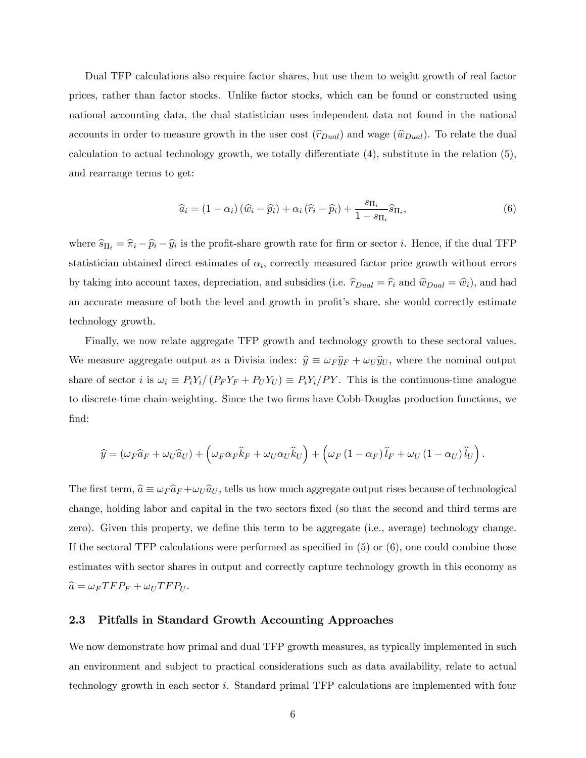Dual TFP calculations also require factor shares, but use them to weight growth of real factor prices, rather than factor stocks. Unlike factor stocks, which can be found or constructed using national accounting data, the dual statistician uses independent data not found in the national accounts in order to measure growth in the user cost ($\widehat{r}_{Dual}$) and wage ($\widehat{w}_{Dual}$). To relate the dual calculation to actual technology growth, we totally differentiate (4), substitute in the relation (5), and rearrange terms to get:

$$\widehat{a}_i = (1-\alpha_i)(\widehat{w}_i - \widehat{p}_i) + \alpha_i(\widehat{r}_i - \widehat{p}_i) + \frac{s_{\Pi_i}}{1-s_{\Pi_i}}\widehat{s}_{\Pi_i}, \tag{6}$$

where $\widehat{s}_{\Pi_i} = \widehat{\pi}_i - \widehat{p}_i - \widehat{y}_i$ is the profit-share growth rate for firm or sector $i$. Hence, if the dual TFP statistician obtained direct estimates of $\alpha_i$, correctly measured factor price growth without errors by taking into account taxes, depreciation, and subsidies (i.e. $\widehat{r}_{Dual} = \widehat{r}_i$ and $\widehat{w}_{Dual} = \widehat{w}_i$), and had an accurate measure of both the level and growth in profit's share, she would correctly estimate technology growth.

Finally, we now relate aggregate TFP growth and technology growth to these sectoral values. We measure aggregate output as a Divisia index: $\widehat{y} \equiv \omega_F \widehat{y}_F + \omega_U \widehat{y}_U$, where the nominal output share of sector $i$ is $\omega_i \equiv P_i Y_i / (P_F Y_F + P_U Y_U) \equiv P_i Y_i / PY$. This is the continuous-time analogue to discrete-time chain-weighting. Since the two firms have Cobb-Douglas production functions, we find:

$$\widehat{y} = (\omega_F \widehat{a}_F + \omega_U \widehat{a}_U) + \left(\omega_F \alpha_F \widehat{k}_F + \omega_U \alpha_U \widehat{k}_U\right) + \left(\omega_F (1-\alpha_F)\widehat{l}_F + \omega_U (1-\alpha_U)\widehat{l}_U\right).$$

The first term, $\widehat{a} \equiv \omega_F \widehat{a}_F + \omega_U \widehat{a}_U$, tells us how much aggregate output rises because of technological change, holding labor and capital in the two sectors fixed (so that the second and third terms are zero). Given this property, we define this term to be aggregate (i.e., average) technology change. If the sectoral TFP calculations were performed as specified in (5) or (6), one could combine those estimates with sector shares in output and correctly capture technology growth in this economy as $\widehat{a} = \omega_F TFP_F + \omega_U TFP_U$.

### 2.3 Pitfalls in Standard Growth Accounting Approaches

We now demonstrate how primal and dual TFP growth measures, as typically implemented in such an environment and subject to practical considerations such as data availability, relate to actual technology growth in each sector $i$. Standard primal TFP calculations are implemented with four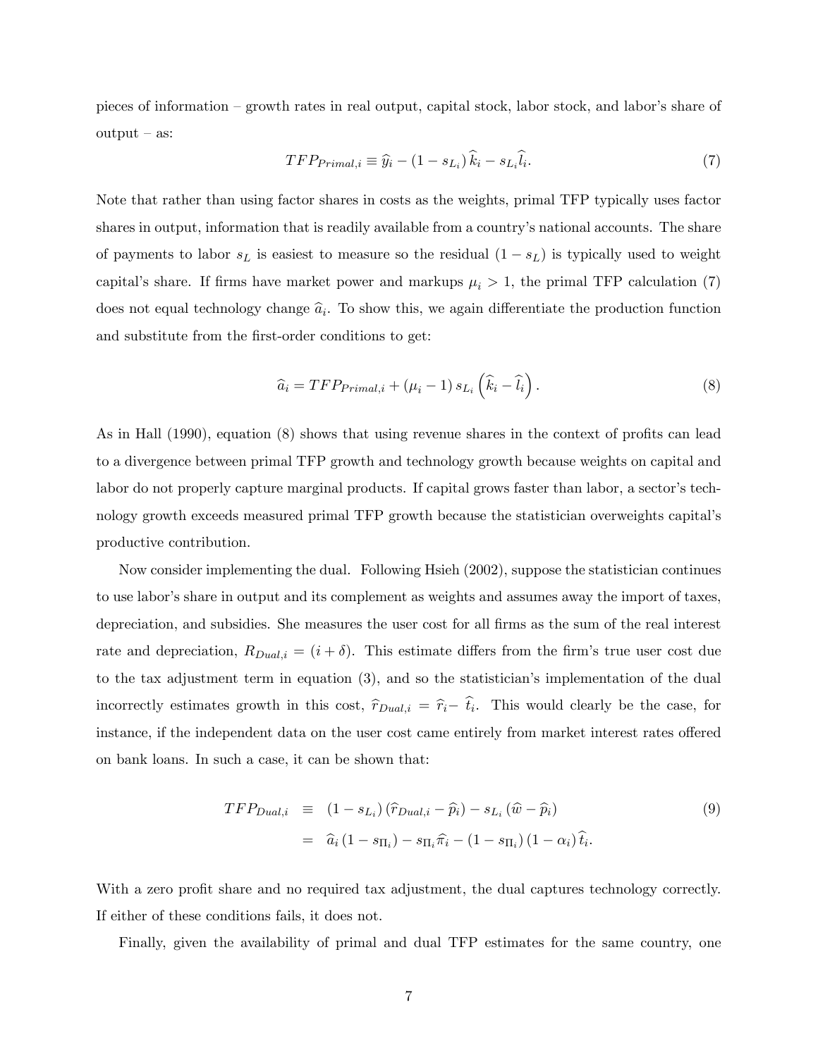pieces of information – growth rates in real output, capital stock, labor stock, and labor's share of output – as:

$$TFP_{Primal,i} \equiv \widehat{y}_i - (1 - s_{L_i})\,\widehat{k}_i - s_{L_i}\widehat{l}_i. \tag{7}$$

Note that rather than using factor shares in costs as the weights, primal TFP typically uses factor shares in output, information that is readily available from a country's national accounts. The share of payments to labor $s_L$ is easiest to measure so the residual $(1 - s_L)$ is typically used to weight capital's share. If firms have market power and markups $\mu_i > 1$, the primal TFP calculation (7) does not equal technology change $\widehat{a}_i$. To show this, we again differentiate the production function and substitute from the first-order conditions to get:

$$\widehat{a}_i = TFP_{Primal,i} + (\mu_i - 1)\, s_{L_i}\left(\widehat{k}_i - \widehat{l}_i\right). \tag{8}$$

As in Hall (1990), equation (8) shows that using revenue shares in the context of profits can lead to a divergence between primal TFP growth and technology growth because weights on capital and labor do not properly capture marginal products. If capital grows faster than labor, a sector's technology growth exceeds measured primal TFP growth because the statistician overweights capital's productive contribution.

Now consider implementing the dual. Following Hsieh (2002), suppose the statistician continues to use labor's share in output and its complement as weights and assumes away the import of taxes, depreciation, and subsidies. She measures the user cost for all firms as the sum of the real interest rate and depreciation, $R_{Dual,i} = (i + \delta)$. This estimate differs from the firm's true user cost due to the tax adjustment term in equation (3), and so the statistician's implementation of the dual incorrectly estimates growth in this cost, $\widehat{r}_{Dual,i} = \widehat{r}_i - \widehat{t}_i$. This would clearly be the case, for instance, if the independent data on the user cost came entirely from market interest rates offered on bank loans. In such a case, it can be shown that:

$$\begin{aligned} TFP_{Dual,i} &\equiv (1 - s_{L_i})\left(\widehat{r}_{Dual,i} - \widehat{p}_i\right) - s_{L_i}\left(\widehat{w} - \widehat{p}_i\right) \\ &= \widehat{a}_i\left(1 - s_{\Pi_i}\right) - s_{\Pi_i}\widehat{\pi}_i - \left(1 - s_{\Pi_i}\right)(1 - \alpha_i)\,\widehat{t}_i. \end{aligned} \tag{9}$$

With a zero profit share and no required tax adjustment, the dual captures technology correctly. If either of these conditions fails, it does not.

Finally, given the availability of primal and dual TFP estimates for the same country, one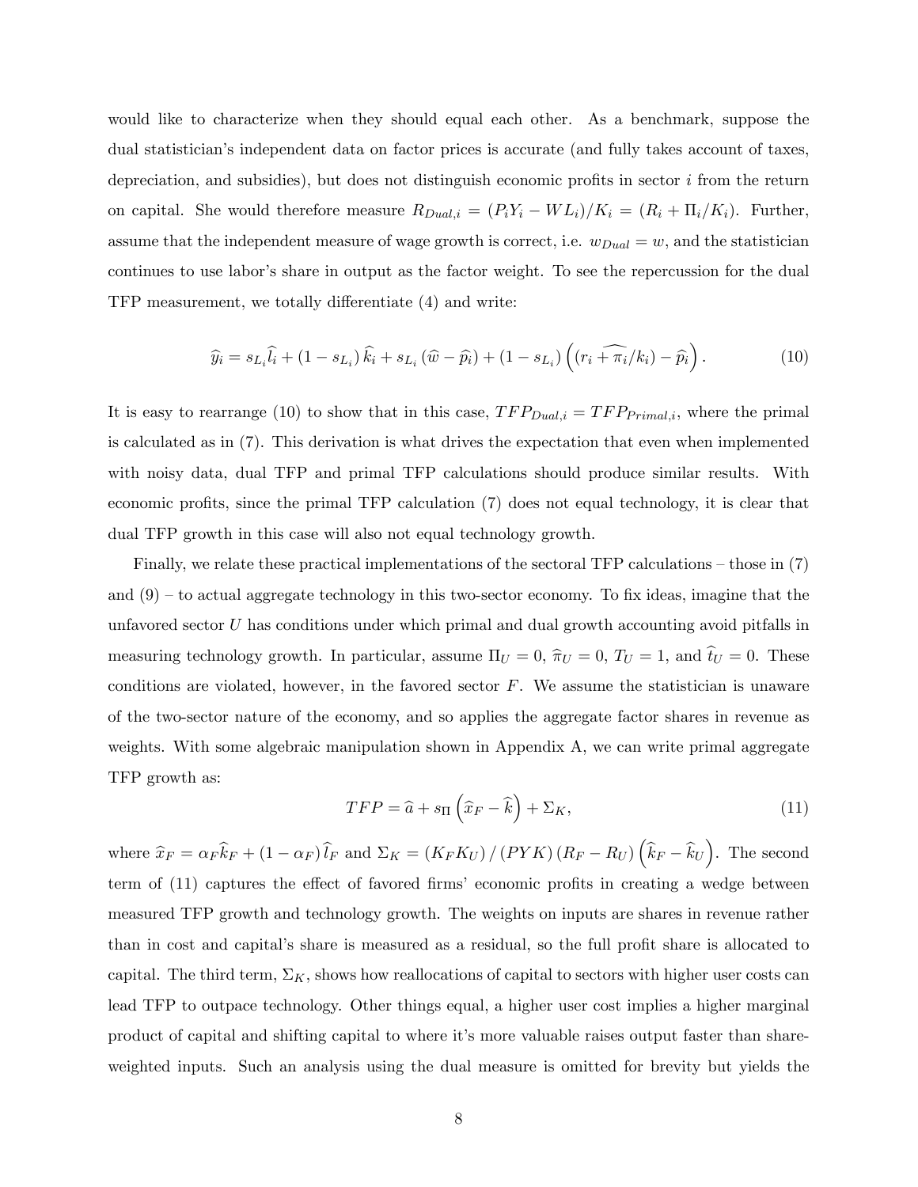would like to characterize when they should equal each other. As a benchmark, suppose the dual statistician's independent data on factor prices is accurate (and fully takes account of taxes, depreciation, and subsidies), but does not distinguish economic profits in sector $i$ from the return on capital. She would therefore measure $R_{Dual,i} = (P_i Y_i - WL_i)/K_i = (R_i + \Pi_i/K_i)$. Further, assume that the independent measure of wage growth is correct, i.e. $w_{Dual} = w$, and the statistician continues to use labor's share in output as the factor weight. To see the repercussion for the dual TFP measurement, we totally differentiate (4) and write:

$$\widehat{y_i} = s_{L_i}\widehat{l_i} + (1 - s_{L_i})\,\widehat{k_i} + s_{L_i}\,(\widehat{w} - \widehat{p_i}) + (1 - s_{L_i})\left((\widehat{r_i + \pi_i/k_i}) - \widehat{p_i}\right). \tag{10}$$

It is easy to rearrange (10) to show that in this case, $TFP_{Dual,i} = TFP_{Primal,i}$, where the primal is calculated as in (7). This derivation is what drives the expectation that even when implemented with noisy data, dual TFP and primal TFP calculations should produce similar results. With economic profits, since the primal TFP calculation (7) does not equal technology, it is clear that dual TFP growth in this case will also not equal technology growth.

Finally, we relate these practical implementations of the sectoral TFP calculations – those in (7) and (9) – to actual aggregate technology in this two-sector economy. To fix ideas, imagine that the unfavored sector $U$ has conditions under which primal and dual growth accounting avoid pitfalls in measuring technology growth. In particular, assume $\Pi_U = 0$, $\widehat{\pi}_U = 0$, $T_U = 1$, and $\widehat{t}_U = 0$. These conditions are violated, however, in the favored sector $F$. We assume the statistician is unaware of the two-sector nature of the economy, and so applies the aggregate factor shares in revenue as weights. With some algebraic manipulation shown in Appendix A, we can write primal aggregate TFP growth as:

$$TFP = \widehat{a} + s_{\Pi}\left(\widehat{x}_F - \widehat{k}\right) + \Sigma_K, \tag{11}$$

where $\widehat{x}_F = \alpha_F \widehat{k}_F + (1 - \alpha_F)\,\widehat{l}_F$ and $\Sigma_K = (K_F K_U)\,/\,(PYK)\,(R_F - R_U)\left(\widehat{k}_F - \widehat{k}_U\right)$. The second term of (11) captures the effect of favored firms' economic profits in creating a wedge between measured TFP growth and technology growth. The weights on inputs are shares in revenue rather than in cost and capital's share is measured as a residual, so the full profit share is allocated to capital. The third term, $\Sigma_K$, shows how reallocations of capital to sectors with higher user costs can lead TFP to outpace technology. Other things equal, a higher user cost implies a higher marginal product of capital and shifting capital to where it's more valuable raises output faster than share-weighted inputs. Such an analysis using the dual measure is omitted for brevity but yields the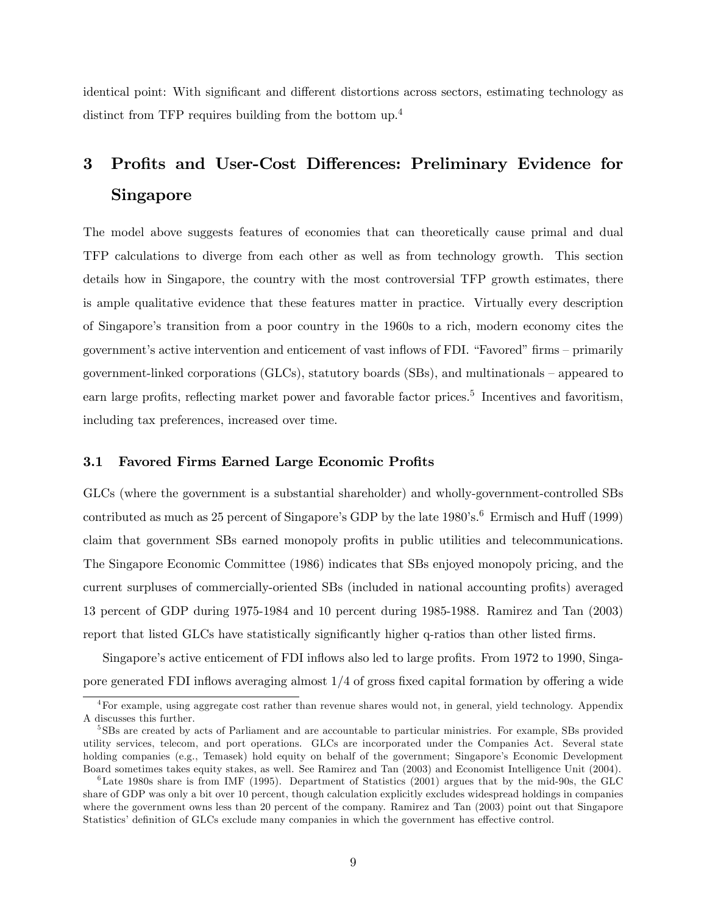identical point: With significant and different distortions across sectors, estimating technology as distinct from TFP requires building from the bottom up.[4]

# 3 Profits and User-Cost Differences: Preliminary Evidence for Singapore

The model above suggests features of economies that can theoretically cause primal and dual TFP calculations to diverge from each other as well as from technology growth. This section details how in Singapore, the country with the most controversial TFP growth estimates, there is ample qualitative evidence that these features matter in practice. Virtually every description of Singapore's transition from a poor country in the 1960s to a rich, modern economy cites the government's active intervention and enticement of vast inflows of FDI. "Favored" firms – primarily government-linked corporations (GLCs), statutory boards (SBs), and multinationals – appeared to earn large profits, reflecting market power and favorable factor prices.[5] Incentives and favoritism, including tax preferences, increased over time.

## 3.1 Favored Firms Earned Large Economic Profits

GLCs (where the government is a substantial shareholder) and wholly-government-controlled SBs contributed as much as 25 percent of Singapore's GDP by the late 1980's.[6] Ermisch and Huff (1999) claim that government SBs earned monopoly profits in public utilities and telecommunications. The Singapore Economic Committee (1986) indicates that SBs enjoyed monopoly pricing, and the current surpluses of commercially-oriented SBs (included in national accounting profits) averaged 13 percent of GDP during 1975-1984 and 10 percent during 1985-1988. Ramirez and Tan (2003) report that listed GLCs have statistically significantly higher q-ratios than other listed firms.

Singapore's active enticement of FDI inflows also led to large profits. From 1972 to 1990, Singapore generated FDI inflows averaging almost 1/4 of gross fixed capital formation by offering a wide

---

[4] For example, using aggregate cost rather than revenue shares would not, in general, yield technology. Appendix A discusses this further.

[5] SBs are created by acts of Parliament and are accountable to particular ministries. For example, SBs provided utility services, telecom, and port operations. GLCs are incorporated under the Companies Act. Several state holding companies (e.g., Temasek) hold equity on behalf of the government; Singapore's Economic Development Board sometimes takes equity stakes, as well. See Ramirez and Tan (2003) and Economist Intelligence Unit (2004).

[6] Late 1980s share is from IMF (1995). Department of Statistics (2001) argues that by the mid-90s, the GLC share of GDP was only a bit over 10 percent, though calculation explicitly excludes widespread holdings in companies where the government owns less than 20 percent of the company. Ramirez and Tan (2003) point out that Singapore Statistics' definition of GLCs exclude many companies in which the government has effective control.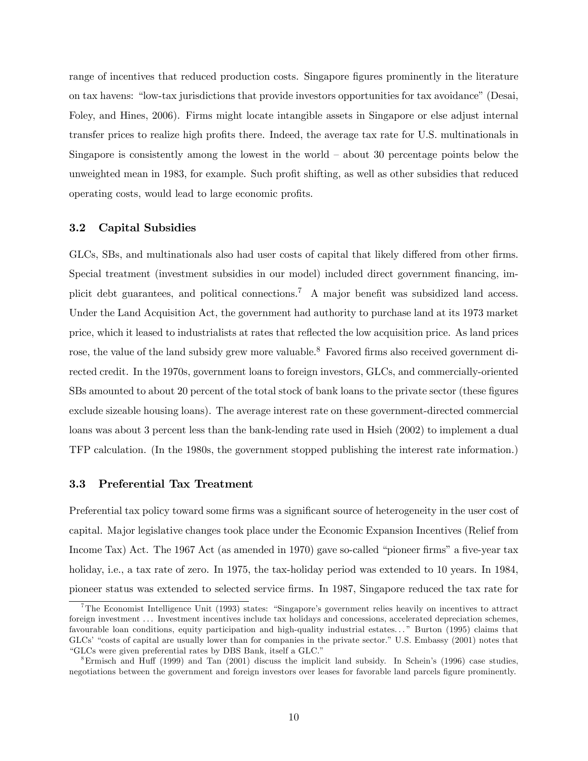range of incentives that reduced production costs. Singapore figures prominently in the literature on tax havens: "low-tax jurisdictions that provide investors opportunities for tax avoidance" (Desai, Foley, and Hines, 2006). Firms might locate intangible assets in Singapore or else adjust internal transfer prices to realize high profits there. Indeed, the average tax rate for U.S. multinationals in Singapore is consistently among the lowest in the world – about 30 percentage points below the unweighted mean in 1983, for example. Such profit shifting, as well as other subsidies that reduced operating costs, would lead to large economic profits.

### 3.2 Capital Subsidies

GLCs, SBs, and multinationals also had user costs of capital that likely differed from other firms. Special treatment (investment subsidies in our model) included direct government financing, implicit debt guarantees, and political connections.[7] A major benefit was subsidized land access. Under the Land Acquisition Act, the government had authority to purchase land at its 1973 market price, which it leased to industrialists at rates that reflected the low acquisition price. As land prices rose, the value of the land subsidy grew more valuable.[8] Favored firms also received government directed credit. In the 1970s, government loans to foreign investors, GLCs, and commercially-oriented SBs amounted to about 20 percent of the total stock of bank loans to the private sector (these figures exclude sizeable housing loans). The average interest rate on these government-directed commercial loans was about 3 percent less than the bank-lending rate used in Hsieh (2002) to implement a dual TFP calculation. (In the 1980s, the government stopped publishing the interest rate information.)

### 3.3 Preferential Tax Treatment

Preferential tax policy toward some firms was a significant source of heterogeneity in the user cost of capital. Major legislative changes took place under the Economic Expansion Incentives (Relief from Income Tax) Act. The 1967 Act (as amended in 1970) gave so-called "pioneer firms" a five-year tax holiday, i.e., a tax rate of zero. In 1975, the tax-holiday period was extended to 10 years. In 1984, pioneer status was extended to selected service firms. In 1987, Singapore reduced the tax rate for

[7] The Economist Intelligence Unit (1993) states: "Singapore's government relies heavily on incentives to attract foreign investment ... Investment incentives include tax holidays and concessions, accelerated depreciation schemes, favourable loan conditions, equity participation and high-quality industrial estates..." Burton (1995) claims that GLCs' "costs of capital are usually lower than for companies in the private sector." U.S. Embassy (2001) notes that "GLCs were given preferential rates by DBS Bank, itself a GLC."

[8] Ermisch and Huff (1999) and Tan (2001) discuss the implicit land subsidy. In Schein's (1996) case studies, negotiations between the government and foreign investors over leases for favorable land parcels figure prominently.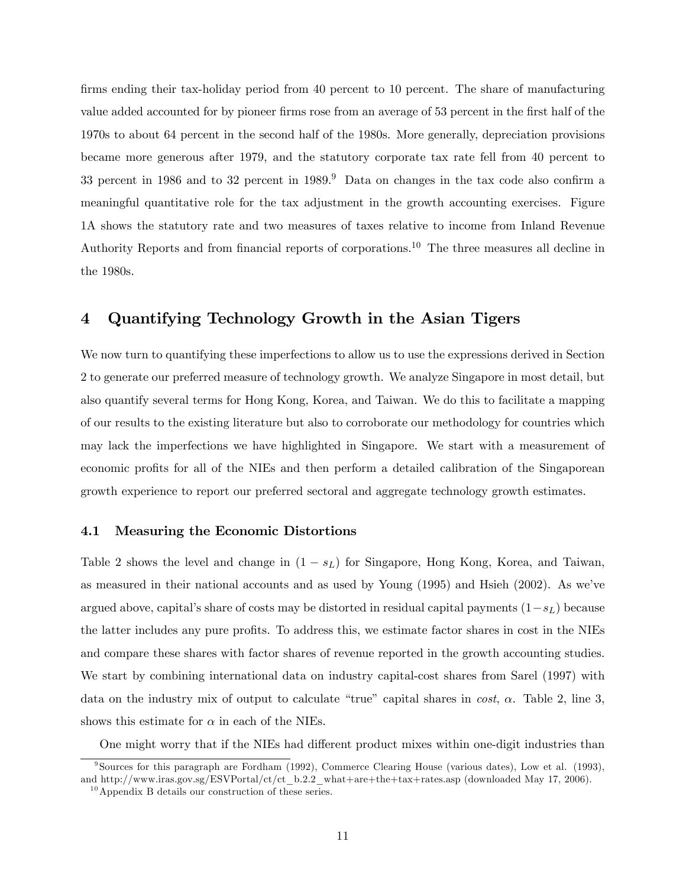firms ending their tax-holiday period from 40 percent to 10 percent. The share of manufacturing value added accounted for by pioneer firms rose from an average of 53 percent in the first half of the 1970s to about 64 percent in the second half of the 1980s. More generally, depreciation provisions became more generous after 1979, and the statutory corporate tax rate fell from 40 percent to 33 percent in 1986 and to 32 percent in 1989.[9] Data on changes in the tax code also confirm a meaningful quantitative role for the tax adjustment in the growth accounting exercises. Figure 1A shows the statutory rate and two measures of taxes relative to income from Inland Revenue Authority Reports and from financial reports of corporations.[10] The three measures all decline in the 1980s.

# 4 Quantifying Technology Growth in the Asian Tigers

We now turn to quantifying these imperfections to allow us to use the expressions derived in Section 2 to generate our preferred measure of technology growth. We analyze Singapore in most detail, but also quantify several terms for Hong Kong, Korea, and Taiwan. We do this to facilitate a mapping of our results to the existing literature but also to corroborate our methodology for countries which may lack the imperfections we have highlighted in Singapore. We start with a measurement of economic profits for all of the NIEs and then perform a detailed calibration of the Singaporean growth experience to report our preferred sectoral and aggregate technology growth estimates.

## 4.1 Measuring the Economic Distortions

Table 2 shows the level and change in $(1 - s_L)$ for Singapore, Hong Kong, Korea, and Taiwan, as measured in their national accounts and as used by Young (1995) and Hsieh (2002). As we've argued above, capital's share of costs may be distorted in residual capital payments $(1 - s_L)$ because the latter includes any pure profits. To address this, we estimate factor shares in cost in the NIEs and compare these shares with factor shares of revenue reported in the growth accounting studies. We start by combining international data on industry capital-cost shares from Sarel (1997) with data on the industry mix of output to calculate "true" capital shares in *cost*, $\alpha$. Table 2, line 3, shows this estimate for $\alpha$ in each of the NIEs.

One might worry that if the NIEs had different product mixes within one-digit industries than

[9] Sources for this paragraph are Fordham (1992), Commerce Clearing House (various dates), Low et al. (1993), and http://www.iras.gov.sg/ESVPortal/ct/ct_b.2.2_what+are+the+tax+rates.asp (downloaded May 17, 2006).

[10] Appendix B details our construction of these series.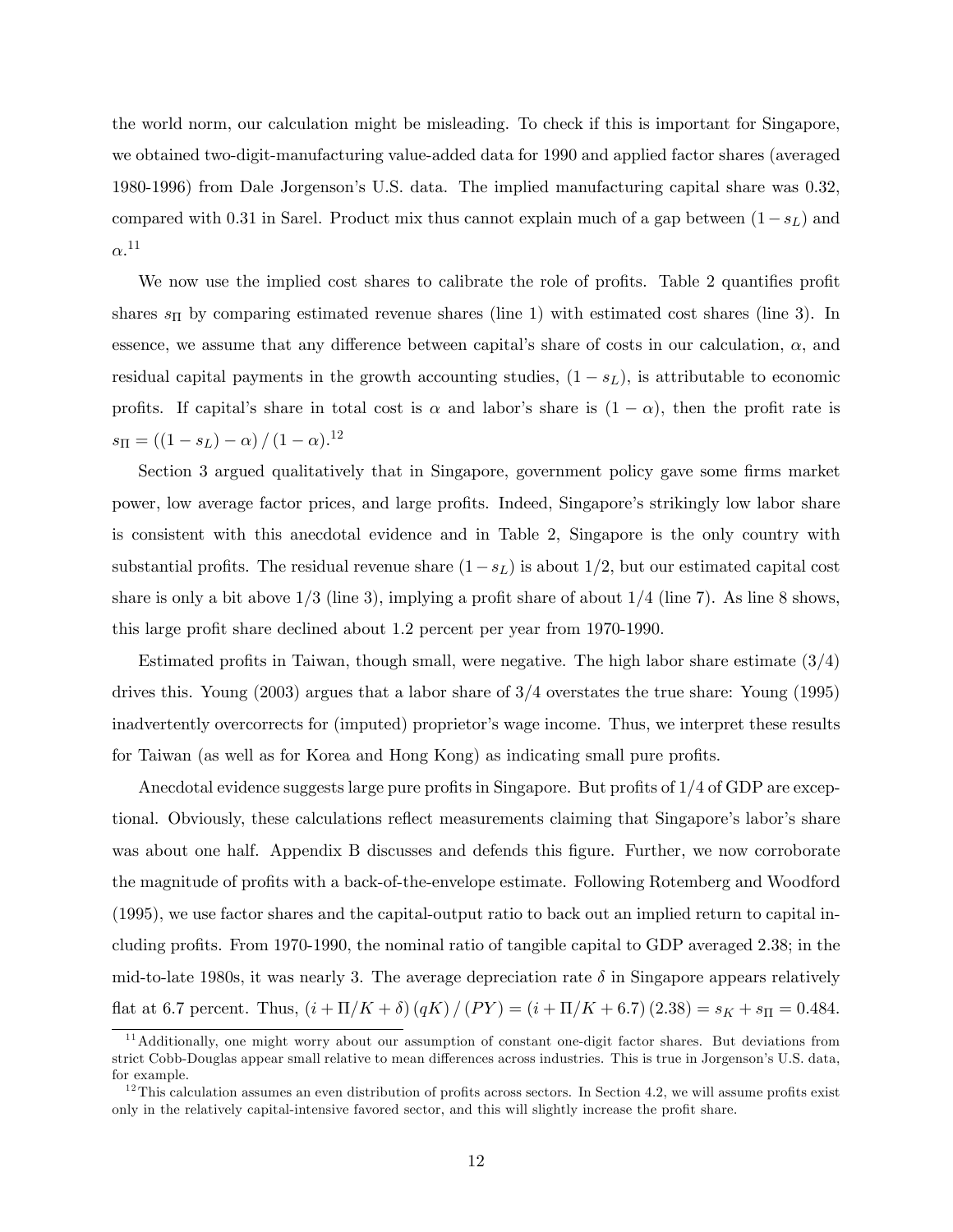the world norm, our calculation might be misleading. To check if this is important for Singapore, we obtained two-digit-manufacturing value-added data for 1990 and applied factor shares (averaged 1980-1996) from Dale Jorgenson's U.S. data. The implied manufacturing capital share was 0.32, compared with 0.31 in Sarel. Product mix thus cannot explain much of a gap between $(1 - s_L)$ and $\alpha$.[11]

We now use the implied cost shares to calibrate the role of profits. Table 2 quantifies profit shares $s_\Pi$ by comparing estimated revenue shares (line 1) with estimated cost shares (line 3). In essence, we assume that any difference between capital's share of costs in our calculation, $\alpha$, and residual capital payments in the growth accounting studies, $(1 - s_L)$, is attributable to economic profits. If capital's share in total cost is $\alpha$ and labor's share is $(1 - \alpha)$, then the profit rate is $s_\Pi = ((1 - s_L) - \alpha) / (1 - \alpha)$.[12]

Section 3 argued qualitatively that in Singapore, government policy gave some firms market power, low average factor prices, and large profits. Indeed, Singapore's strikingly low labor share is consistent with this anecdotal evidence and in Table 2, Singapore is the only country with substantial profits. The residual revenue share $(1 - s_L)$ is about 1/2, but our estimated capital cost share is only a bit above 1/3 (line 3), implying a profit share of about 1/4 (line 7). As line 8 shows, this large profit share declined about 1.2 percent per year from 1970-1990.

Estimated profits in Taiwan, though small, were negative. The high labor share estimate (3/4) drives this. Young (2003) argues that a labor share of 3/4 overstates the true share: Young (1995) inadvertently overcorrects for (imputed) proprietor's wage income. Thus, we interpret these results for Taiwan (as well as for Korea and Hong Kong) as indicating small pure profits.

Anecdotal evidence suggests large pure profits in Singapore. But profits of 1/4 of GDP are exceptional. Obviously, these calculations reflect measurements claiming that Singapore's labor's share was about one half. Appendix B discusses and defends this figure. Further, we now corroborate the magnitude of profits with a back-of-the-envelope estimate. Following Rotemberg and Woodford (1995), we use factor shares and the capital-output ratio to back out an implied return to capital including profits. From 1970-1990, the nominal ratio of tangible capital to GDP averaged 2.38; in the mid-to-late 1980s, it was nearly 3. The average depreciation rate $\delta$ in Singapore appears relatively flat at 6.7 percent. Thus, $(i + \Pi/K + \delta)(qK)/(PY) = (i + \Pi/K + 6.7)(2.38) = s_K + s_\Pi = 0.484$.

[11] Additionally, one might worry about our assumption of constant one-digit factor shares. But deviations from strict Cobb-Douglas appear small relative to mean differences across industries. This is true in Jorgenson's U.S. data, for example.

[12] This calculation assumes an even distribution of profits across sectors. In Section 4.2, we will assume profits exist only in the relatively capital-intensive favored sector, and this will slightly increase the profit share.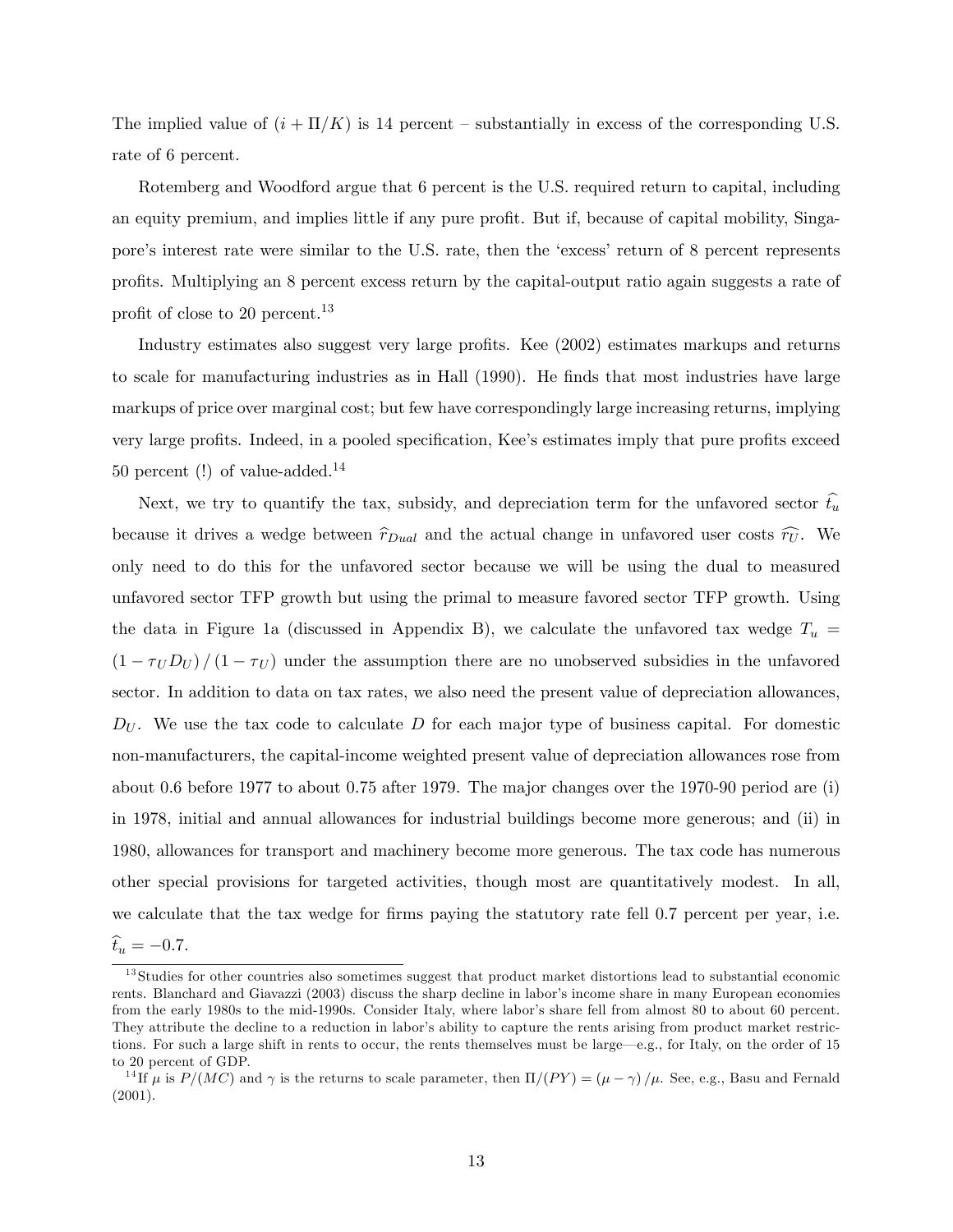The implied value of $(i + \Pi/K)$ is 14 percent – substantially in excess of the corresponding U.S. rate of 6 percent.

Rotemberg and Woodford argue that 6 percent is the U.S. required return to capital, including an equity premium, and implies little if any pure profit. But if, because of capital mobility, Singapore's interest rate were similar to the U.S. rate, then the 'excess' return of 8 percent represents profits. Multiplying an 8 percent excess return by the capital-output ratio again suggests a rate of profit of close to 20 percent.[13]

Industry estimates also suggest very large profits. Kee (2002) estimates markups and returns to scale for manufacturing industries as in Hall (1990). He finds that most industries have large markups of price over marginal cost; but few have correspondingly large increasing returns, implying very large profits. Indeed, in a pooled specification, Kee's estimates imply that pure profits exceed 50 percent (!) of value-added.[14]

Next, we try to quantify the tax, subsidy, and depreciation term for the unfavored sector $\widehat{t_u}$ because it drives a wedge between $\widehat{r}_{Dual}$ and the actual change in unfavored user costs $\widehat{r_U}$. We only need to do this for the unfavored sector because we will be using the dual to measured unfavored sector TFP growth but using the primal to measure favored sector TFP growth. Using the data in Figure 1a (discussed in Appendix B), we calculate the unfavored tax wedge $T_u = (1 - \tau_U D_U) / (1 - \tau_U)$ under the assumption there are no unobserved subsidies in the unfavored sector. In addition to data on tax rates, we also need the present value of depreciation allowances, $D_U$. We use the tax code to calculate $D$ for each major type of business capital. For domestic non-manufacturers, the capital-income weighted present value of depreciation allowances rose from about 0.6 before 1977 to about 0.75 after 1979. The major changes over the 1970-90 period are (i) in 1978, initial and annual allowances for industrial buildings become more generous; and (ii) in 1980, allowances for transport and machinery become more generous. The tax code has numerous other special provisions for targeted activities, though most are quantitatively modest. In all, we calculate that the tax wedge for firms paying the statutory rate fell 0.7 percent per year, i.e. $\widehat{t}_u = -0.7$.

---

[13] Studies for other countries also sometimes suggest that product market distortions lead to substantial economic rents. Blanchard and Giavazzi (2003) discuss the sharp decline in labor's income share in many European economies from the early 1980s to the mid-1990s. Consider Italy, where labor's share fell from almost 80 to about 60 percent. They attribute the decline to a reduction in labor's ability to capture the rents arising from product market restrictions. For such a large shift in rents to occur, the rents themselves must be large—e.g., for Italy, on the order of 15 to 20 percent of GDP.

[14] If $\mu$ is $P/(MC)$ and $\gamma$ is the returns to scale parameter, then $\Pi/(PY) = (\mu - \gamma)/\mu$. See, e.g., Basu and Fernald (2001).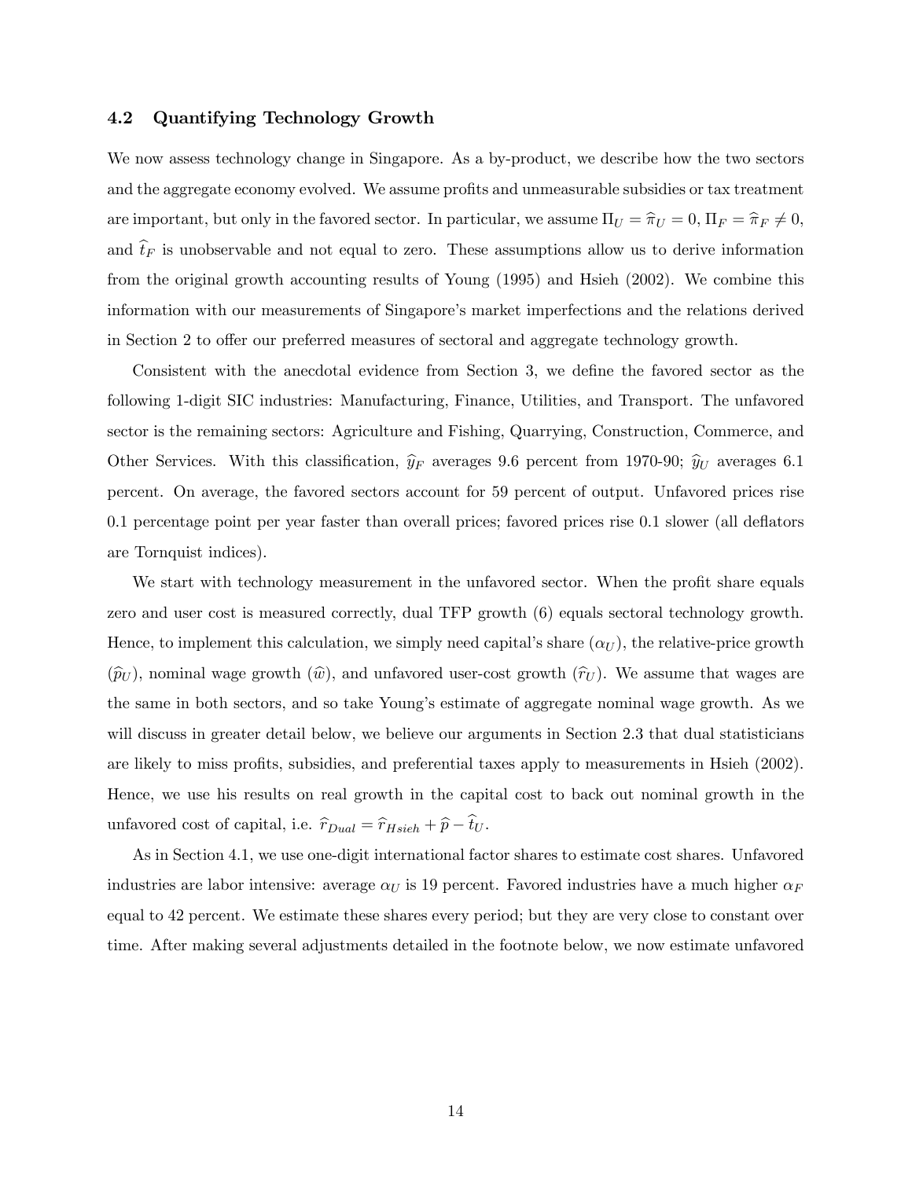### 4.2 Quantifying Technology Growth

We now assess technology change in Singapore. As a by-product, we describe how the two sectors and the aggregate economy evolved. We assume profits and unmeasurable subsidies or tax treatment are important, but only in the favored sector. In particular, we assume $\Pi_U = \widehat{\pi}_U = 0$, $\Pi_F = \widehat{\pi}_F \neq 0$, and $\widehat{t}_F$ is unobservable and not equal to zero. These assumptions allow us to derive information from the original growth accounting results of Young (1995) and Hsieh (2002). We combine this information with our measurements of Singapore's market imperfections and the relations derived in Section 2 to offer our preferred measures of sectoral and aggregate technology growth.

Consistent with the anecdotal evidence from Section 3, we define the favored sector as the following 1-digit SIC industries: Manufacturing, Finance, Utilities, and Transport. The unfavored sector is the remaining sectors: Agriculture and Fishing, Quarrying, Construction, Commerce, and Other Services. With this classification, $\widehat{y}_F$ averages 9.6 percent from 1970-90; $\widehat{y}_U$ averages 6.1 percent. On average, the favored sectors account for 59 percent of output. Unfavored prices rise 0.1 percentage point per year faster than overall prices; favored prices rise 0.1 slower (all deflators are Tornquist indices).

We start with technology measurement in the unfavored sector. When the profit share equals zero and user cost is measured correctly, dual TFP growth (6) equals sectoral technology growth. Hence, to implement this calculation, we simply need capital's share ($\alpha_U$), the relative-price growth ($\widehat{p}_U$), nominal wage growth ($\widehat{w}$), and unfavored user-cost growth ($\widehat{r}_U$). We assume that wages are the same in both sectors, and so take Young's estimate of aggregate nominal wage growth. As we will discuss in greater detail below, we believe our arguments in Section 2.3 that dual statisticians are likely to miss profits, subsidies, and preferential taxes apply to measurements in Hsieh (2002). Hence, we use his results on real growth in the capital cost to back out nominal growth in the unfavored cost of capital, i.e. $\widehat{r}_{Dual} = \widehat{r}_{Hsieh} + \widehat{p} - \widehat{t}_U$.

As in Section 4.1, we use one-digit international factor shares to estimate cost shares. Unfavored industries are labor intensive: average $\alpha_U$ is 19 percent. Favored industries have a much higher $\alpha_F$ equal to 42 percent. We estimate these shares every period; but they are very close to constant over time. After making several adjustments detailed in the footnote below, we now estimate unfavored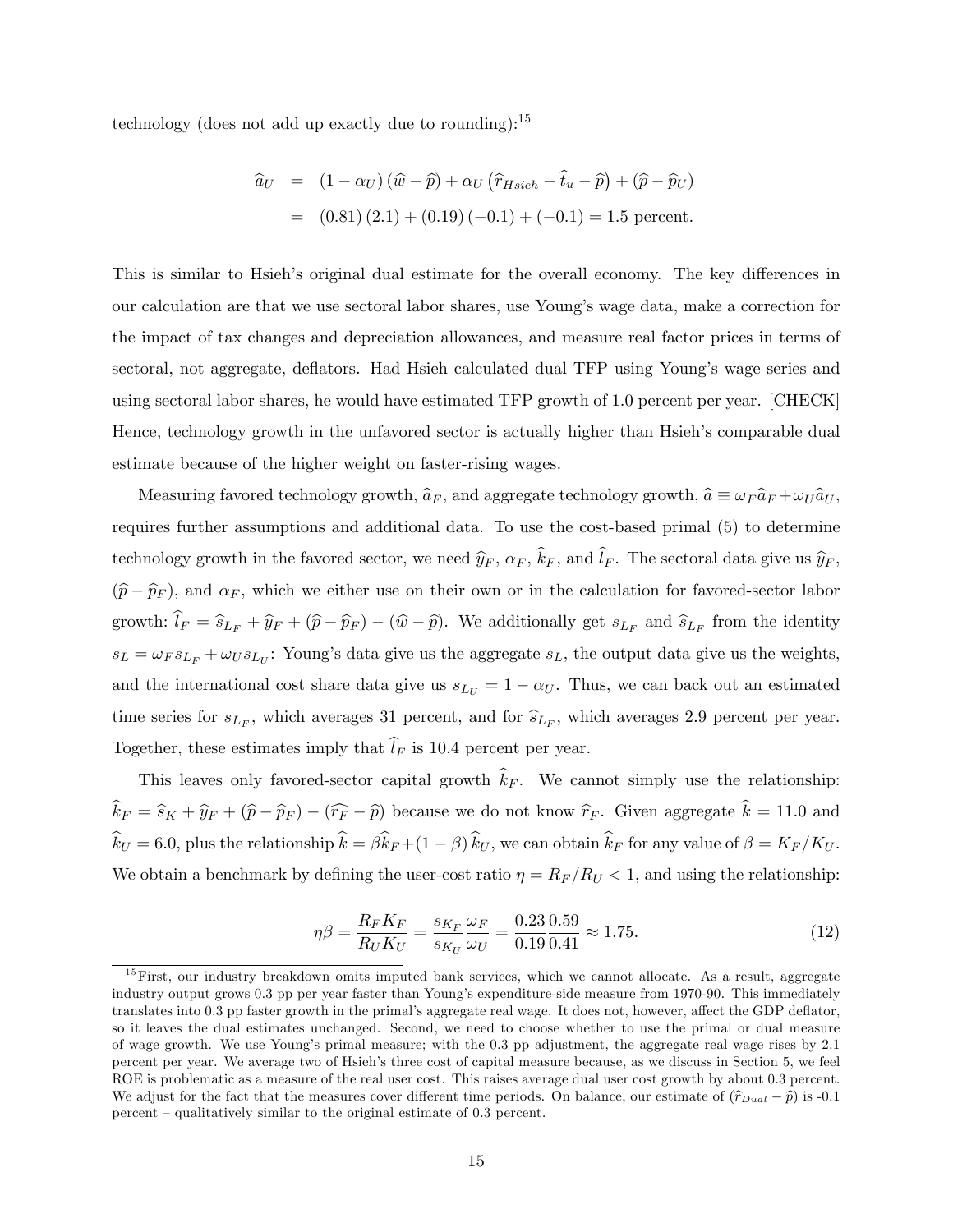technology (does not add up exactly due to rounding):[15]

$$
\begin{aligned}
\widehat{a}_U &= (1-\alpha_U)(\widehat{w}-\widehat{p}) + \alpha_U\left(\widehat{r}_{Hsieh} - \widehat{t}_u - \widehat{p}\right) + (\widehat{p}-\widehat{p}_U) \\
&= (0.81)(2.1) + (0.19)(-0.1) + (-0.1) = 1.5 \text{ percent.}
\end{aligned}
$$

This is similar to Hsieh's original dual estimate for the overall economy. The key differences in our calculation are that we use sectoral labor shares, use Young's wage data, make a correction for the impact of tax changes and depreciation allowances, and measure real factor prices in terms of sectoral, not aggregate, deflators. Had Hsieh calculated dual TFP using Young's wage series and using sectoral labor shares, he would have estimated TFP growth of 1.0 percent per year. [CHECK] Hence, technology growth in the unfavored sector is actually higher than Hsieh's comparable dual estimate because of the higher weight on faster-rising wages.

Measuring favored technology growth, $\widehat{a}_F$, and aggregate technology growth, $\widehat{a} \equiv \omega_F \widehat{a}_F + \omega_U \widehat{a}_U$, requires further assumptions and additional data. To use the cost-based primal (5) to determine technology growth in the favored sector, we need $\widehat{y}_F$, $\alpha_F$, $\widehat{k}_F$, and $\widehat{l}_F$. The sectoral data give us $\widehat{y}_F$, $(\widehat{p}-\widehat{p}_F)$, and $\alpha_F$, which we either use on their own or in the calculation for favored-sector labor growth: $\widehat{l}_F = \widehat{s}_{L_F} + \widehat{y}_F + (\widehat{p}-\widehat{p}_F) - (\widehat{w}-\widehat{p})$. We additionally get $s_{L_F}$ and $\widehat{s}_{L_F}$ from the identity $s_L = \omega_F s_{L_F} + \omega_U s_{L_U}$: Young's data give us the aggregate $s_L$, the output data give us the weights, and the international cost share data give us $s_{L_U} = 1-\alpha_U$. Thus, we can back out an estimated time series for $s_{L_F}$, which averages 31 percent, and for $\widehat{s}_{L_F}$, which averages 2.9 percent per year. Together, these estimates imply that $\widehat{l}_F$ is 10.4 percent per year.

This leaves only favored-sector capital growth $\widehat{k}_F$. We cannot simply use the relationship: $\widehat{k}_F = \widehat{s}_K + \widehat{y}_F + (\widehat{p}-\widehat{p}_F) - (\widehat{r_F}-\widehat{p})$ because we do not know $\widehat{r}_F$. Given aggregate $\widehat{k} = 11.0$ and $\widehat{k}_U = 6.0$, plus the relationship $\widehat{k} = \beta \widehat{k}_F + (1-\beta)\widehat{k}_U$, we can obtain $\widehat{k}_F$ for any value of $\beta = K_F/K_U$. We obtain a benchmark by defining the user-cost ratio $\eta = R_F/R_U < 1$, and using the relationship:

$$
\eta\beta = \frac{R_F K_F}{R_U K_U} = \frac{s_{K_F}}{s_{K_U}} \frac{\omega_F}{\omega_U} = \frac{0.23}{0.19}\frac{0.59}{0.41} \approx 1.75. \tag{12}
$$

[15] First, our industry breakdown omits imputed bank services, which we cannot allocate. As a result, aggregate industry output grows 0.3 pp per year faster than Young's expenditure-side measure from 1970-90. This immediately translates into 0.3 pp faster growth in the primal's aggregate real wage. It does not, however, affect the GDP deflator, so it leaves the dual estimates unchanged. Second, we need to choose whether to use the primal or dual measure of wage growth. We use Young's primal measure; with the 0.3 pp adjustment, the aggregate real wage rises by 2.1 percent per year. We average two of Hsieh's three cost of capital measure because, as we discuss in Section 5, we feel ROE is problematic as a measure of the real user cost. This raises average dual user cost growth by about 0.3 percent. We adjust for the fact that the measures cover different time periods. On balance, our estimate of $(\widehat{r}_{Dual} - \widehat{p})$ is -0.1 percent – qualitatively similar to the original estimate of 0.3 percent.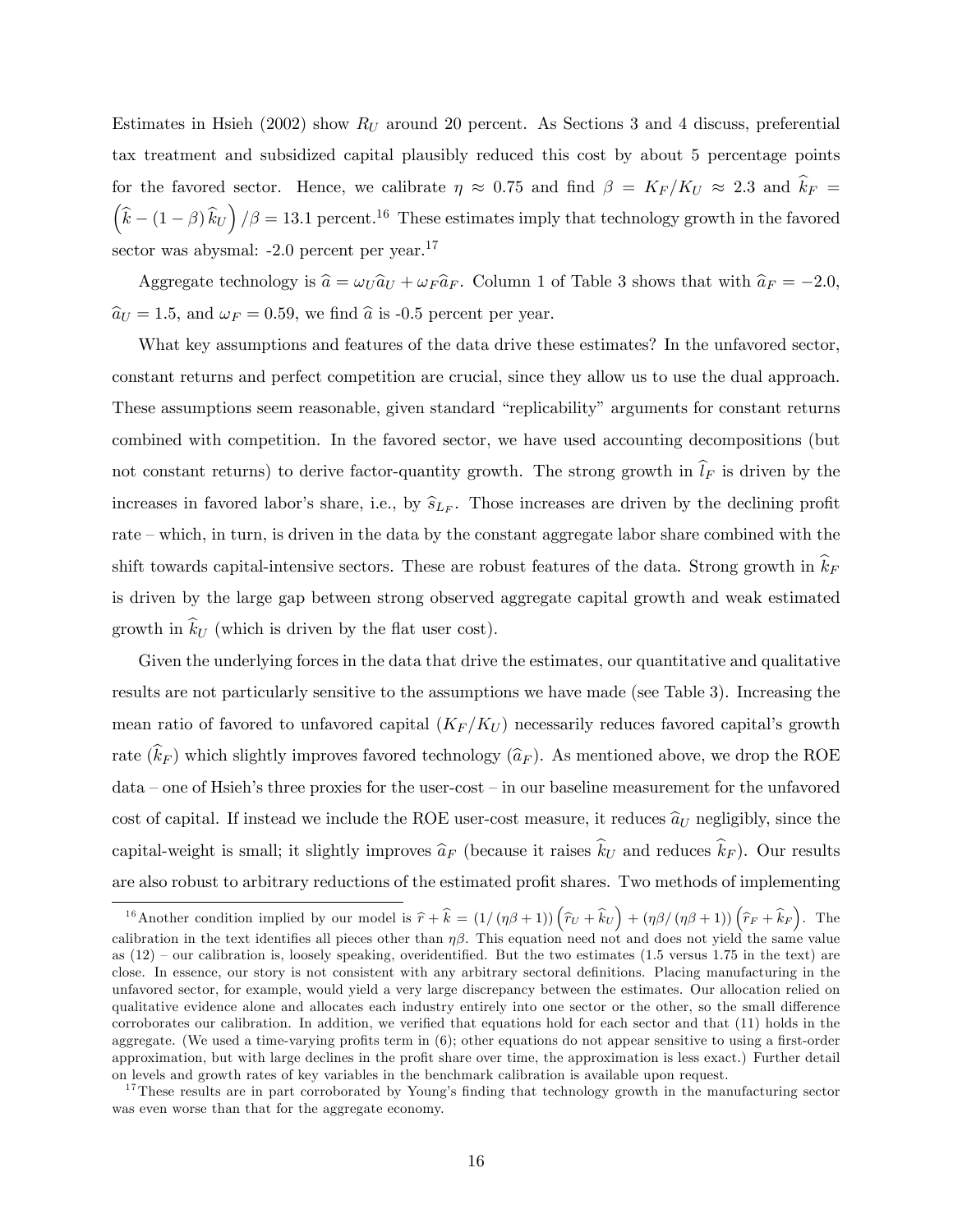Estimates in Hsieh (2002) show $R_U$ around 20 percent. As Sections 3 and 4 discuss, preferential tax treatment and subsidized capital plausibly reduced this cost by about 5 percentage points for the favored sector. Hence, we calibrate $\eta \approx 0.75$ and find $\beta = K_F/K_U \approx 2.3$ and $\widehat{k}_F = \left(\widehat{k} - (1-\beta)\widehat{k}_U\right)/\beta = 13.1$ percent.[16] These estimates imply that technology growth in the favored sector was abysmal: -2.0 percent per year.[17]

Aggregate technology is $\widehat{a} = \omega_U \widehat{a}_U + \omega_F \widehat{a}_F$. Column 1 of Table 3 shows that with $\widehat{a}_F = -2.0$, $\widehat{a}_U = 1.5$, and $\omega_F = 0.59$, we find $\widehat{a}$ is -0.5 percent per year.

What key assumptions and features of the data drive these estimates? In the unfavored sector, constant returns and perfect competition are crucial, since they allow us to use the dual approach. These assumptions seem reasonable, given standard "replicability" arguments for constant returns combined with competition. In the favored sector, we have used accounting decompositions (but not constant returns) to derive factor-quantity growth. The strong growth in $\widehat{l}_F$ is driven by the increases in favored labor's share, i.e., by $\widehat{s}_{L_F}$. Those increases are driven by the declining profit rate – which, in turn, is driven in the data by the constant aggregate labor share combined with the shift towards capital-intensive sectors. These are robust features of the data. Strong growth in $\widehat{k}_F$ is driven by the large gap between strong observed aggregate capital growth and weak estimated growth in $\widehat{k}_U$ (which is driven by the flat user cost).

Given the underlying forces in the data that drive the estimates, our quantitative and qualitative results are not particularly sensitive to the assumptions we have made (see Table 3). Increasing the mean ratio of favored to unfavored capital ($K_F/K_U$) necessarily reduces favored capital's growth rate ($\widehat{k}_F$) which slightly improves favored technology ($\widehat{a}_F$). As mentioned above, we drop the ROE data – one of Hsieh's three proxies for the user-cost – in our baseline measurement for the unfavored cost of capital. If instead we include the ROE user-cost measure, it reduces $\widehat{a}_U$ negligibly, since the capital-weight is small; it slightly improves $\widehat{a}_F$ (because it raises $\widehat{k}_U$ and reduces $\widehat{k}_F$). Our results are also robust to arbitrary reductions of the estimated profit shares. Two methods of implementing

[16] Another condition implied by our model is $\widehat{r} + \widehat{k} = \left(1/(\eta\beta+1)\right)\left(\widehat{r}_U + \widehat{k}_U\right) + \left(\eta\beta/(\eta\beta+1)\right)\left(\widehat{r}_F + \widehat{k}_F\right)$. The calibration in the text identifies all pieces other than $\eta\beta$. This equation need not and does not yield the same value as (12) – our calibration is, loosely speaking, overidentified. But the two estimates (1.5 versus 1.75 in the text) are close. In essence, our story is not consistent with any arbitrary sectoral definitions. Placing manufacturing in the unfavored sector, for example, would yield a very large discrepancy between the estimates. Our allocation relied on qualitative evidence alone and allocates each industry entirely into one sector or the other, so the small difference corroborates our calibration. In addition, we verified that equations hold for each sector and that (11) holds in the aggregate. (We used a time-varying profits term in (6); other equations do not appear sensitive to using a first-order approximation, but with large declines in the profit share over time, the approximation is less exact.) Further detail on levels and growth rates of key variables in the benchmark calibration is available upon request.

[17] These results are in part corroborated by Young's finding that technology growth in the manufacturing sector was even worse than that for the aggregate economy.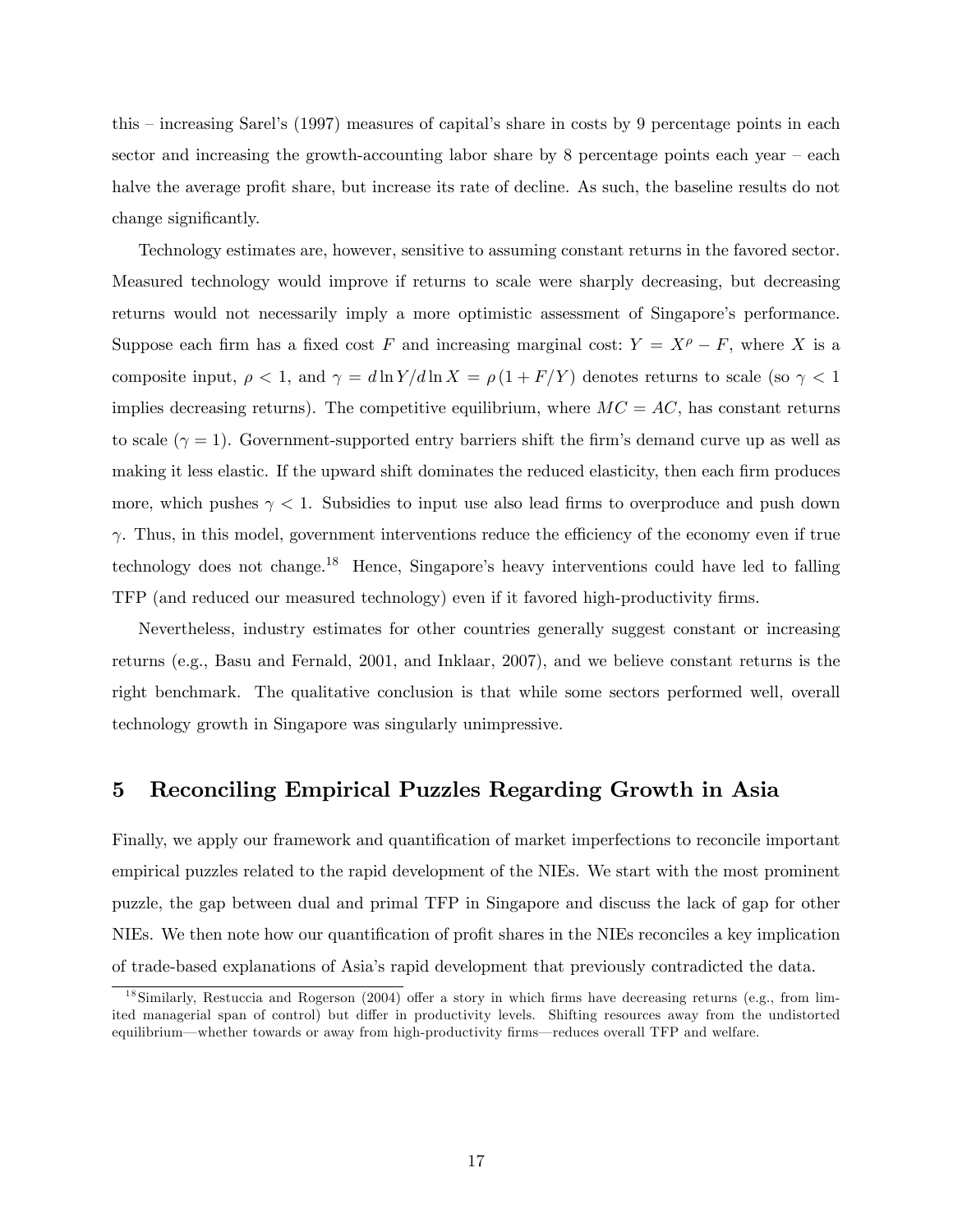this – increasing Sarel's (1997) measures of capital's share in costs by 9 percentage points in each sector and increasing the growth-accounting labor share by 8 percentage points each year – each halve the average profit share, but increase its rate of decline. As such, the baseline results do not change significantly.

Technology estimates are, however, sensitive to assuming constant returns in the favored sector. Measured technology would improve if returns to scale were sharply decreasing, but decreasing returns would not necessarily imply a more optimistic assessment of Singapore's performance. Suppose each firm has a fixed cost $F$ and increasing marginal cost: $Y = X^{\rho} - F$, where $X$ is a composite input, $\rho < 1$, and $\gamma = d \ln Y / d \ln X = \rho (1 + F/Y)$ denotes returns to scale (so $\gamma < 1$ implies decreasing returns). The competitive equilibrium, where $MC = AC$, has constant returns to scale ($\gamma = 1$). Government-supported entry barriers shift the firm's demand curve up as well as making it less elastic. If the upward shift dominates the reduced elasticity, then each firm produces more, which pushes $\gamma < 1$. Subsidies to input use also lead firms to overproduce and push down $\gamma$. Thus, in this model, government interventions reduce the efficiency of the economy even if true technology does not change.[18] Hence, Singapore's heavy interventions could have led to falling TFP (and reduced our measured technology) even if it favored high-productivity firms.

Nevertheless, industry estimates for other countries generally suggest constant or increasing returns (e.g., Basu and Fernald, 2001, and Inklaar, 2007), and we believe constant returns is the right benchmark. The qualitative conclusion is that while some sectors performed well, overall technology growth in Singapore was singularly unimpressive.

# 5 Reconciling Empirical Puzzles Regarding Growth in Asia

Finally, we apply our framework and quantification of market imperfections to reconcile important empirical puzzles related to the rapid development of the NIEs. We start with the most prominent puzzle, the gap between dual and primal TFP in Singapore and discuss the lack of gap for other NIEs. We then note how our quantification of profit shares in the NIEs reconciles a key implication of trade-based explanations of Asia's rapid development that previously contradicted the data.

[18] Similarly, Restuccia and Rogerson (2004) offer a story in which firms have decreasing returns (e.g., from limited managerial span of control) but differ in productivity levels. Shifting resources away from the undistorted equilibrium—whether towards or away from high-productivity firms—reduces overall TFP and welfare.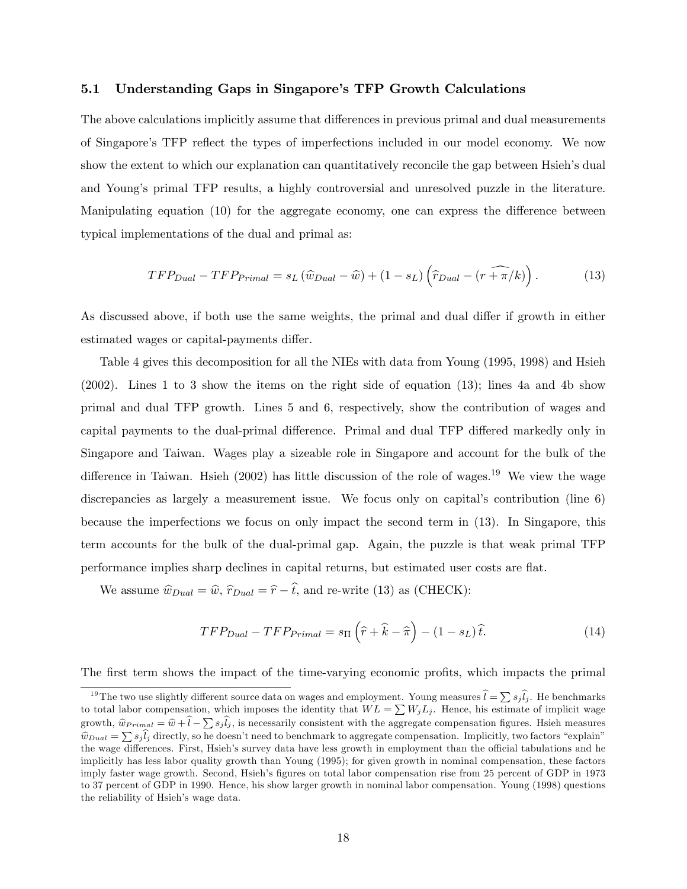### 5.1 Understanding Gaps in Singapore's TFP Growth Calculations

The above calculations implicitly assume that differences in previous primal and dual measurements of Singapore's TFP reflect the types of imperfections included in our model economy. We now show the extent to which our explanation can quantitatively reconcile the gap between Hsieh's dual and Young's primal TFP results, a highly controversial and unresolved puzzle in the literature. Manipulating equation (10) for the aggregate economy, one can express the difference between typical implementations of the dual and primal as:

$$TFP_{Dual} - TFP_{Primal} = s_L \left( \widehat{w}_{Dual} - \widehat{w} \right) + (1 - s_L) \left( \widehat{r}_{Dual} - \widehat{(r + \pi/k)} \right). \tag{13}$$

As discussed above, if both use the same weights, the primal and dual differ if growth in either estimated wages or capital-payments differ.

Table 4 gives this decomposition for all the NIEs with data from Young (1995, 1998) and Hsieh (2002). Lines 1 to 3 show the items on the right side of equation (13); lines 4a and 4b show primal and dual TFP growth. Lines 5 and 6, respectively, show the contribution of wages and capital payments to the dual-primal difference. Primal and dual TFP differed markedly only in Singapore and Taiwan. Wages play a sizeable role in Singapore and account for the bulk of the difference in Taiwan. Hsieh (2002) has little discussion of the role of wages.[19] We view the wage discrepancies as largely a measurement issue. We focus only on capital's contribution (line 6) because the imperfections we focus on only impact the second term in (13). In Singapore, this term accounts for the bulk of the dual-primal gap. Again, the puzzle is that weak primal TFP performance implies sharp declines in capital returns, but estimated user costs are flat.

We assume $\widehat{w}_{Dual} = \widehat{w}$, $\widehat{r}_{Dual} = \widehat{r} - \widehat{t}$, and re-write (13) as (CHECK):

$$TFP_{Dual} - TFP_{Primal} = s_{\Pi} \left( \widehat{r} + \widehat{k} - \widehat{\pi} \right) - (1 - s_L) \widehat{t}. \tag{14}$$

The first term shows the impact of the time-varying economic profits, which impacts the primal

[19] The two use slightly different source data on wages and employment. Young measures $\widehat{l} = \sum s_j \widehat{l}_j$. He benchmarks to total labor compensation, which imposes the identity that $WL = \sum W_j L_j$. Hence, his estimate of implicit wage growth, $\widehat{w}_{Primal} = \widehat{w} + \widehat{l} - \sum s_j \widehat{l}_j$, is necessarily consistent with the aggregate compensation figures. Hsieh measures $\widehat{w}_{Dual} = \sum s_j \widehat{l}_j$ directly, so he doesn't need to benchmark to aggregate compensation. Implicitly, two factors "explain" the wage differences. First, Hsieh's survey data have less growth in employment than the official tabulations and he implicitly has less labor quality growth than Young (1995); for given growth in nominal compensation, these factors imply faster wage growth. Second, Hsieh's figures on total labor compensation rise from 25 percent of GDP in 1973 to 37 percent of GDP in 1990. Hence, his show larger growth in nominal labor compensation. Young (1998) questions the reliability of Hsieh's wage data.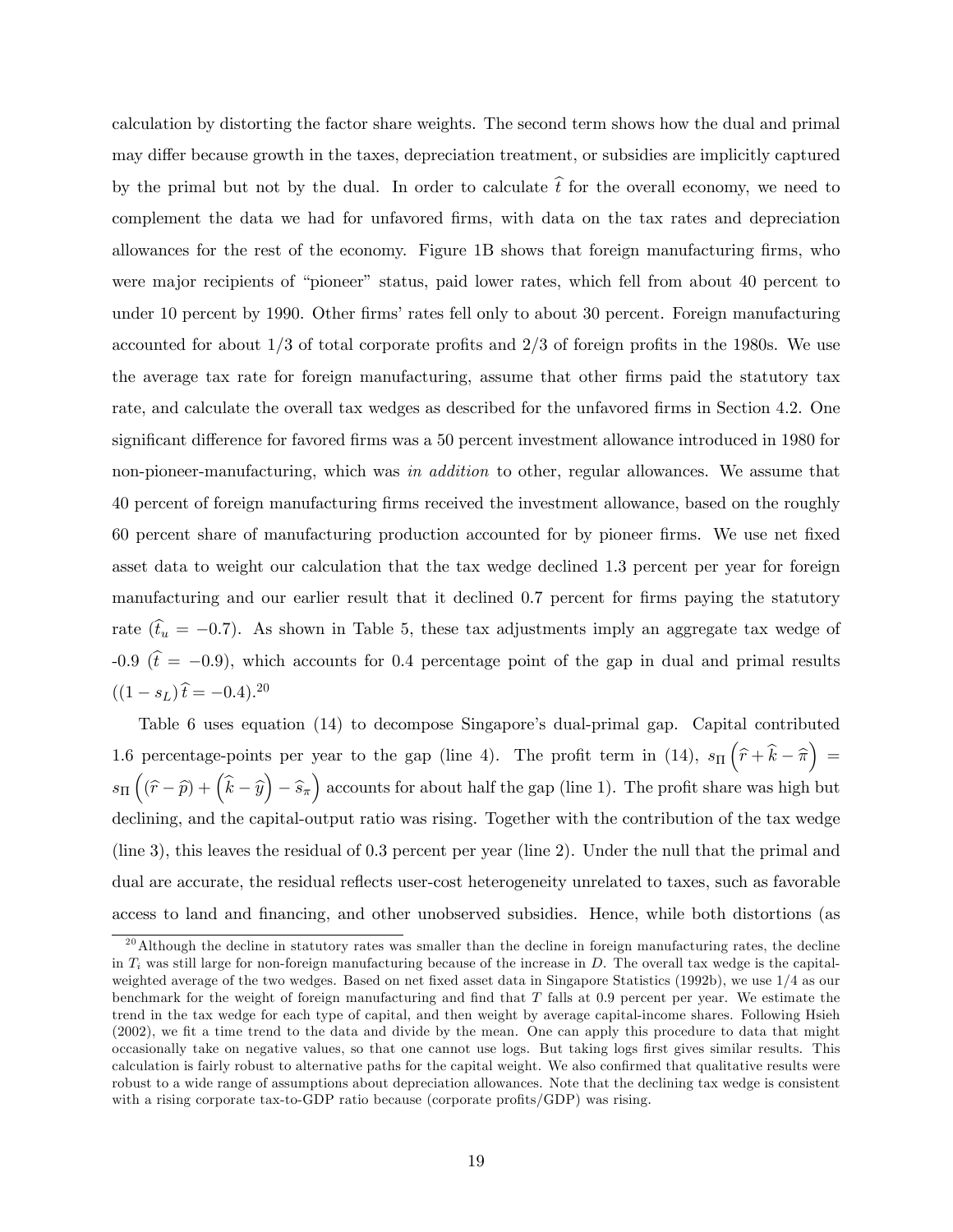calculation by distorting the factor share weights. The second term shows how the dual and primal may differ because growth in the taxes, depreciation treatment, or subsidies are implicitly captured by the primal but not by the dual. In order to calculate $\widehat{t}$ for the overall economy, we need to complement the data we had for unfavored firms, with data on the tax rates and depreciation allowances for the rest of the economy. Figure 1B shows that foreign manufacturing firms, who were major recipients of "pioneer" status, paid lower rates, which fell from about 40 percent to under 10 percent by 1990. Other firms' rates fell only to about 30 percent. Foreign manufacturing accounted for about 1/3 of total corporate profits and 2/3 of foreign profits in the 1980s. We use the average tax rate for foreign manufacturing, assume that other firms paid the statutory tax rate, and calculate the overall tax wedges as described for the unfavored firms in Section 4.2. One significant difference for favored firms was a 50 percent investment allowance introduced in 1980 for non-pioneer-manufacturing, which was *in addition* to other, regular allowances. We assume that 40 percent of foreign manufacturing firms received the investment allowance, based on the roughly 60 percent share of manufacturing production accounted for by pioneer firms. We use net fixed asset data to weight our calculation that the tax wedge declined 1.3 percent per year for foreign manufacturing and our earlier result that it declined 0.7 percent for firms paying the statutory rate ($\widehat{t}_u = -0.7$). As shown in Table 5, these tax adjustments imply an aggregate tax wedge of -0.9 ($\widehat{t} = -0.9$), which accounts for 0.4 percentage point of the gap in dual and primal results ($(1 - s_L)\,\widehat{t} = -0.4$).[20]

Table 6 uses equation (14) to decompose Singapore's dual-primal gap. Capital contributed 1.6 percentage-points per year to the gap (line 4). The profit term in (14), $s_\Pi\left(\widehat{r} + \widehat{k} - \widehat{\pi}\right) = s_\Pi\left((\widehat{r} - \widehat{p}) + \left(\widehat{k} - \widehat{y}\right) - \widehat{s}_\pi\right)$ accounts for about half the gap (line 1). The profit share was high but declining, and the capital-output ratio was rising. Together with the contribution of the tax wedge (line 3), this leaves the residual of 0.3 percent per year (line 2). Under the null that the primal and dual are accurate, the residual reflects user-cost heterogeneity unrelated to taxes, such as favorable access to land and financing, and other unobserved subsidies. Hence, while both distortions (as

[20] Although the decline in statutory rates was smaller than the decline in foreign manufacturing rates, the decline in $T_i$ was still large for non-foreign manufacturing because of the increase in $D$. The overall tax wedge is the capital-weighted average of the two wedges. Based on net fixed asset data in Singapore Statistics (1992b), we use 1/4 as our benchmark for the weight of foreign manufacturing and find that $T$ falls at 0.9 percent per year. We estimate the trend in the tax wedge for each type of capital, and then weight by average capital-income shares. Following Hsieh (2002), we fit a time trend to the data and divide by the mean. One can apply this procedure to data that might occasionally take on negative values, so that one cannot use logs. But taking logs first gives similar results. This calculation is fairly robust to alternative paths for the capital weight. We also confirmed that qualitative results were robust to a wide range of assumptions about depreciation allowances. Note that the declining tax wedge is consistent with a rising corporate tax-to-GDP ratio because (corporate profits/GDP) was rising.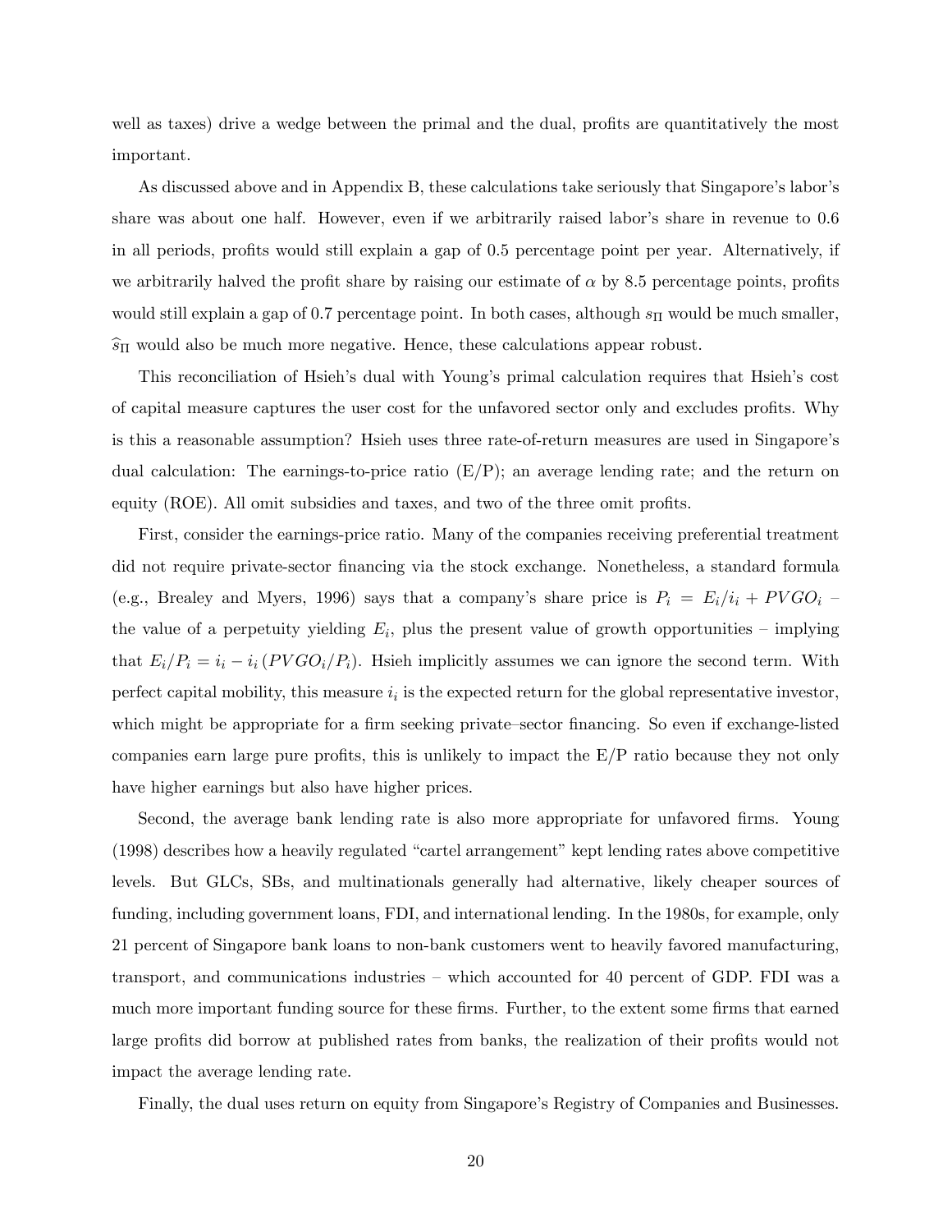well as taxes) drive a wedge between the primal and the dual, profits are quantitatively the most important.

As discussed above and in Appendix B, these calculations take seriously that Singapore's labor's share was about one half. However, even if we arbitrarily raised labor's share in revenue to 0.6 in all periods, profits would still explain a gap of 0.5 percentage point per year. Alternatively, if we arbitrarily halved the profit share by raising our estimate of $\alpha$ by 8.5 percentage points, profits would still explain a gap of 0.7 percentage point. In both cases, although $s_{\Pi}$ would be much smaller, $\widehat{s}_{\Pi}$ would also be much more negative. Hence, these calculations appear robust.

This reconciliation of Hsieh's dual with Young's primal calculation requires that Hsieh's cost of capital measure captures the user cost for the unfavored sector only and excludes profits. Why is this a reasonable assumption? Hsieh uses three rate-of-return measures are used in Singapore's dual calculation: The earnings-to-price ratio (E/P); an average lending rate; and the return on equity (ROE). All omit subsidies and taxes, and two of the three omit profits.

First, consider the earnings-price ratio. Many of the companies receiving preferential treatment did not require private-sector financing via the stock exchange. Nonetheless, a standard formula (e.g., Brealey and Myers, 1996) says that a company's share price is $P_i = E_i/i_i + PVGO_i$ – the value of a perpetuity yielding $E_i$, plus the present value of growth opportunities – implying that $E_i/P_i = i_i - i_i\,(PVGO_i/P_i)$. Hsieh implicitly assumes we can ignore the second term. With perfect capital mobility, this measure $i_i$ is the expected return for the global representative investor, which might be appropriate for a firm seeking private–sector financing. So even if exchange-listed companies earn large pure profits, this is unlikely to impact the E/P ratio because they not only have higher earnings but also have higher prices.

Second, the average bank lending rate is also more appropriate for unfavored firms. Young (1998) describes how a heavily regulated "cartel arrangement" kept lending rates above competitive levels. But GLCs, SBs, and multinationals generally had alternative, likely cheaper sources of funding, including government loans, FDI, and international lending. In the 1980s, for example, only 21 percent of Singapore bank loans to non-bank customers went to heavily favored manufacturing, transport, and communications industries – which accounted for 40 percent of GDP. FDI was a much more important funding source for these firms. Further, to the extent some firms that earned large profits did borrow at published rates from banks, the realization of their profits would not impact the average lending rate.

Finally, the dual uses return on equity from Singapore's Registry of Companies and Businesses.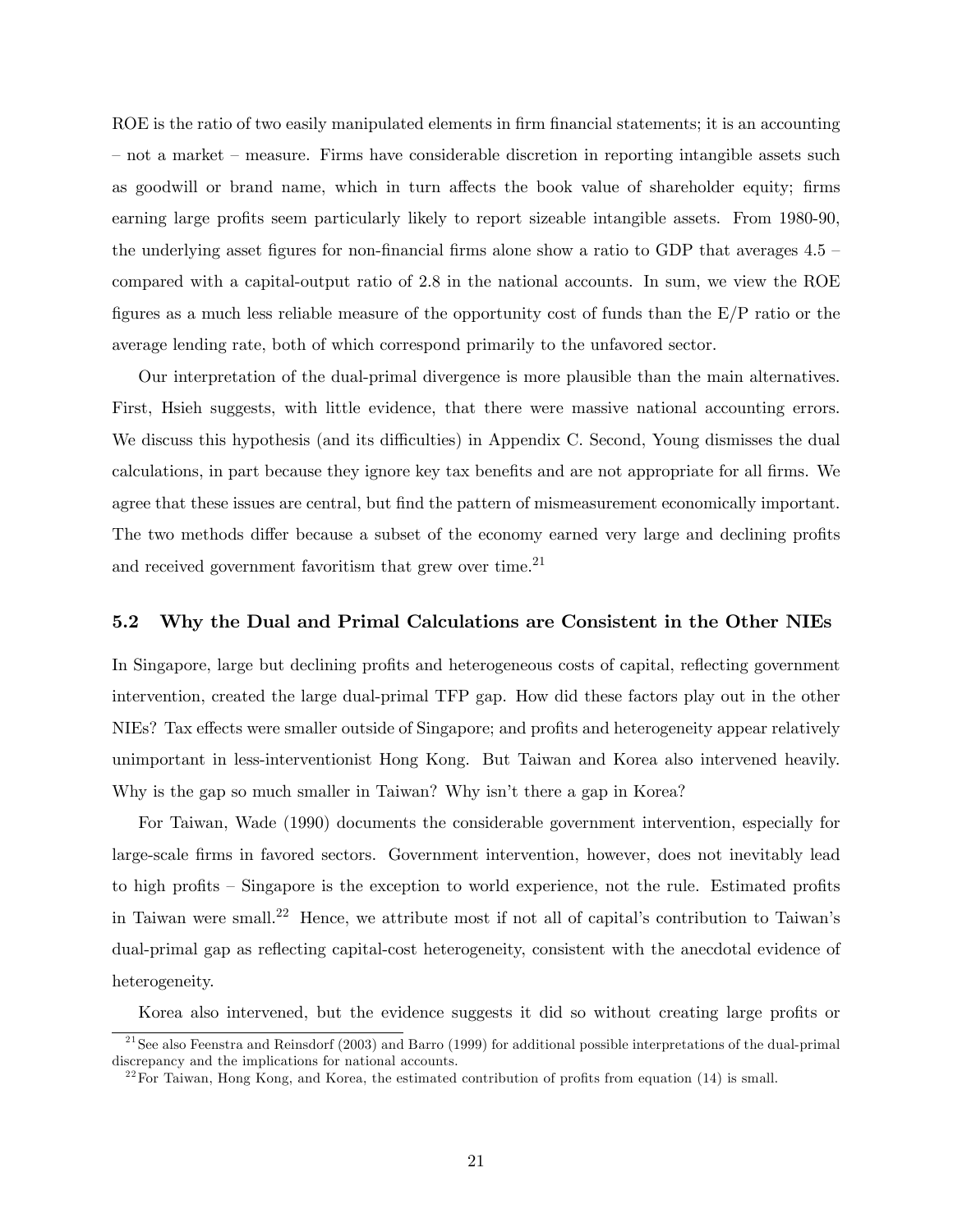ROE is the ratio of two easily manipulated elements in firm financial statements; it is an accounting – not a market – measure. Firms have considerable discretion in reporting intangible assets such as goodwill or brand name, which in turn affects the book value of shareholder equity; firms earning large profits seem particularly likely to report sizeable intangible assets. From 1980-90, the underlying asset figures for non-financial firms alone show a ratio to GDP that averages 4.5 – compared with a capital-output ratio of 2.8 in the national accounts. In sum, we view the ROE figures as a much less reliable measure of the opportunity cost of funds than the E/P ratio or the average lending rate, both of which correspond primarily to the unfavored sector.

Our interpretation of the dual-primal divergence is more plausible than the main alternatives. First, Hsieh suggests, with little evidence, that there were massive national accounting errors. We discuss this hypothesis (and its difficulties) in Appendix C. Second, Young dismisses the dual calculations, in part because they ignore key tax benefits and are not appropriate for all firms. We agree that these issues are central, but find the pattern of mismeasurement economically important. The two methods differ because a subset of the economy earned very large and declining profits and received government favoritism that grew over time.[21]

### 5.2 Why the Dual and Primal Calculations are Consistent in the Other NIEs

In Singapore, large but declining profits and heterogeneous costs of capital, reflecting government intervention, created the large dual-primal TFP gap. How did these factors play out in the other NIEs? Tax effects were smaller outside of Singapore; and profits and heterogeneity appear relatively unimportant in less-interventionist Hong Kong. But Taiwan and Korea also intervened heavily. Why is the gap so much smaller in Taiwan? Why isn't there a gap in Korea?

For Taiwan, Wade (1990) documents the considerable government intervention, especially for large-scale firms in favored sectors. Government intervention, however, does not inevitably lead to high profits – Singapore is the exception to world experience, not the rule. Estimated profits in Taiwan were small.[22] Hence, we attribute most if not all of capital's contribution to Taiwan's dual-primal gap as reflecting capital-cost heterogeneity, consistent with the anecdotal evidence of heterogeneity.

Korea also intervened, but the evidence suggests it did so without creating large profits or

[21] See also Feenstra and Reinsdorf (2003) and Barro (1999) for additional possible interpretations of the dual-primal discrepancy and the implications for national accounts.

[22] For Taiwan, Hong Kong, and Korea, the estimated contribution of profits from equation (14) is small.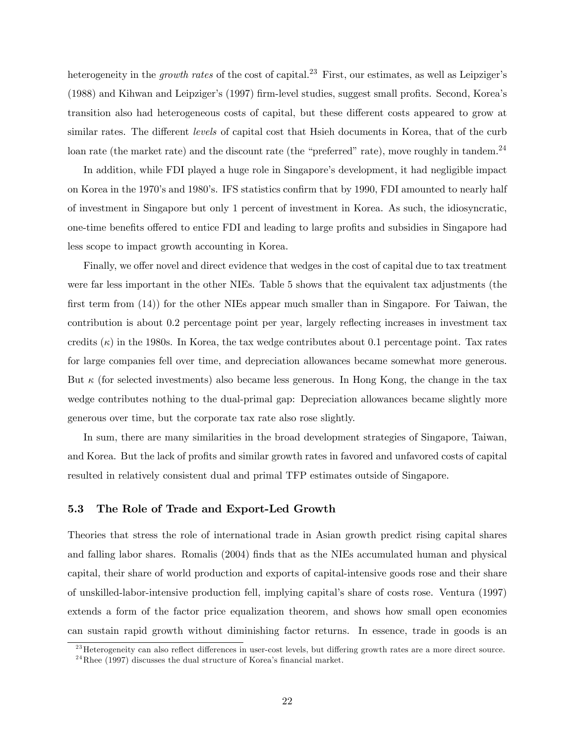heterogeneity in the *growth rates* of the cost of capital.[23] First, our estimates, as well as Leipziger's (1988) and Kihwan and Leipziger's (1997) firm-level studies, suggest small profits. Second, Korea's transition also had heterogeneous costs of capital, but these different costs appeared to grow at similar rates. The different *levels* of capital cost that Hsieh documents in Korea, that of the curb loan rate (the market rate) and the discount rate (the "preferred" rate), move roughly in tandem.[24]

In addition, while FDI played a huge role in Singapore's development, it had negligible impact on Korea in the 1970's and 1980's. IFS statistics confirm that by 1990, FDI amounted to nearly half of investment in Singapore but only 1 percent of investment in Korea. As such, the idiosyncratic, one-time benefits offered to entice FDI and leading to large profits and subsidies in Singapore had less scope to impact growth accounting in Korea.

Finally, we offer novel and direct evidence that wedges in the cost of capital due to tax treatment were far less important in the other NIEs. Table 5 shows that the equivalent tax adjustments (the first term from (14)) for the other NIEs appear much smaller than in Singapore. For Taiwan, the contribution is about 0.2 percentage point per year, largely reflecting increases in investment tax credits ($\kappa$) in the 1980s. In Korea, the tax wedge contributes about 0.1 percentage point. Tax rates for large companies fell over time, and depreciation allowances became somewhat more generous. But $\kappa$ (for selected investments) also became less generous. In Hong Kong, the change in the tax wedge contributes nothing to the dual-primal gap: Depreciation allowances became slightly more generous over time, but the corporate tax rate also rose slightly.

In sum, there are many similarities in the broad development strategies of Singapore, Taiwan, and Korea. But the lack of profits and similar growth rates in favored and unfavored costs of capital resulted in relatively consistent dual and primal TFP estimates outside of Singapore.

### 5.3 The Role of Trade and Export-Led Growth

Theories that stress the role of international trade in Asian growth predict rising capital shares and falling labor shares. Romalis (2004) finds that as the NIEs accumulated human and physical capital, their share of world production and exports of capital-intensive goods rose and their share of unskilled-labor-intensive production fell, implying capital's share of costs rose. Ventura (1997) extends a form of the factor price equalization theorem, and shows how small open economies can sustain rapid growth without diminishing factor returns. In essence, trade in goods is an

[23] Heterogeneity can also reflect differences in user-cost levels, but differing growth rates are a more direct source.

[24] Rhee (1997) discusses the dual structure of Korea's financial market.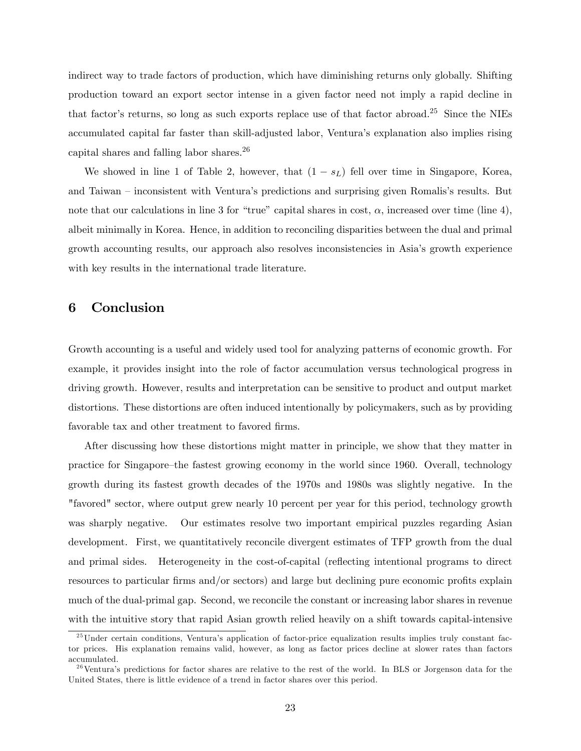indirect way to trade factors of production, which have diminishing returns only globally. Shifting production toward an export sector intense in a given factor need not imply a rapid decline in that factor's returns, so long as such exports replace use of that factor abroad.[25] Since the NIEs accumulated capital far faster than skill-adjusted labor, Ventura's explanation also implies rising capital shares and falling labor shares.[26]

We showed in line 1 of Table 2, however, that $(1 - s_L)$ fell over time in Singapore, Korea, and Taiwan – inconsistent with Ventura's predictions and surprising given Romalis's results. But note that our calculations in line 3 for "true" capital shares in cost, $\alpha$, increased over time (line 4), albeit minimally in Korea. Hence, in addition to reconciling disparities between the dual and primal growth accounting results, our approach also resolves inconsistencies in Asia's growth experience with key results in the international trade literature.

# 6 Conclusion

Growth accounting is a useful and widely used tool for analyzing patterns of economic growth. For example, it provides insight into the role of factor accumulation versus technological progress in driving growth. However, results and interpretation can be sensitive to product and output market distortions. These distortions are often induced intentionally by policymakers, such as by providing favorable tax and other treatment to favored firms.

After discussing how these distortions might matter in principle, we show that they matter in practice for Singapore–the fastest growing economy in the world since 1960. Overall, technology growth during its fastest growth decades of the 1970s and 1980s was slightly negative. In the "favored" sector, where output grew nearly 10 percent per year for this period, technology growth was sharply negative. Our estimates resolve two important empirical puzzles regarding Asian development. First, we quantitatively reconcile divergent estimates of TFP growth from the dual and primal sides. Heterogeneity in the cost-of-capital (reflecting intentional programs to direct resources to particular firms and/or sectors) and large but declining pure economic profits explain much of the dual-primal gap. Second, we reconcile the constant or increasing labor shares in revenue with the intuitive story that rapid Asian growth relied heavily on a shift towards capital-intensive

[25] Under certain conditions, Ventura's application of factor-price equalization results implies truly constant factor prices. His explanation remains valid, however, as long as factor prices decline at slower rates than factors accumulated.

[26] Ventura's predictions for factor shares are relative to the rest of the world. In BLS or Jorgenson data for the United States, there is little evidence of a trend in factor shares over this period.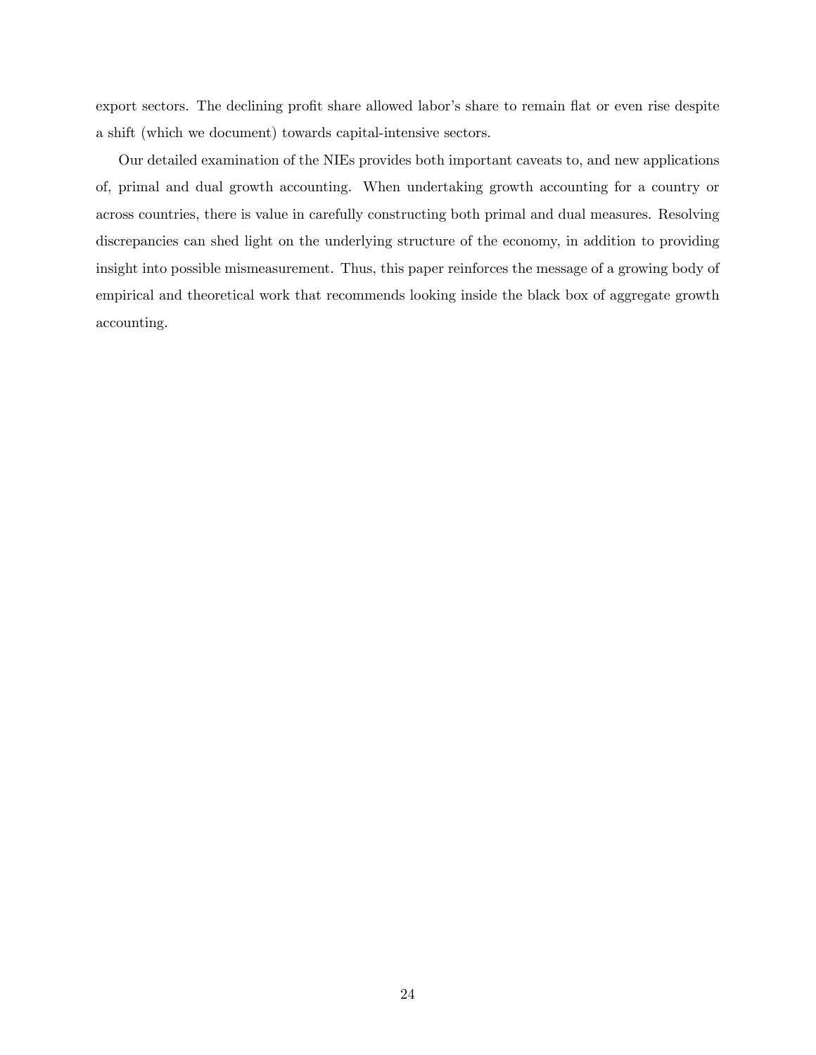export sectors. The declining profit share allowed labor's share to remain flat or even rise despite a shift (which we document) towards capital-intensive sectors.

Our detailed examination of the NIEs provides both important caveats to, and new applications of, primal and dual growth accounting. When undertaking growth accounting for a country or across countries, there is value in carefully constructing both primal and dual measures. Resolving discrepancies can shed light on the underlying structure of the economy, in addition to providing insight into possible mismeasurement. Thus, this paper reinforces the message of a growing body of empirical and theoretical work that recommends looking inside the black box of aggregate growth accounting.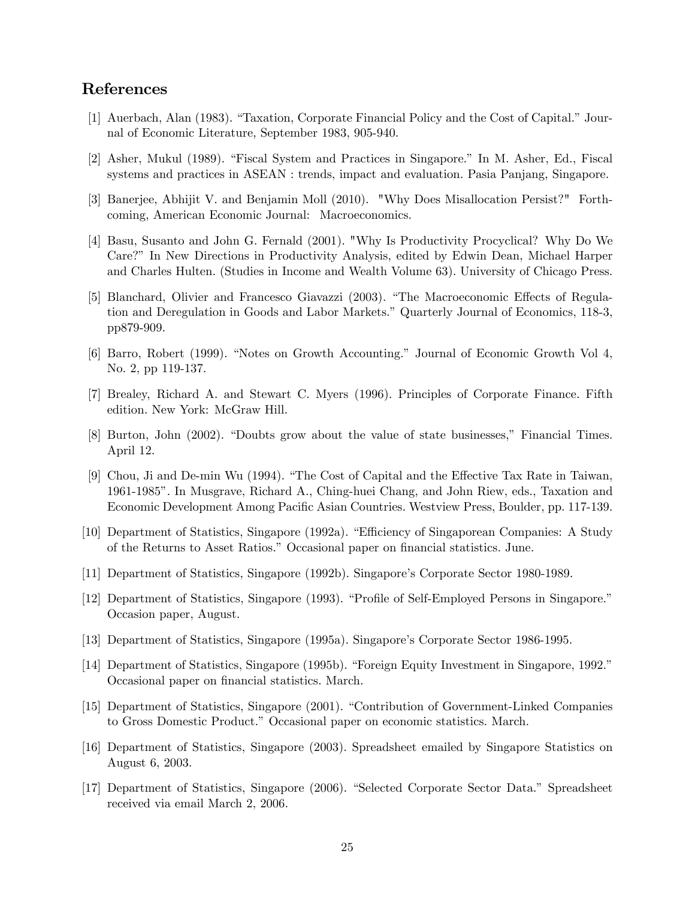## References

[1] Auerbach, Alan (1983). "Taxation, Corporate Financial Policy and the Cost of Capital." Journal of Economic Literature, September 1983, 905-940.

[2] Asher, Mukul (1989). "Fiscal System and Practices in Singapore." In M. Asher, Ed., Fiscal systems and practices in ASEAN : trends, impact and evaluation. Pasia Panjang, Singapore.

[3] Banerjee, Abhijit V. and Benjamin Moll (2010). "Why Does Misallocation Persist?" Forthcoming, American Economic Journal: Macroeconomics.

[4] Basu, Susanto and John G. Fernald (2001). "Why Is Productivity Procyclical? Why Do We Care?" In New Directions in Productivity Analysis, edited by Edwin Dean, Michael Harper and Charles Hulten. (Studies in Income and Wealth Volume 63). University of Chicago Press.

[5] Blanchard, Olivier and Francesco Giavazzi (2003). "The Macroeconomic Effects of Regulation and Deregulation in Goods and Labor Markets." Quarterly Journal of Economics, 118-3, pp879-909.

[6] Barro, Robert (1999). "Notes on Growth Accounting." Journal of Economic Growth Vol 4, No. 2, pp 119-137.

[7] Brealey, Richard A. and Stewart C. Myers (1996). Principles of Corporate Finance. Fifth edition. New York: McGraw Hill.

[8] Burton, John (2002). "Doubts grow about the value of state businesses," Financial Times. April 12.

[9] Chou, Ji and De-min Wu (1994). "The Cost of Capital and the Effective Tax Rate in Taiwan, 1961-1985". In Musgrave, Richard A., Ching-huei Chang, and John Riew, eds., Taxation and Economic Development Among Pacific Asian Countries. Westview Press, Boulder, pp. 117-139.

[10] Department of Statistics, Singapore (1992a). "Efficiency of Singaporean Companies: A Study of the Returns to Asset Ratios." Occasional paper on financial statistics. June.

[11] Department of Statistics, Singapore (1992b). Singapore's Corporate Sector 1980-1989.

[12] Department of Statistics, Singapore (1993). "Profile of Self-Employed Persons in Singapore." Occasion paper, August.

[13] Department of Statistics, Singapore (1995a). Singapore's Corporate Sector 1986-1995.

[14] Department of Statistics, Singapore (1995b). "Foreign Equity Investment in Singapore, 1992." Occasional paper on financial statistics. March.

[15] Department of Statistics, Singapore (2001). "Contribution of Government-Linked Companies to Gross Domestic Product." Occasional paper on economic statistics. March.

[16] Department of Statistics, Singapore (2003). Spreadsheet emailed by Singapore Statistics on August 6, 2003.

[17] Department of Statistics, Singapore (2006). "Selected Corporate Sector Data." Spreadsheet received via email March 2, 2006.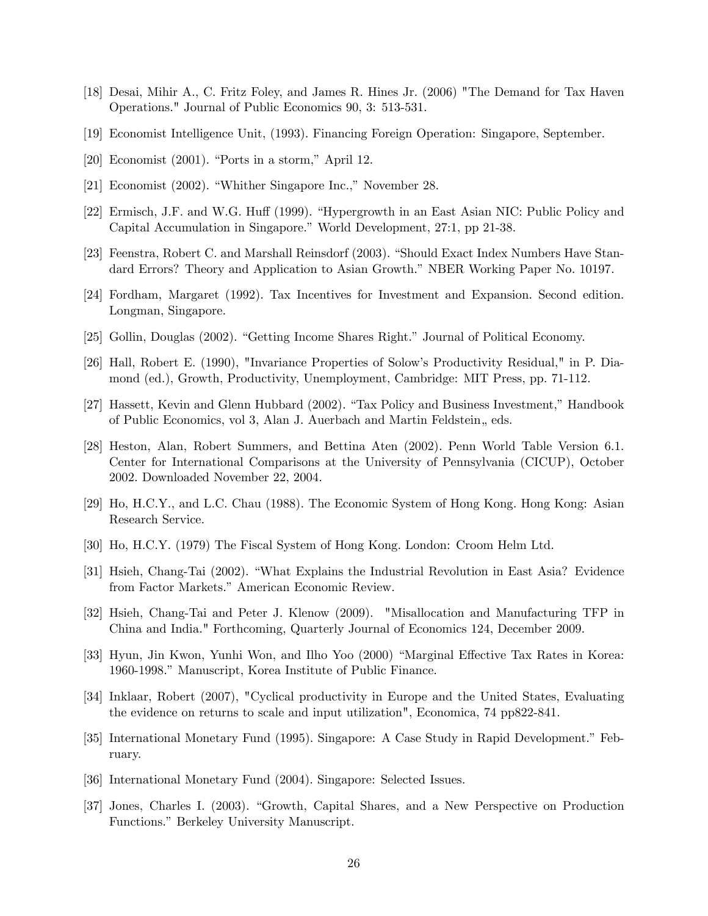[18] Desai, Mihir A., C. Fritz Foley, and James R. Hines Jr. (2006) "The Demand for Tax Haven Operations." Journal of Public Economics 90, 3: 513-531.

[19] Economist Intelligence Unit, (1993). Financing Foreign Operation: Singapore, September.

[20] Economist (2001). "Ports in a storm," April 12.

[21] Economist (2002). "Whither Singapore Inc.," November 28.

[22] Ermisch, J.F. and W.G. Huff (1999). "Hypergrowth in an East Asian NIC: Public Policy and Capital Accumulation in Singapore." World Development, 27:1, pp 21-38.

[23] Feenstra, Robert C. and Marshall Reinsdorf (2003). "Should Exact Index Numbers Have Standard Errors? Theory and Application to Asian Growth." NBER Working Paper No. 10197.

[24] Fordham, Margaret (1992). Tax Incentives for Investment and Expansion. Second edition. Longman, Singapore.

[25] Gollin, Douglas (2002). "Getting Income Shares Right." Journal of Political Economy.

[26] Hall, Robert E. (1990), "Invariance Properties of Solow's Productivity Residual," in P. Diamond (ed.), Growth, Productivity, Unemployment, Cambridge: MIT Press, pp. 71-112.

[27] Hassett, Kevin and Glenn Hubbard (2002). "Tax Policy and Business Investment," Handbook of Public Economics, vol 3, Alan J. Auerbach and Martin Feldstein,, eds.

[28] Heston, Alan, Robert Summers, and Bettina Aten (2002). Penn World Table Version 6.1. Center for International Comparisons at the University of Pennsylvania (CICUP), October 2002. Downloaded November 22, 2004.

[29] Ho, H.C.Y., and L.C. Chau (1988). The Economic System of Hong Kong. Hong Kong: Asian Research Service.

[30] Ho, H.C.Y. (1979) The Fiscal System of Hong Kong. London: Croom Helm Ltd.

[31] Hsieh, Chang-Tai (2002). "What Explains the Industrial Revolution in East Asia? Evidence from Factor Markets." American Economic Review.

[32] Hsieh, Chang-Tai and Peter J. Klenow (2009). "Misallocation and Manufacturing TFP in China and India." Forthcoming, Quarterly Journal of Economics 124, December 2009.

[33] Hyun, Jin Kwon, Yunhi Won, and Ilho Yoo (2000) "Marginal Effective Tax Rates in Korea: 1960-1998." Manuscript, Korea Institute of Public Finance.

[34] Inklaar, Robert (2007), "Cyclical productivity in Europe and the United States, Evaluating the evidence on returns to scale and input utilization", Economica, 74 pp822-841.

[35] International Monetary Fund (1995). Singapore: A Case Study in Rapid Development." February.

[36] International Monetary Fund (2004). Singapore: Selected Issues.

[37] Jones, Charles I. (2003). "Growth, Capital Shares, and a New Perspective on Production Functions." Berkeley University Manuscript.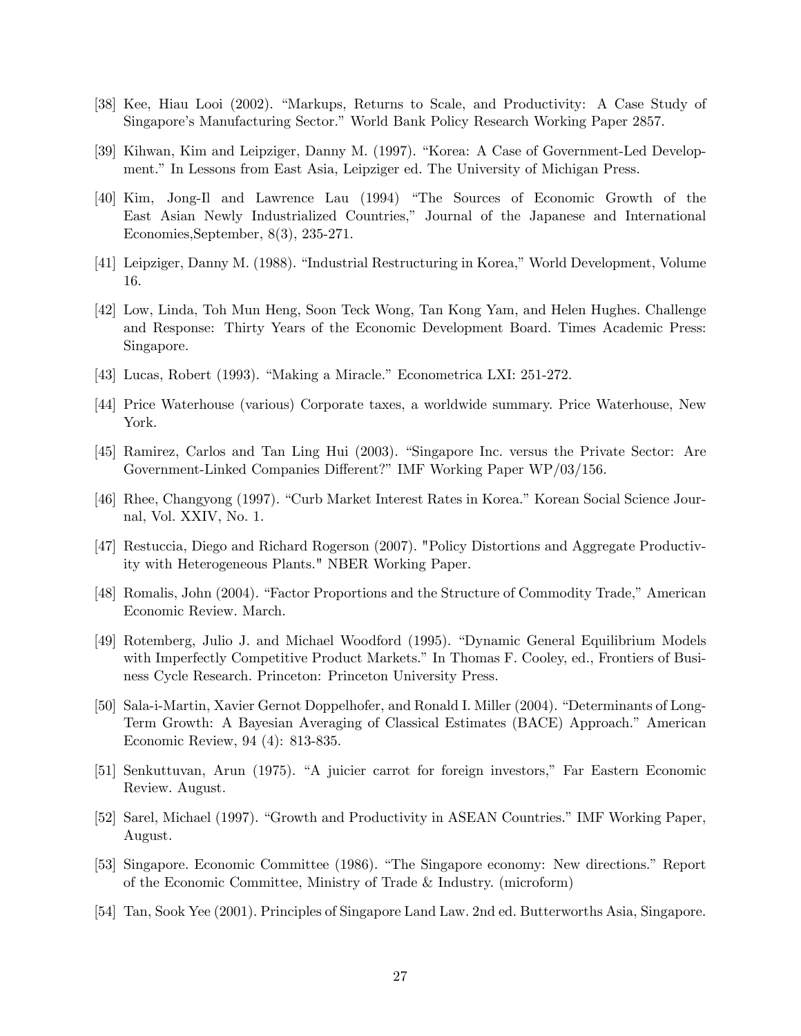[38] Kee, Hiau Looi (2002). "Markups, Returns to Scale, and Productivity: A Case Study of Singapore's Manufacturing Sector." World Bank Policy Research Working Paper 2857.

[39] Kihwan, Kim and Leipziger, Danny M. (1997). "Korea: A Case of Government-Led Development." In Lessons from East Asia, Leipziger ed. The University of Michigan Press.

[40] Kim, Jong-Il and Lawrence Lau (1994) "The Sources of Economic Growth of the East Asian Newly Industrialized Countries," Journal of the Japanese and International Economies,September, 8(3), 235-271.

[41] Leipziger, Danny M. (1988). "Industrial Restructuring in Korea," World Development, Volume 16.

[42] Low, Linda, Toh Mun Heng, Soon Teck Wong, Tan Kong Yam, and Helen Hughes. Challenge and Response: Thirty Years of the Economic Development Board. Times Academic Press: Singapore.

[43] Lucas, Robert (1993). "Making a Miracle." Econometrica LXI: 251-272.

[44] Price Waterhouse (various) Corporate taxes, a worldwide summary. Price Waterhouse, New York.

[45] Ramirez, Carlos and Tan Ling Hui (2003). "Singapore Inc. versus the Private Sector: Are Government-Linked Companies Different?" IMF Working Paper WP/03/156.

[46] Rhee, Changyong (1997). "Curb Market Interest Rates in Korea." Korean Social Science Journal, Vol. XXIV, No. 1.

[47] Restuccia, Diego and Richard Rogerson (2007). "Policy Distortions and Aggregate Productivity with Heterogeneous Plants." NBER Working Paper.

[48] Romalis, John (2004). "Factor Proportions and the Structure of Commodity Trade," American Economic Review. March.

[49] Rotemberg, Julio J. and Michael Woodford (1995). "Dynamic General Equilibrium Models with Imperfectly Competitive Product Markets." In Thomas F. Cooley, ed., Frontiers of Business Cycle Research. Princeton: Princeton University Press.

[50] Sala-i-Martin, Xavier Gernot Doppelhofer, and Ronald I. Miller (2004). "Determinants of Long-Term Growth: A Bayesian Averaging of Classical Estimates (BACE) Approach." American Economic Review, 94 (4): 813-835.

[51] Senkuttuvan, Arun (1975). "A juicier carrot for foreign investors," Far Eastern Economic Review. August.

[52] Sarel, Michael (1997). "Growth and Productivity in ASEAN Countries." IMF Working Paper, August.

[53] Singapore. Economic Committee (1986). "The Singapore economy: New directions." Report of the Economic Committee, Ministry of Trade & Industry. (microform)

[54] Tan, Sook Yee (2001). Principles of Singapore Land Law. 2nd ed. Butterworths Asia, Singapore.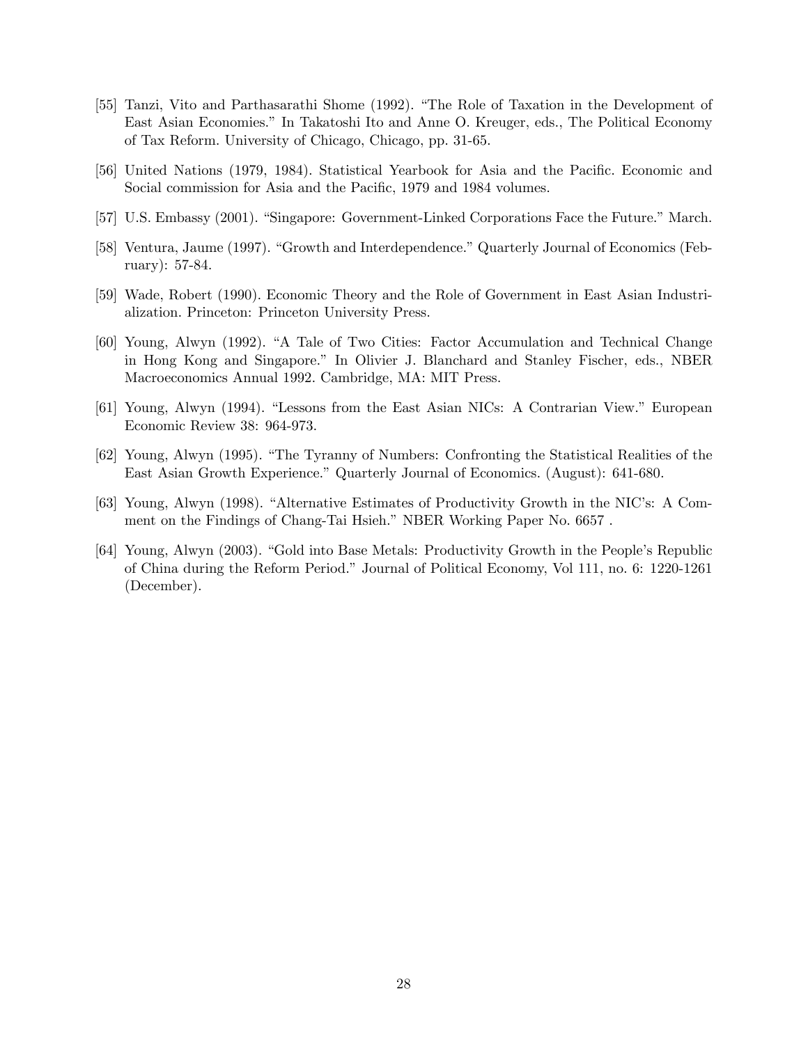[55] Tanzi, Vito and Parthasarathi Shome (1992). "The Role of Taxation in the Development of East Asian Economies." In Takatoshi Ito and Anne O. Kreuger, eds., The Political Economy of Tax Reform. University of Chicago, Chicago, pp. 31-65.

[56] United Nations (1979, 1984). Statistical Yearbook for Asia and the Pacific. Economic and Social commission for Asia and the Pacific, 1979 and 1984 volumes.

[57] U.S. Embassy (2001). "Singapore: Government-Linked Corporations Face the Future." March.

[58] Ventura, Jaume (1997). "Growth and Interdependence." Quarterly Journal of Economics (February): 57-84.

[59] Wade, Robert (1990). Economic Theory and the Role of Government in East Asian Industrialization. Princeton: Princeton University Press.

[60] Young, Alwyn (1992). "A Tale of Two Cities: Factor Accumulation and Technical Change in Hong Kong and Singapore." In Olivier J. Blanchard and Stanley Fischer, eds., NBER Macroeconomics Annual 1992. Cambridge, MA: MIT Press.

[61] Young, Alwyn (1994). "Lessons from the East Asian NICs: A Contrarian View." European Economic Review 38: 964-973.

[62] Young, Alwyn (1995). "The Tyranny of Numbers: Confronting the Statistical Realities of the East Asian Growth Experience." Quarterly Journal of Economics. (August): 641-680.

[63] Young, Alwyn (1998). "Alternative Estimates of Productivity Growth in the NIC's: A Comment on the Findings of Chang-Tai Hsieh." NBER Working Paper No. 6657 .

[64] Young, Alwyn (2003). "Gold into Base Metals: Productivity Growth in the People's Republic of China during the Reform Period." Journal of Political Economy, Vol 111, no. 6: 1220-1261 (December).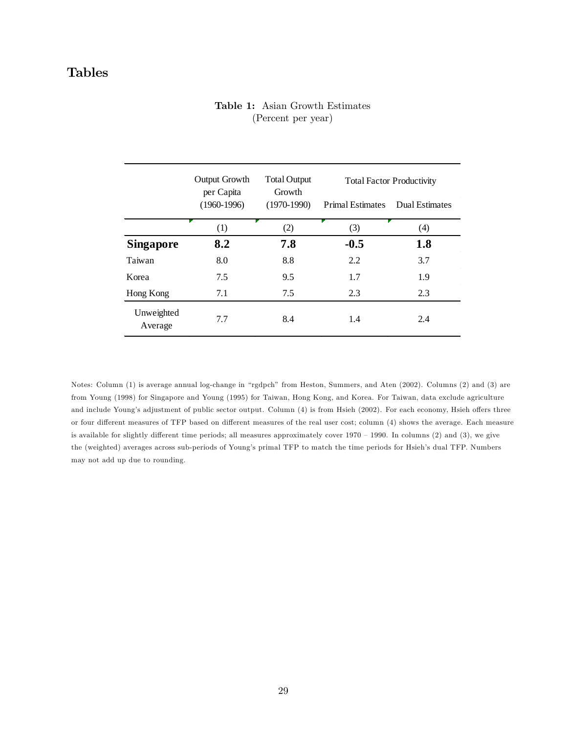# Tables

**Table 1:** Asian Growth Estimates
(Percent per year)

| | Output Growth per Capita (1960-1996) | Total Output Growth (1970-1990) | Total Factor Productivity | |
|---|---|---|---|---|
| | | | Primal Estimates | Dual Estimates |
| | (1) | (2) | (3) | (4) |
| **Singapore** | **8.2** | **7.8** | **-0.5** | **1.8** |
| Taiwan | 8.0 | 8.8 | 2.2 | 3.7 |
| Korea | 7.5 | 9.5 | 1.7 | 1.9 |
| Hong Kong | 7.1 | 7.5 | 2.3 | 2.3 |
| Unweighted Average | 7.7 | 8.4 | 1.4 | 2.4 |

Notes: Column (1) is average annual log-change in "rgdpch" from Heston, Summers, and Aten (2002). Columns (2) and (3) are from Young (1998) for Singapore and Young (1995) for Taiwan, Hong Kong, and Korea. For Taiwan, data exclude agriculture and include Young's adjustment of public sector output. Column (4) is from Hsieh (2002). For each economy, Hsieh offers three or four different measures of TFP based on different measures of the real user cost; column (4) shows the average. Each measure is available for slightly different time periods; all measures approximately cover 1970 – 1990. In columns (2) and (3), we give the (weighted) averages across sub-periods of Young's primal TFP to match the time periods for Hsieh's dual TFP. Numbers may not add up due to rounding.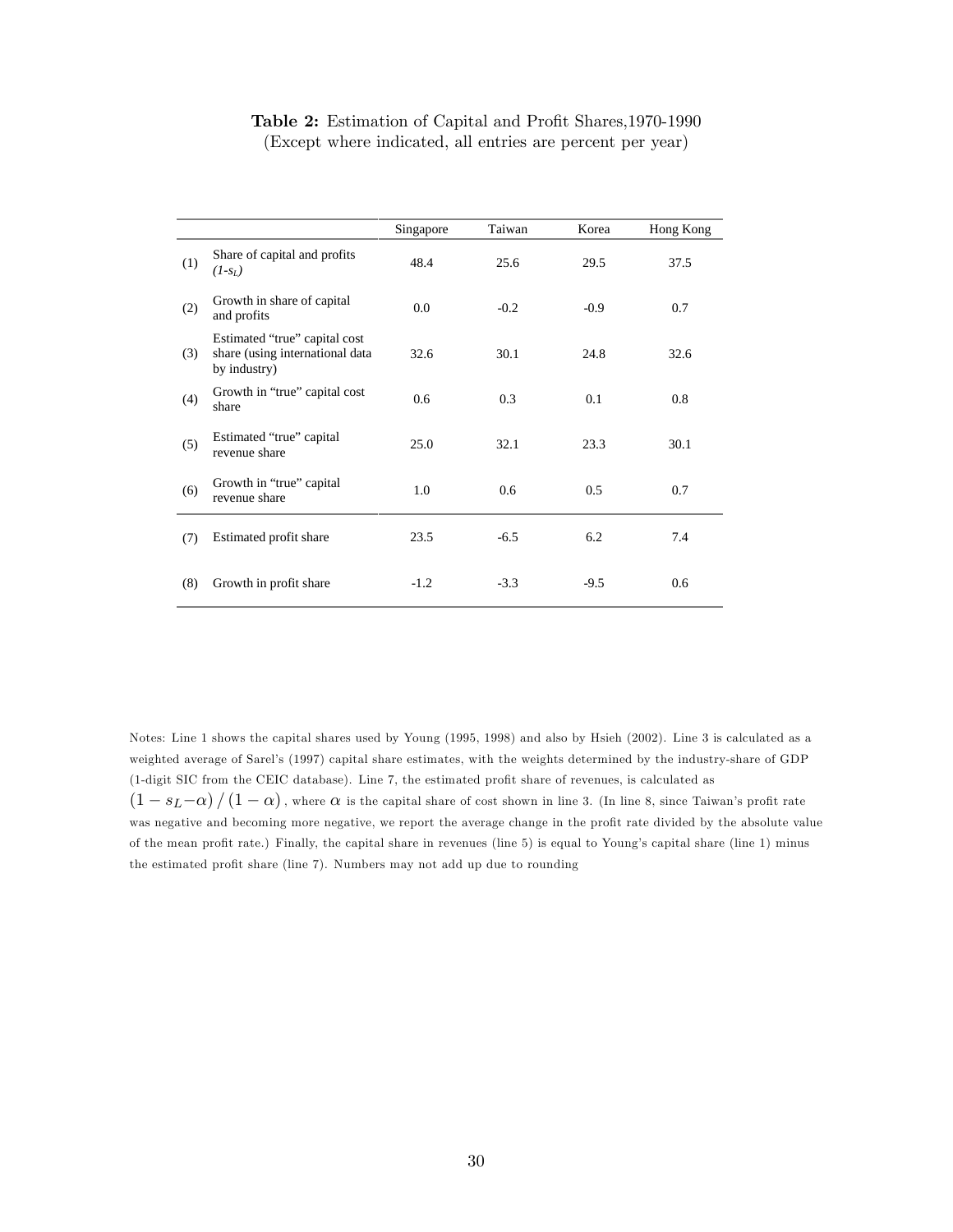**Table 2:** Estimation of Capital and Profit Shares,1970-1990
(Except where indicated, all entries are percent per year)

| | | Singapore | Taiwan | Korea | Hong Kong |
|---|---|---|---|---|---|
| (1) | Share of capital and profits *(1-s<sub>L</sub>)* | 48.4 | 25.6 | 29.5 | 37.5 |
| (2) | Growth in share of capital and profits | 0.0 | -0.2 | -0.9 | 0.7 |
| (3) | Estimated "true" capital cost share (using international data by industry) | 32.6 | 30.1 | 24.8 | 32.6 |
| (4) | Growth in "true" capital cost share | 0.6 | 0.3 | 0.1 | 0.8 |
| (5) | Estimated "true" capital revenue share | 25.0 | 32.1 | 23.3 | 30.1 |
| (6) | Growth in "true" capital revenue share | 1.0 | 0.6 | 0.5 | 0.7 |
| (7) | Estimated profit share | 23.5 | -6.5 | 6.2 | 7.4 |
| (8) | Growth in profit share | -1.2 | -3.3 | -9.5 | 0.6 |

Notes: Line 1 shows the capital shares used by Young (1995, 1998) and also by Hsieh (2002). Line 3 is calculated as a weighted average of Sarel's (1997) capital share estimates, with the weights determined by the industry-share of GDP (1-digit SIC from the CEIC database). Line 7, the estimated profit share of revenues, is calculated as $(1 - s_L - \alpha) / (1 - \alpha)$, where $\alpha$ is the capital share of cost shown in line 3. (In line 8, since Taiwan's profit rate was negative and becoming more negative, we report the average change in the profit rate divided by the absolute value of the mean profit rate.) Finally, the capital share in revenues (line 5) is equal to Young's capital share (line 1) minus the estimated profit share (line 7). Numbers may not add up due to rounding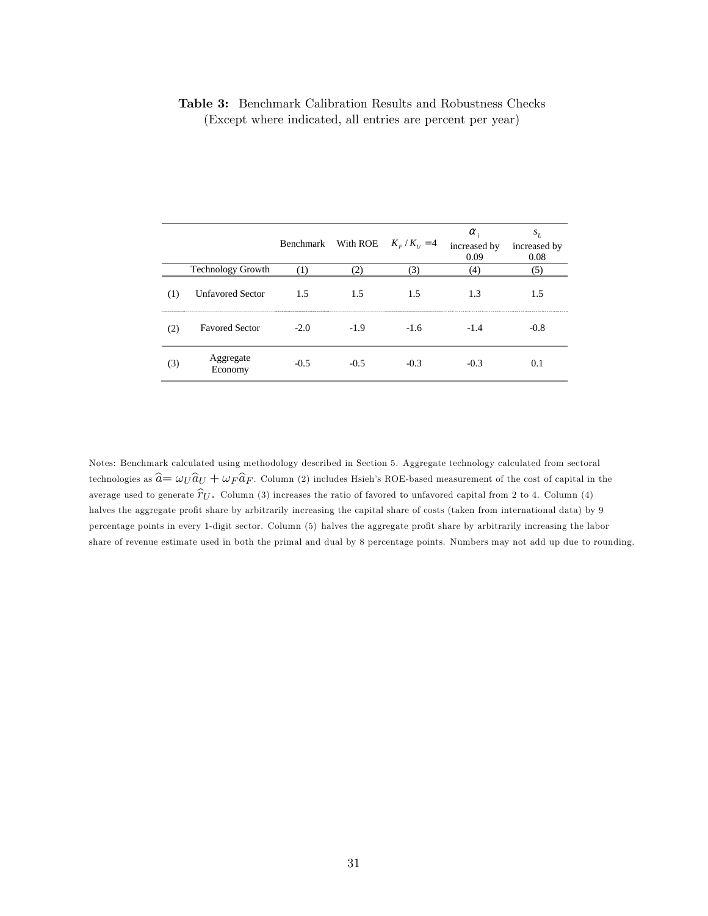**Table 3:** Benchmark Calibration Results and Robustness Checks
(Except where indicated, all entries are percent per year)

| | | Benchmark | With ROE | $K_F / K_U = 4$ | $\alpha_i$ increased by 0.09 | $s_L$ increased by 0.08 |
|---|---|---|---|---|---|---|
| | Technology Growth | (1) | (2) | (3) | (4) | (5) |
| (1) | Unfavored Sector | 1.5 | 1.5 | 1.5 | 1.3 | 1.5 |
| (2) | Favored Sector | -2.0 | -1.9 | -1.6 | -1.4 | -0.8 |
| (3) | Aggregate Economy | -0.5 | -0.5 | -0.3 | -0.3 | 0.1 |

Notes: Benchmark calculated using methodology described in Section 5. Aggregate technology calculated from sectoral technologies as $\widehat{a} = \omega_U \widehat{a}_U + \omega_F \widehat{a}_F$. Column (2) includes Hsieh's ROE-based measurement of the cost of capital in the average used to generate $\widehat{r}_U$. Column (3) increases the ratio of favored to unfavored capital from 2 to 4. Column (4) halves the aggregate profit share by arbitrarily increasing the capital share of costs (taken from international data) by 9 percentage points in every 1-digit sector. Column (5) halves the aggregate profit share by arbitrarily increasing the labor share of revenue estimate used in both the primal and dual by 8 percentage points. Numbers may not add up due to rounding.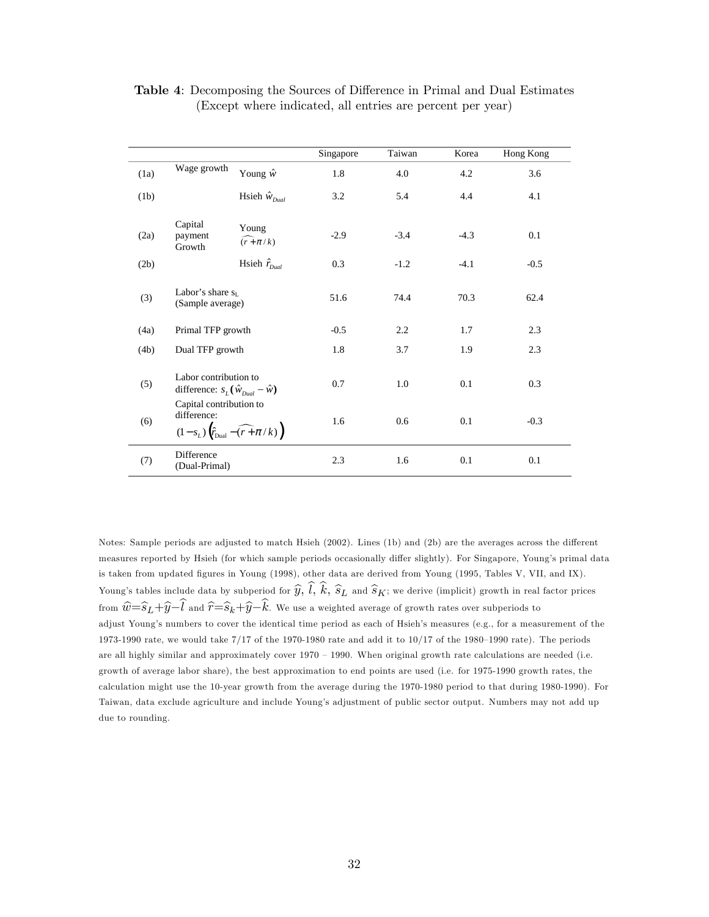**Table 4**: Decomposing the Sources of Difference in Primal and Dual Estimates
(Except where indicated, all entries are percent per year)

| | | | Singapore | Taiwan | Korea | Hong Kong |
|---|---|---|---|---|---|---|
| (1a) | Wage growth | Young $\hat{w}$ | 1.8 | 4.0 | 4.2 | 3.6 |
| (1b) | | Hsieh $\hat{w}_{Dual}$ | 3.2 | 5.4 | 4.4 | 4.1 |
| (2a) | Capital payment Growth | Young $\widehat{(r+\pi/k)}$ | -2.9 | -3.4 | -4.3 | 0.1 |
| (2b) | | Hsieh $\hat{r}_{Dual}$ | 0.3 | -1.2 | -4.1 | -0.5 |
| (3) | Labor's share $s_L$ (Sample average) | | 51.6 | 74.4 | 70.3 | 62.4 |
| (4a) | Primal TFP growth | | -0.5 | 2.2 | 1.7 | 2.3 |
| (4b) | Dual TFP growth | | 1.8 | 3.7 | 1.9 | 2.3 |
| (5) | Labor contribution to difference: $s_L(\hat{w}_{Dual}-\hat{w})$ | | 0.7 | 1.0 | 0.1 | 0.3 |
| (6) | Capital contribution to difference: $(1-s_L)\left(\hat{r}_{\text{Dual}}-\widehat{(r+\pi/k)}\right)$ | | 1.6 | 0.6 | 0.1 | -0.3 |
| (7) | Difference (Dual-Primal) | | 2.3 | 1.6 | 0.1 | 0.1 |

Notes: Sample periods are adjusted to match Hsieh (2002). Lines (1b) and (2b) are the averages across the different measures reported by Hsieh (for which sample periods occasionally differ slightly). For Singapore, Young's primal data is taken from updated figures in Young (1998), other data are derived from Young (1995, Tables V, VII, and IX). Young's tables include data by subperiod for $\widehat{y}$, $\widehat{l}$, $\widehat{k}$, $\widehat{s}_L$ and $\widehat{s}_K$; we derive (implicit) growth in real factor prices from $\widehat{w}=\widehat{s}_L+\widehat{y}-\widehat{l}$ and $\widehat{r}=\widehat{s}_k+\widehat{y}-\widehat{k}$. We use a weighted average of growth rates over subperiods to adjust Young's numbers to cover the identical time period as each of Hsieh's measures (e.g., for a measurement of the 1973-1990 rate, we would take 7/17 of the 1970-1980 rate and add it to 10/17 of the 1980–1990 rate). The periods are all highly similar and approximately cover 1970 – 1990. When original growth rate calculations are needed (i.e. growth of average labor share), the best approximation to end points are used (i.e. for 1975-1990 growth rates, the calculation might use the 10-year growth from the average during the 1970-1980 period to that during 1980-1990). For Taiwan, data exclude agriculture and include Young's adjustment of public sector output. Numbers may not add up due to rounding.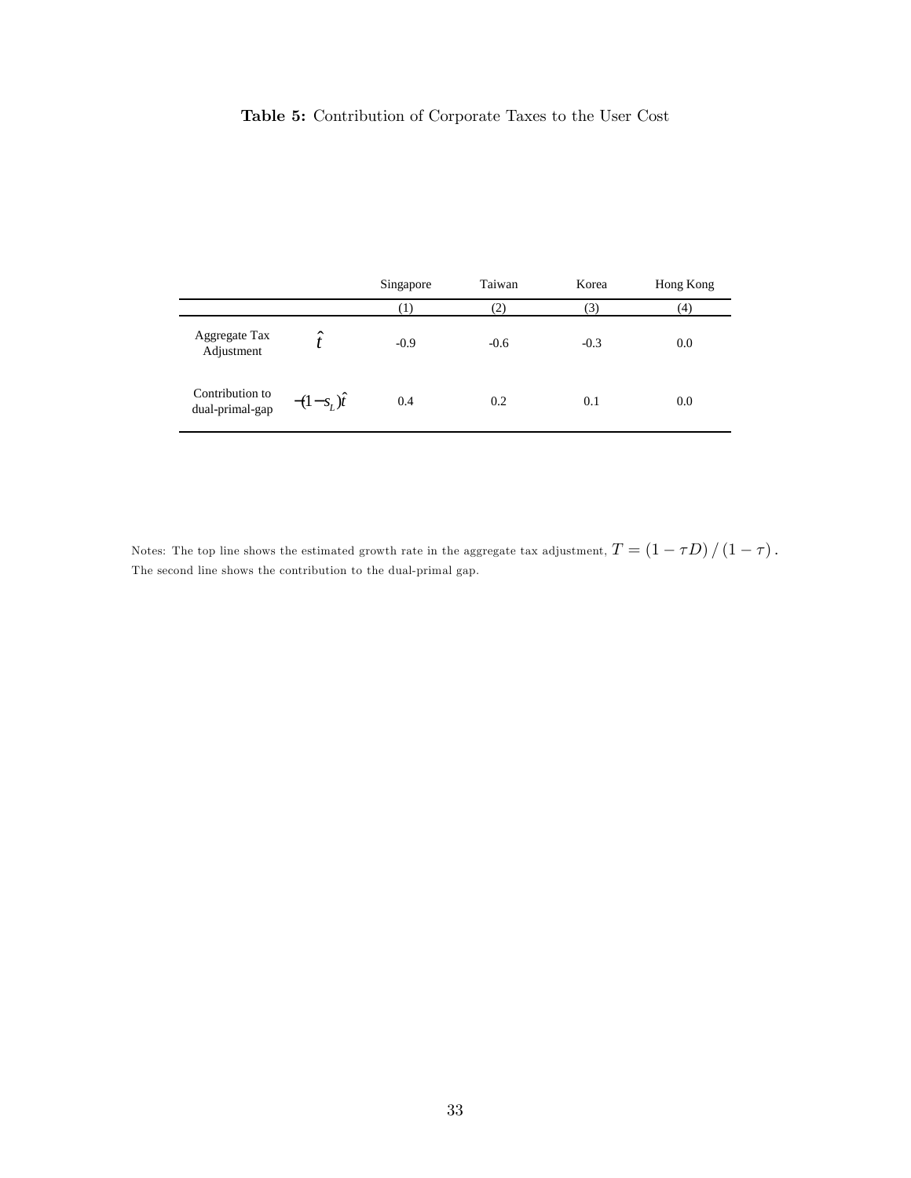**Table 5:** Contribution of Corporate Taxes to the User Cost

| | | Singapore | Taiwan | Korea | Hong Kong |
|---|---|---|---|---|---|
| | | (1) | (2) | (3) | (4) |
| Aggregate Tax Adjustment | $\hat{t}$ | -0.9 | -0.6 | -0.3 | 0.0 |
| Contribution to dual-primal-gap | $-(1-s_L)\hat{t}$ | 0.4 | 0.2 | 0.1 | 0.0 |

Notes: The top line shows the estimated growth rate in the aggregate tax adjustment, $T = (1 - \tau D) / (1 - \tau)$. The second line shows the contribution to the dual-primal gap.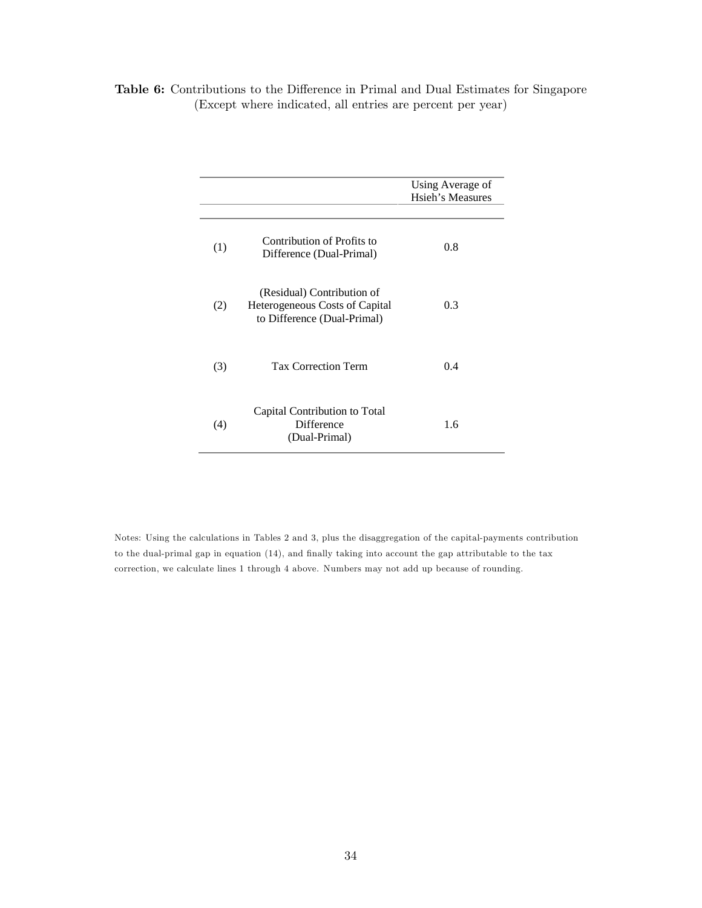**Table 6:** Contributions to the Difference in Primal and Dual Estimates for Singapore
(Except where indicated, all entries are percent per year)

| | | Using Average of Hsieh's Measures |
|---|---|---|
| (1) | Contribution of Profits to Difference (Dual-Primal) | 0.8 |
| (2) | (Residual) Contribution of Heterogeneous Costs of Capital to Difference (Dual-Primal) | 0.3 |
| (3) | Tax Correction Term | 0.4 |
| (4) | Capital Contribution to Total Difference (Dual-Primal) | 1.6 |

Notes: Using the calculations in Tables 2 and 3, plus the disaggregation of the capital-payments contribution to the dual-primal gap in equation (14), and finally taking into account the gap attributable to the tax correction, we calculate lines 1 through 4 above. Numbers may not add up because of rounding.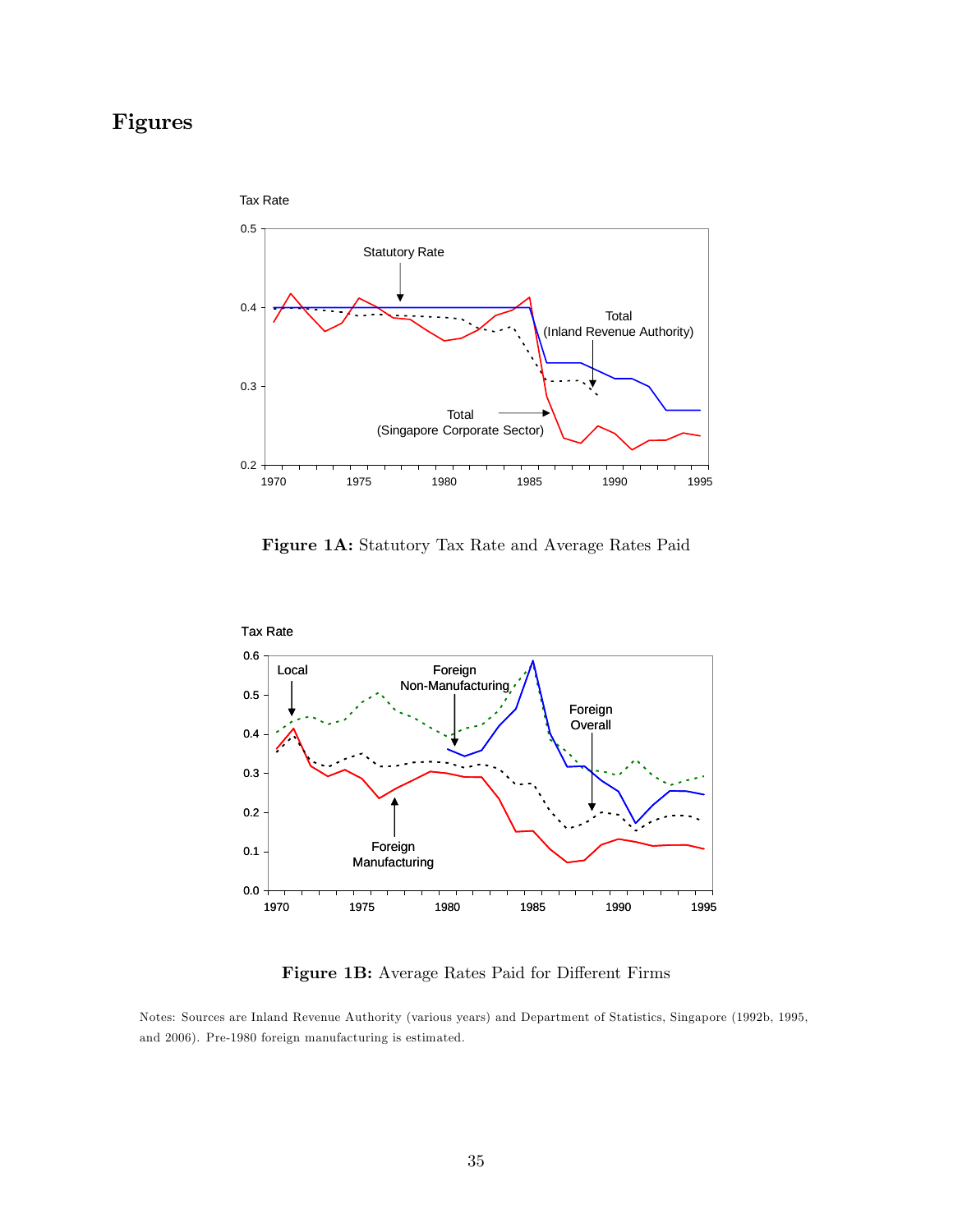# Figures

**Figure 1A:** Statutory Tax Rate and Average Rates Paid

**Figure 1B:** Average Rates Paid for Different Firms

Notes: Sources are Inland Revenue Authority (various years) and Department of Statistics, Singapore (1992b, 1995, and 2006). Pre-1980 foreign manufacturing is estimated.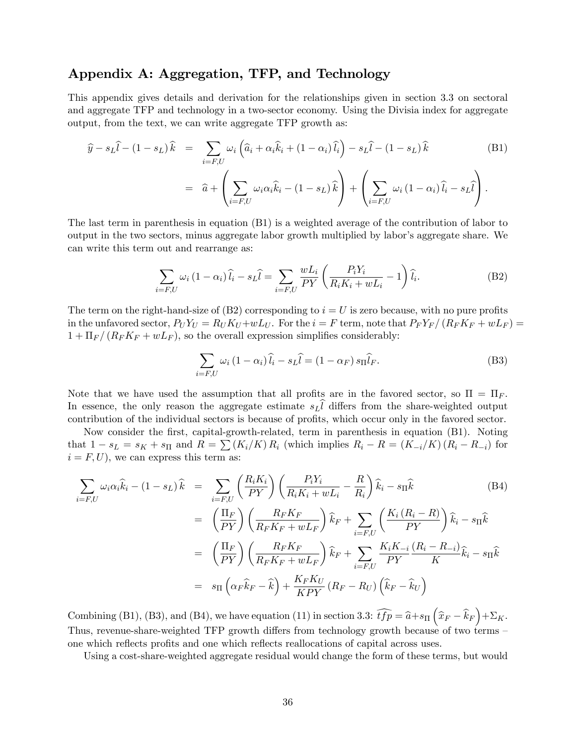## Appendix A: Aggregation, TFP, and Technology

This appendix gives details and derivation for the relationships given in section 3.3 on sectoral and aggregate TFP and technology in a two-sector economy. Using the Divisia index for aggregate output, from the text, we can write aggregate TFP growth as:

$$
\begin{aligned}
\widehat{y} - s_L \widehat{l} - (1 - s_L)\widehat{k} &= \sum_{i=F,U} \omega_i \left( \widehat{a}_i + \alpha_i \widehat{k}_i + (1 - \alpha_i)\widehat{l}_i \right) - s_L \widehat{l} - (1 - s_L)\widehat{k} \qquad \text{(B1)} \\
&= \widehat{a} + \left( \sum_{i=F,U} \omega_i \alpha_i \widehat{k}_i - (1 - s_L)\widehat{k} \right) + \left( \sum_{i=F,U} \omega_i (1 - \alpha_i)\widehat{l}_i - s_L \widehat{l} \right).
\end{aligned}
$$

The last term in parenthesis in equation (B1) is a weighted average of the contribution of labor to output in the two sectors, minus aggregate labor growth multiplied by labor's aggregate share. We can write this term out and rearrange as:

$$
\sum_{i=F,U} \omega_i (1 - \alpha_i)\widehat{l}_i - s_L \widehat{l} = \sum_{i=F,U} \frac{wL_i}{PY} \left( \frac{P_i Y_i}{R_i K_i + wL_i} - 1 \right) \widehat{l}_i. \qquad \text{(B2)}
$$

The term on the right-hand-size of (B2) corresponding to $i = U$ is zero because, with no pure profits in the unfavored sector, $P_U Y_U = R_U K_U + wL_U$. For the $i = F$ term, note that $P_F Y_F / (R_F K_F + wL_F) = 1 + \Pi_F / (R_F K_F + wL_F)$, so the overall expression simplifies considerably:

$$
\sum_{i=F,U} \omega_i (1 - \alpha_i)\widehat{l}_i - s_L \widehat{l} = (1 - \alpha_F) s_\Pi \widehat{l}_F. \qquad \text{(B3)}
$$

Note that we have used the assumption that all profits are in the favored sector, so $\Pi = \Pi_F$. In essence, the only reason the aggregate estimate $s_L \widehat{l}$ differs from the share-weighted output contribution of the individual sectors is because of profits, which occur only in the favored sector.

Now consider the first, capital-growth-related, term in parenthesis in equation (B1). Noting that $1 - s_L = s_K + s_\Pi$ and $R = \sum (K_i/K) R_i$ (which implies $R_i - R = (K_{-i}/K)(R_i - R_{-i})$ for $i = F, U$), we can express this term as:

$$
\begin{aligned}
\sum_{i=F,U} \omega_i \alpha_i \widehat{k}_i - (1 - s_L)\widehat{k} &= \sum_{i=F,U} \left( \frac{R_i K_i}{PY} \right) \left( \frac{P_i Y_i}{R_i K_i + wL_i} - \frac{R}{R_i} \right) \widehat{k}_i - s_\Pi \widehat{k} \qquad \text{(B4)} \\
&= \left( \frac{\Pi_F}{PY} \right) \left( \frac{R_F K_F}{R_F K_F + wL_F} \right) \widehat{k}_F + \sum_{i=F,U} \left( \frac{K_i (R_i - R)}{PY} \right) \widehat{k}_i - s_\Pi \widehat{k} \\
&= \left( \frac{\Pi_F}{PY} \right) \left( \frac{R_F K_F}{R_F K_F + wL_F} \right) \widehat{k}_F + \sum_{i=F,U} \frac{K_i K_{-i}}{PY} \frac{(R_i - R_{-i})}{K} \widehat{k}_i - s_\Pi \widehat{k} \\
&= s_\Pi \left( \alpha_F \widehat{k}_F - \widehat{k} \right) + \frac{K_F K_U}{KPY} (R_F - R_U) \left( \widehat{k}_F - \widehat{k}_U \right)
\end{aligned}
$$

Combining (B1), (B3), and (B4), we have equation (11) in section 3.3: $\widehat{tfp} = \widehat{a} + s_\Pi \left( \widehat{x}_F - \widehat{k}_F \right) + \Sigma_K$. Thus, revenue-share-weighted TFP growth differs from technology growth because of two terms – one which reflects profits and one which reflects reallocations of capital across uses.

Using a cost-share-weighted aggregate residual would change the form of these terms, but would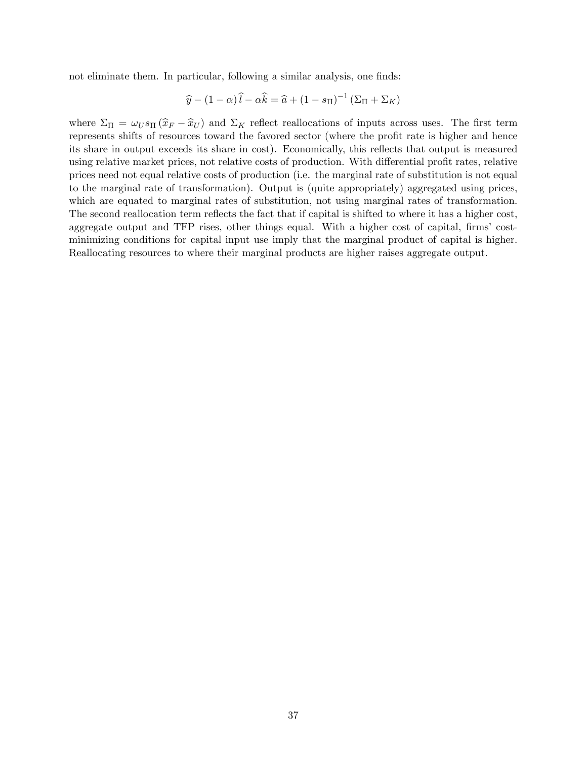not eliminate them. In particular, following a similar analysis, one finds:

$$\widehat{y} - (1-\alpha)\,\widehat{l} - \alpha\widehat{k} = \widehat{a} + (1-s_{\Pi})^{-1}(\Sigma_{\Pi} + \Sigma_K)$$

where $\Sigma_{\Pi} = \omega_U s_{\Pi}(\widehat{x}_F - \widehat{x}_U)$ and $\Sigma_K$ reflect reallocations of inputs across uses. The first term represents shifts of resources toward the favored sector (where the profit rate is higher and hence its share in output exceeds its share in cost). Economically, this reflects that output is measured using relative market prices, not relative costs of production. With differential profit rates, relative prices need not equal relative costs of production (i.e. the marginal rate of substitution is not equal to the marginal rate of transformation). Output is (quite appropriately) aggregated using prices, which are equated to marginal rates of substitution, not using marginal rates of transformation. The second reallocation term reflects the fact that if capital is shifted to where it has a higher cost, aggregate output and TFP rises, other things equal. With a higher cost of capital, firms' cost-minimizing conditions for capital input use imply that the marginal product of capital is higher. Reallocating resources to where their marginal products are higher raises aggregate output.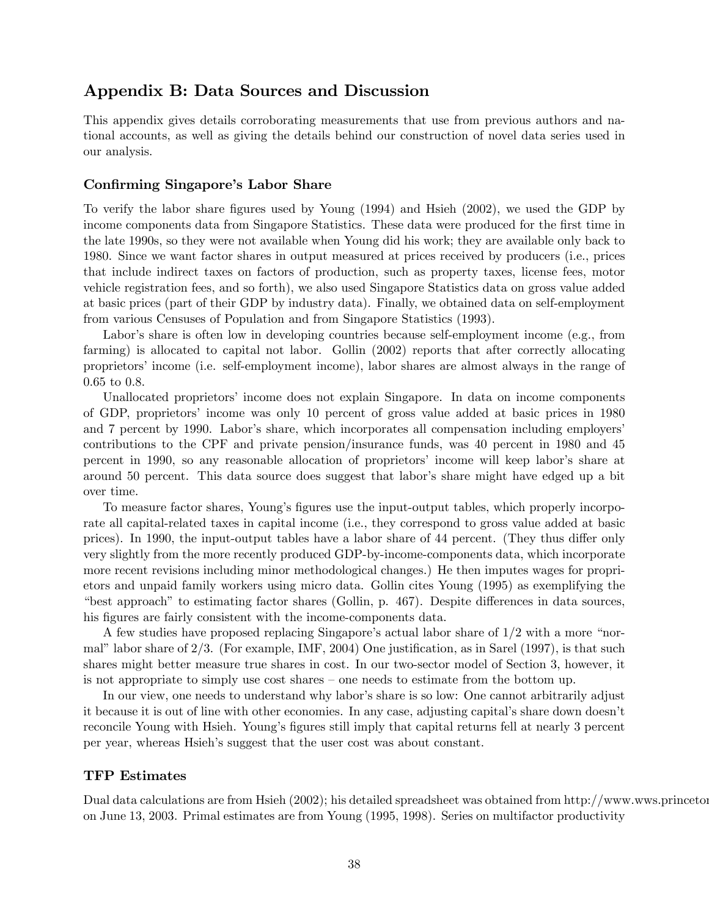## Appendix B: Data Sources and Discussion

This appendix gives details corroborating measurements that use from previous authors and national accounts, as well as giving the details behind our construction of novel data series used in our analysis.

### Confirming Singapore's Labor Share

To verify the labor share figures used by Young (1994) and Hsieh (2002), we used the GDP by income components data from Singapore Statistics. These data were produced for the first time in the late 1990s, so they were not available when Young did his work; they are available only back to 1980. Since we want factor shares in output measured at prices received by producers (i.e., prices that include indirect taxes on factors of production, such as property taxes, license fees, motor vehicle registration fees, and so forth), we also used Singapore Statistics data on gross value added at basic prices (part of their GDP by industry data). Finally, we obtained data on self-employment from various Censuses of Population and from Singapore Statistics (1993).

Labor's share is often low in developing countries because self-employment income (e.g., from farming) is allocated to capital not labor. Gollin (2002) reports that after correctly allocating proprietors' income (i.e. self-employment income), labor shares are almost always in the range of 0.65 to 0.8.

Unallocated proprietors' income does not explain Singapore. In data on income components of GDP, proprietors' income was only 10 percent of gross value added at basic prices in 1980 and 7 percent by 1990. Labor's share, which incorporates all compensation including employers' contributions to the CPF and private pension/insurance funds, was 40 percent in 1980 and 45 percent in 1990, so any reasonable allocation of proprietors' income will keep labor's share at around 50 percent. This data source does suggest that labor's share might have edged up a bit over time.

To measure factor shares, Young's figures use the input-output tables, which properly incorporate all capital-related taxes in capital income (i.e., they correspond to gross value added at basic prices). In 1990, the input-output tables have a labor share of 44 percent. (They thus differ only very slightly from the more recently produced GDP-by-income-components data, which incorporate more recent revisions including minor methodological changes.) He then imputes wages for proprietors and unpaid family workers using micro data. Gollin cites Young (1995) as exemplifying the "best approach" to estimating factor shares (Gollin, p. 467). Despite differences in data sources, his figures are fairly consistent with the income-components data.

A few studies have proposed replacing Singapore's actual labor share of 1/2 with a more "normal" labor share of 2/3. (For example, IMF, 2004) One justification, as in Sarel (1997), is that such shares might better measure true shares in cost. In our two-sector model of Section 3, however, it is not appropriate to simply use cost shares – one needs to estimate from the bottom up.

In our view, one needs to understand why labor's share is so low: One cannot arbitrarily adjust it because it is out of line with other economies. In any case, adjusting capital's share down doesn't reconcile Young with Hsieh. Young's figures still imply that capital returns fell at nearly 3 percent per year, whereas Hsieh's suggest that the user cost was about constant.

### TFP Estimates

Dual data calculations are from Hsieh (2002); his detailed spreadsheet was obtained from http://www.wws.princeton on June 13, 2003. Primal estimates are from Young (1995, 1998). Series on multifactor productivity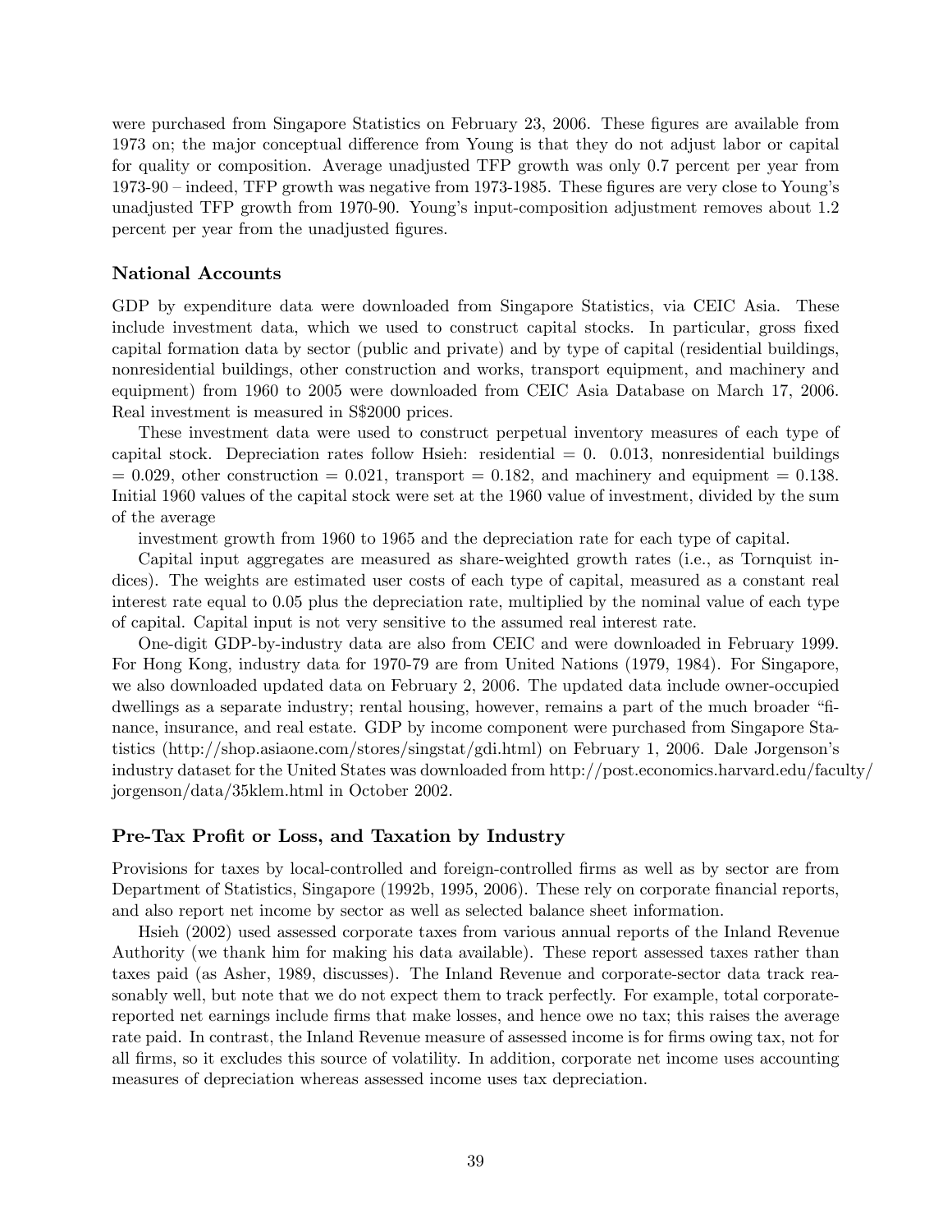were purchased from Singapore Statistics on February 23, 2006. These figures are available from 1973 on; the major conceptual difference from Young is that they do not adjust labor or capital for quality or composition. Average unadjusted TFP growth was only 0.7 percent per year from 1973-90 – indeed, TFP growth was negative from 1973-1985. These figures are very close to Young's unadjusted TFP growth from 1970-90. Young's input-composition adjustment removes about 1.2 percent per year from the unadjusted figures.

### National Accounts

GDP by expenditure data were downloaded from Singapore Statistics, via CEIC Asia. These include investment data, which we used to construct capital stocks. In particular, gross fixed capital formation data by sector (public and private) and by type of capital (residential buildings, nonresidential buildings, other construction and works, transport equipment, and machinery and equipment) from 1960 to 2005 were downloaded from CEIC Asia Database on March 17, 2006. Real investment is measured in S$2000 prices.

These investment data were used to construct perpetual inventory measures of each type of capital stock. Depreciation rates follow Hsieh: residential = 0. 0.013, nonresidential buildings = 0.029, other construction = 0.021, transport = 0.182, and machinery and equipment = 0.138. Initial 1960 values of the capital stock were set at the 1960 value of investment, divided by the sum of the average

investment growth from 1960 to 1965 and the depreciation rate for each type of capital.

Capital input aggregates are measured as share-weighted growth rates (i.e., as Tornquist indices). The weights are estimated user costs of each type of capital, measured as a constant real interest rate equal to 0.05 plus the depreciation rate, multiplied by the nominal value of each type of capital. Capital input is not very sensitive to the assumed real interest rate.

One-digit GDP-by-industry data are also from CEIC and were downloaded in February 1999. For Hong Kong, industry data for 1970-79 are from United Nations (1979, 1984). For Singapore, we also downloaded updated data on February 2, 2006. The updated data include owner-occupied dwellings as a separate industry; rental housing, however, remains a part of the much broader "finance, insurance, and real estate. GDP by income component were purchased from Singapore Statistics (http://shop.asiaone.com/stores/singstat/gdi.html) on February 1, 2006. Dale Jorgenson's industry dataset for the United States was downloaded from http://post.economics.harvard.edu/faculty/jorgenson/data/35klem.html in October 2002.

### Pre-Tax Profit or Loss, and Taxation by Industry

Provisions for taxes by local-controlled and foreign-controlled firms as well as by sector are from Department of Statistics, Singapore (1992b, 1995, 2006). These rely on corporate financial reports, and also report net income by sector as well as selected balance sheet information.

Hsieh (2002) used assessed corporate taxes from various annual reports of the Inland Revenue Authority (we thank him for making his data available). These report assessed taxes rather than taxes paid (as Asher, 1989, discusses). The Inland Revenue and corporate-sector data track reasonably well, but note that we do not expect them to track perfectly. For example, total corporate-reported net earnings include firms that make losses, and hence owe no tax; this raises the average rate paid. In contrast, the Inland Revenue measure of assessed income is for firms owing tax, not for all firms, so it excludes this source of volatility. In addition, corporate net income uses accounting measures of depreciation whereas assessed income uses tax depreciation.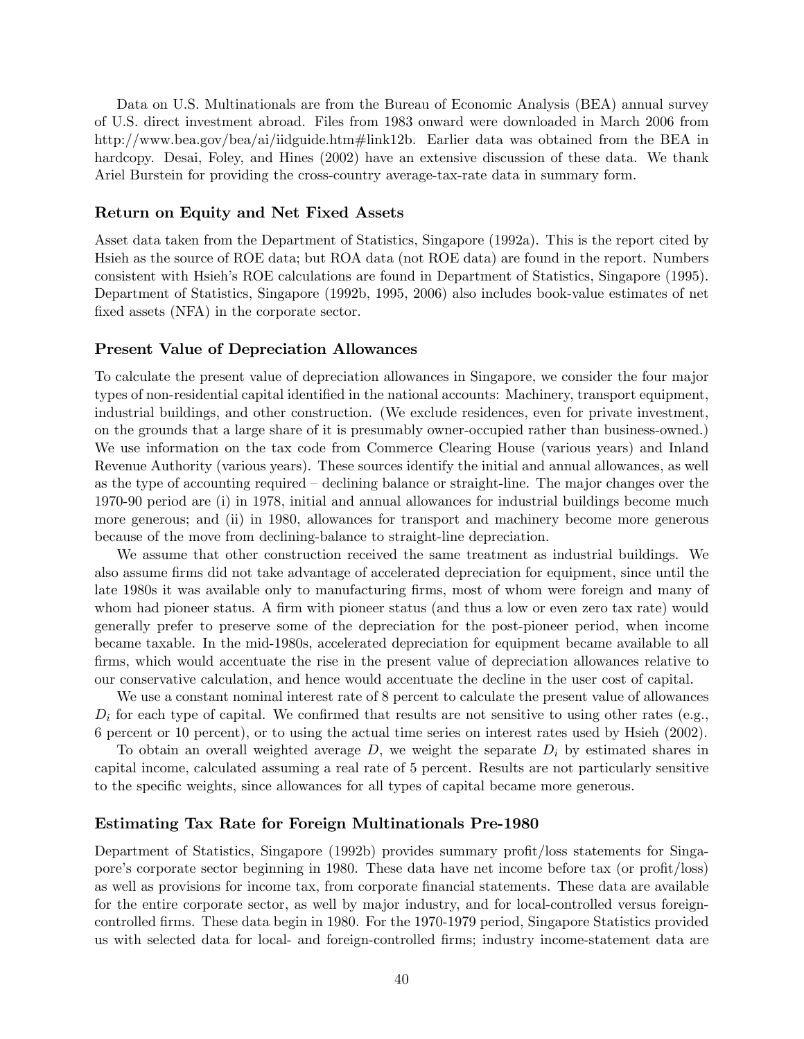Data on U.S. Multinationals are from the Bureau of Economic Analysis (BEA) annual survey of U.S. direct investment abroad. Files from 1983 onward were downloaded in March 2006 from http://www.bea.gov/bea/ai/iidguide.htm#link12b. Earlier data was obtained from the BEA in hardcopy. Desai, Foley, and Hines (2002) have an extensive discussion of these data. We thank Ariel Burstein for providing the cross-country average-tax-rate data in summary form.

### Return on Equity and Net Fixed Assets

Asset data taken from the Department of Statistics, Singapore (1992a). This is the report cited by Hsieh as the source of ROE data; but ROA data (not ROE data) are found in the report. Numbers consistent with Hsieh's ROE calculations are found in Department of Statistics, Singapore (1995). Department of Statistics, Singapore (1992b, 1995, 2006) also includes book-value estimates of net fixed assets (NFA) in the corporate sector.

### Present Value of Depreciation Allowances

To calculate the present value of depreciation allowances in Singapore, we consider the four major types of non-residential capital identified in the national accounts: Machinery, transport equipment, industrial buildings, and other construction. (We exclude residences, even for private investment, on the grounds that a large share of it is presumably owner-occupied rather than business-owned.) We use information on the tax code from Commerce Clearing House (various years) and Inland Revenue Authority (various years). These sources identify the initial and annual allowances, as well as the type of accounting required – declining balance or straight-line. The major changes over the 1970-90 period are (i) in 1978, initial and annual allowances for industrial buildings become much more generous; and (ii) in 1980, allowances for transport and machinery become more generous because of the move from declining-balance to straight-line depreciation.

We assume that other construction received the same treatment as industrial buildings. We also assume firms did not take advantage of accelerated depreciation for equipment, since until the late 1980s it was available only to manufacturing firms, most of whom were foreign and many of whom had pioneer status. A firm with pioneer status (and thus a low or even zero tax rate) would generally prefer to preserve some of the depreciation for the post-pioneer period, when income became taxable. In the mid-1980s, accelerated depreciation for equipment became available to all firms, which would accentuate the rise in the present value of depreciation allowances relative to our conservative calculation, and hence would accentuate the decline in the user cost of capital.

We use a constant nominal interest rate of 8 percent to calculate the present value of allowances $D_i$ for each type of capital. We confirmed that results are not sensitive to using other rates (e.g., 6 percent or 10 percent), or to using the actual time series on interest rates used by Hsieh (2002).

To obtain an overall weighted average $D$, we weight the separate $D_i$ by estimated shares in capital income, calculated assuming a real rate of 5 percent. Results are not particularly sensitive to the specific weights, since allowances for all types of capital became more generous.

### Estimating Tax Rate for Foreign Multinationals Pre-1980

Department of Statistics, Singapore (1992b) provides summary profit/loss statements for Singapore's corporate sector beginning in 1980. These data have net income before tax (or profit/loss) as well as provisions for income tax, from corporate financial statements. These data are available for the entire corporate sector, as well by major industry, and for local-controlled versus foreign-controlled firms. These data begin in 1980. For the 1970-1979 period, Singapore Statistics provided us with selected data for local- and foreign-controlled firms; industry income-statement data are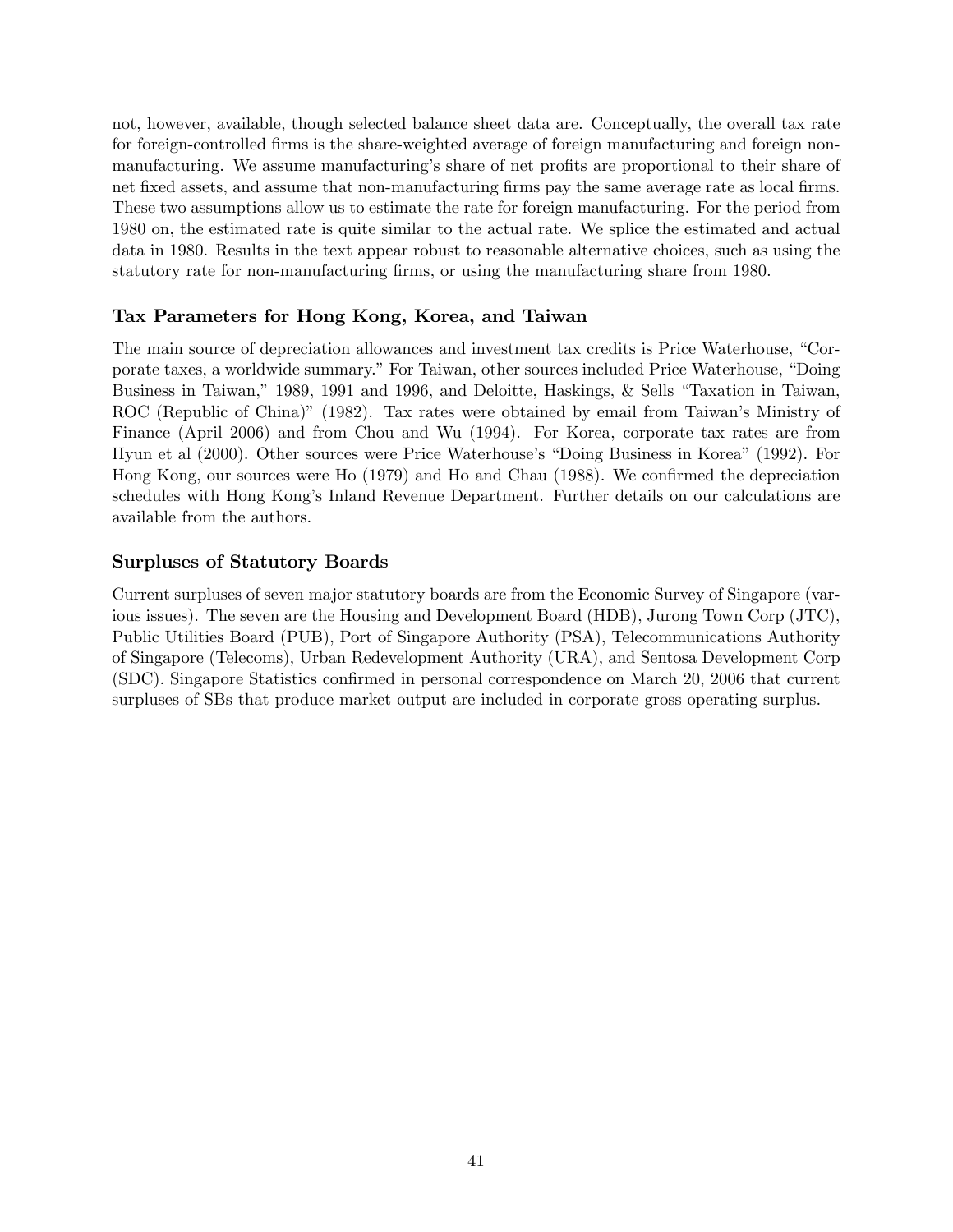not, however, available, though selected balance sheet data are. Conceptually, the overall tax rate for foreign-controlled firms is the share-weighted average of foreign manufacturing and foreign non-manufacturing. We assume manufacturing's share of net profits are proportional to their share of net fixed assets, and assume that non-manufacturing firms pay the same average rate as local firms. These two assumptions allow us to estimate the rate for foreign manufacturing. For the period from 1980 on, the estimated rate is quite similar to the actual rate. We splice the estimated and actual data in 1980. Results in the text appear robust to reasonable alternative choices, such as using the statutory rate for non-manufacturing firms, or using the manufacturing share from 1980.

### Tax Parameters for Hong Kong, Korea, and Taiwan

The main source of depreciation allowances and investment tax credits is Price Waterhouse, "Corporate taxes, a worldwide summary." For Taiwan, other sources included Price Waterhouse, "Doing Business in Taiwan," 1989, 1991 and 1996, and Deloitte, Haskings, & Sells "Taxation in Taiwan, ROC (Republic of China)" (1982). Tax rates were obtained by email from Taiwan's Ministry of Finance (April 2006) and from Chou and Wu (1994). For Korea, corporate tax rates are from Hyun et al (2000). Other sources were Price Waterhouse's "Doing Business in Korea" (1992). For Hong Kong, our sources were Ho (1979) and Ho and Chau (1988). We confirmed the depreciation schedules with Hong Kong's Inland Revenue Department. Further details on our calculations are available from the authors.

### Surpluses of Statutory Boards

Current surpluses of seven major statutory boards are from the Economic Survey of Singapore (various issues). The seven are the Housing and Development Board (HDB), Jurong Town Corp (JTC), Public Utilities Board (PUB), Port of Singapore Authority (PSA), Telecommunications Authority of Singapore (Telecoms), Urban Redevelopment Authority (URA), and Sentosa Development Corp (SDC). Singapore Statistics confirmed in personal correspondence on March 20, 2006 that current surpluses of SBs that produce market output are included in corporate gross operating surplus.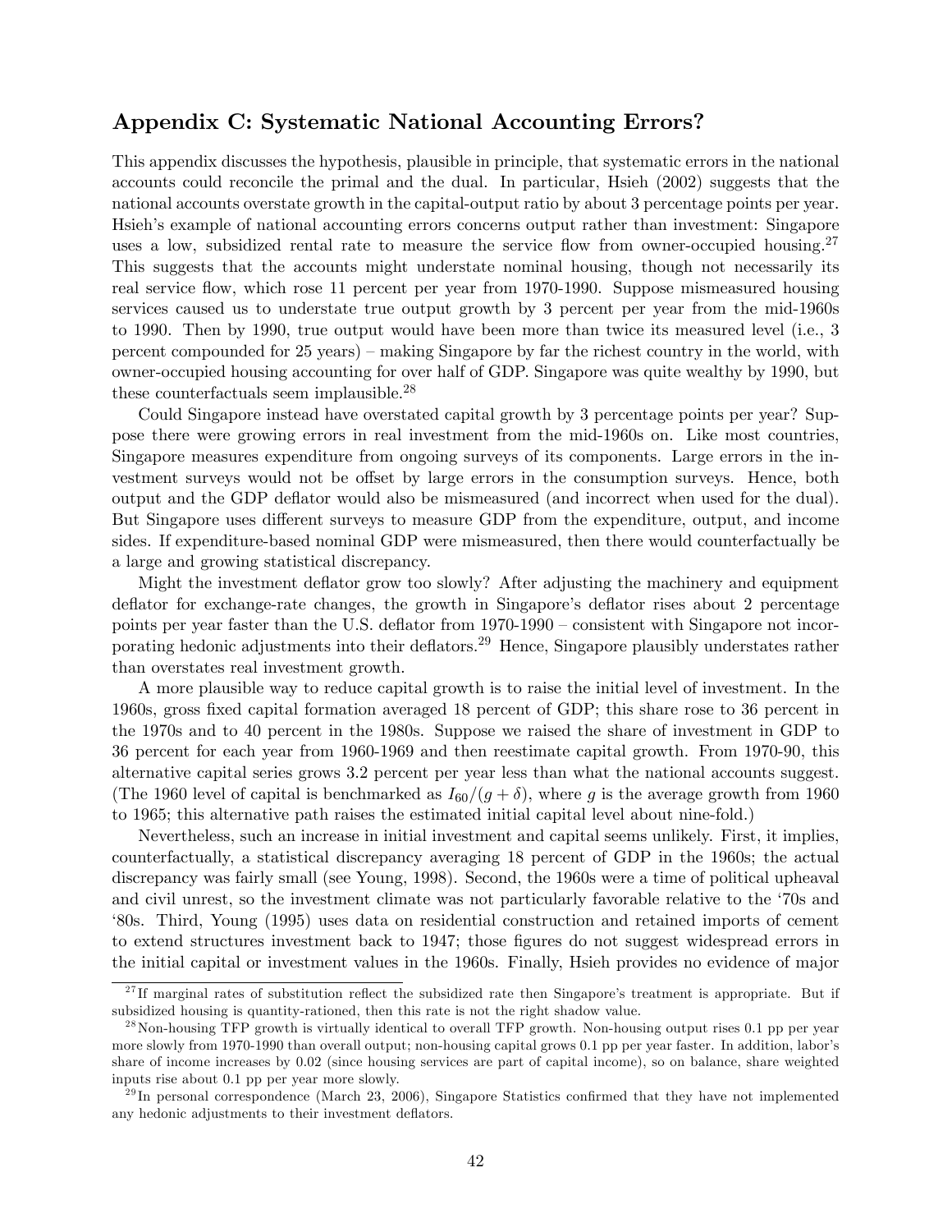## Appendix C: Systematic National Accounting Errors?

This appendix discusses the hypothesis, plausible in principle, that systematic errors in the national accounts could reconcile the primal and the dual. In particular, Hsieh (2002) suggests that the national accounts overstate growth in the capital-output ratio by about 3 percentage points per year. Hsieh's example of national accounting errors concerns output rather than investment: Singapore uses a low, subsidized rental rate to measure the service flow from owner-occupied housing.[27] This suggests that the accounts might understate nominal housing, though not necessarily its real service flow, which rose 11 percent per year from 1970-1990. Suppose mismeasured housing services caused us to understate true output growth by 3 percent per year from the mid-1960s to 1990. Then by 1990, true output would have been more than twice its measured level (i.e., 3 percent compounded for 25 years) – making Singapore by far the richest country in the world, with owner-occupied housing accounting for over half of GDP. Singapore was quite wealthy by 1990, but these counterfactuals seem implausible.[28]

Could Singapore instead have overstated capital growth by 3 percentage points per year? Suppose there were growing errors in real investment from the mid-1960s on. Like most countries, Singapore measures expenditure from ongoing surveys of its components. Large errors in the investment surveys would not be offset by large errors in the consumption surveys. Hence, both output and the GDP deflator would also be mismeasured (and incorrect when used for the dual). But Singapore uses different surveys to measure GDP from the expenditure, output, and income sides. If expenditure-based nominal GDP were mismeasured, then there would counterfactually be a large and growing statistical discrepancy.

Might the investment deflator grow too slowly? After adjusting the machinery and equipment deflator for exchange-rate changes, the growth in Singapore's deflator rises about 2 percentage points per year faster than the U.S. deflator from 1970-1990 – consistent with Singapore not incorporating hedonic adjustments into their deflators.[29] Hence, Singapore plausibly understates rather than overstates real investment growth.

A more plausible way to reduce capital growth is to raise the initial level of investment. In the 1960s, gross fixed capital formation averaged 18 percent of GDP; this share rose to 36 percent in the 1970s and to 40 percent in the 1980s. Suppose we raised the share of investment in GDP to 36 percent for each year from 1960-1969 and then reestimate capital growth. From 1970-90, this alternative capital series grows 3.2 percent per year less than what the national accounts suggest. (The 1960 level of capital is benchmarked as $I_{60}/(g + \delta)$, where $g$ is the average growth from 1960 to 1965; this alternative path raises the estimated initial capital level about nine-fold.)

Nevertheless, such an increase in initial investment and capital seems unlikely. First, it implies, counterfactually, a statistical discrepancy averaging 18 percent of GDP in the 1960s; the actual discrepancy was fairly small (see Young, 1998). Second, the 1960s were a time of political upheaval and civil unrest, so the investment climate was not particularly favorable relative to the '70s and '80s. Third, Young (1995) uses data on residential construction and retained imports of cement to extend structures investment back to 1947; those figures do not suggest widespread errors in the initial capital or investment values in the 1960s. Finally, Hsieh provides no evidence of major

[27] If marginal rates of substitution reflect the subsidized rate then Singapore's treatment is appropriate. But if subsidized housing is quantity-rationed, then this rate is not the right shadow value.

[28] Non-housing TFP growth is virtually identical to overall TFP growth. Non-housing output rises 0.1 pp per year more slowly from 1970-1990 than overall output; non-housing capital grows 0.1 pp per year faster. In addition, labor's share of income increases by 0.02 (since housing services are part of capital income), so on balance, share weighted inputs rise about 0.1 pp per year more slowly.

[29] In personal correspondence (March 23, 2006), Singapore Statistics confirmed that they have not implemented any hedonic adjustments to their investment deflators.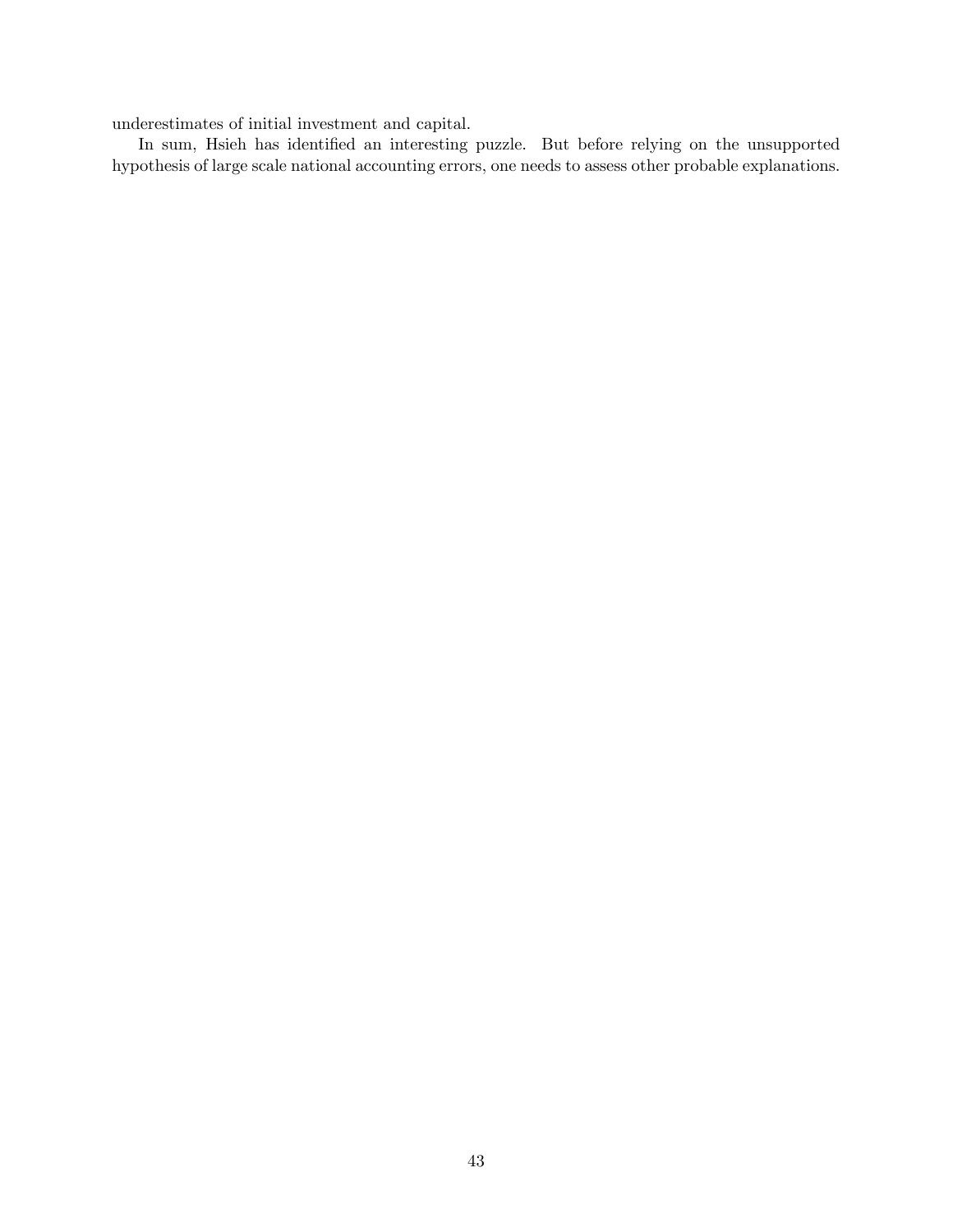underestimates of initial investment and capital.

In sum, Hsieh has identified an interesting puzzle. But before relying on the unsupported hypothesis of large scale national accounting errors, one needs to assess other probable explanations.